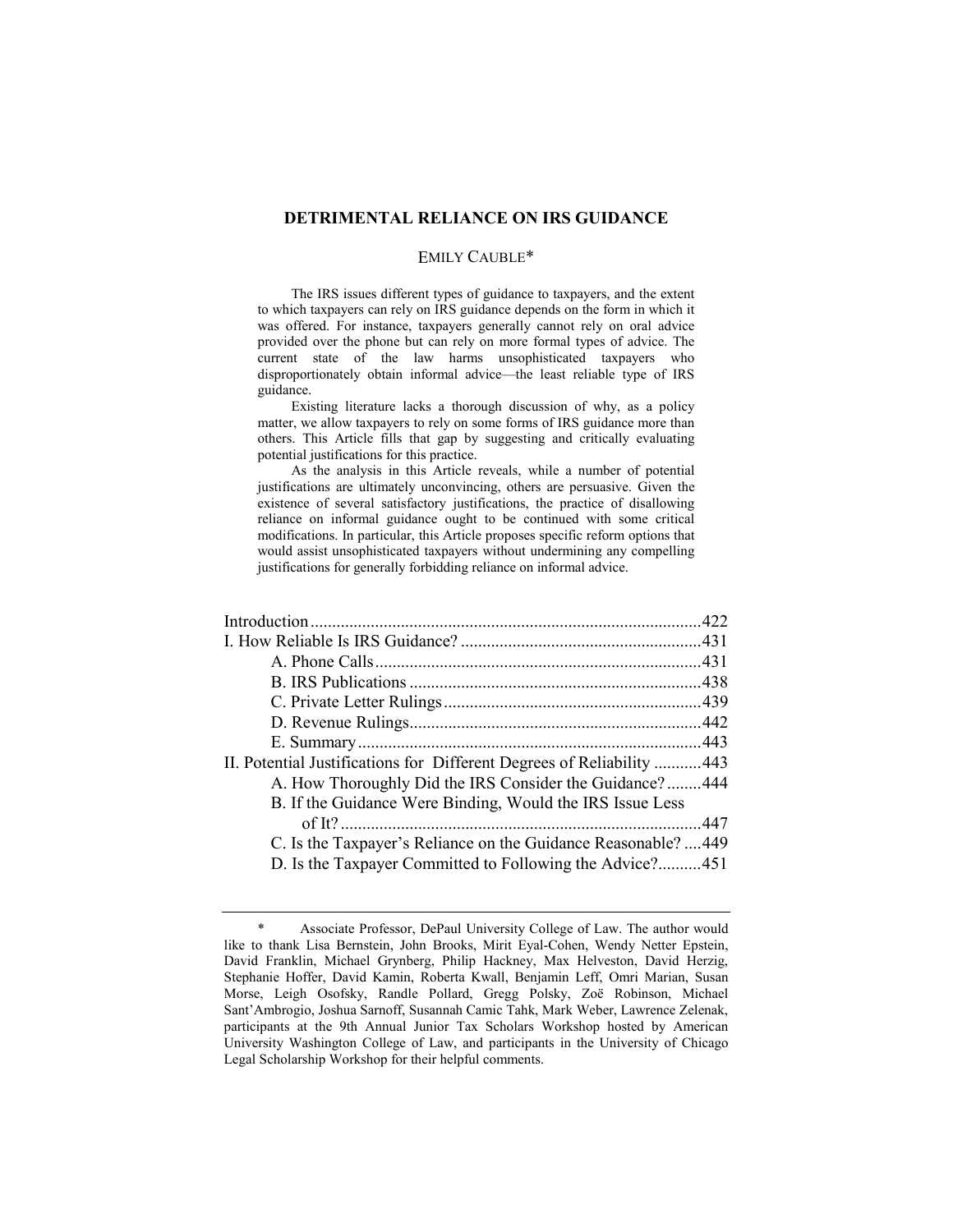# DETRIMENTAL RELIANCE ON IRS GUIDANCE

EMILY CAUBLE*

The IRS issues different types of guidance to taxpayers, and the extent to which taxpayers can rely on IRS guidance depends on the form in which it was offered. For instance, taxpayers generally cannot rely on oral advice provided over the phone but can rely on more formal types of advice. The current state of the law harms unsophisticated taxpayers who disproportionately obtain informal advice—the least reliable type of IRS guidance.

Existing literature lacks a thorough discussion of why, as a policy matter, we allow taxpayers to rely on some forms of IRS guidance more than others. This Article fills that gap by suggesting and critically evaluating potential justifications for this practice.

As the analysis in this Article reveals, while a number of potential justifications are ultimately unconvincing, others are persuasive. Given the existence of several satisfactory justifications, the practice of disallowing reliance on informal guidance ought to be continued with some critical modifications. In particular, this Article proposes specific reform options that would assist unsophisticated taxpayers without undermining any compelling justifications for generally forbidding reliance on informal advice.

Introduction .......... 422
I. How Reliable Is IRS Guidance? .......... 431
    A. Phone Calls .......... 431
    B. IRS Publications .......... 438
    C. Private Letter Rulings .......... 439
    D. Revenue Rulings .......... 442
    E. Summary .......... 443
II. Potential Justifications for Different Degrees of Reliability .......... 443
    A. How Thoroughly Did the IRS Consider the Guidance? .......... 444
    B. If the Guidance Were Binding, Would the IRS Issue Less of It? .......... 447
    C. Is the Taxpayer's Reliance on the Guidance Reasonable? .......... 449
    D. Is the Taxpayer Committed to Following the Advice? .......... 451

---

\* Associate Professor, DePaul University College of Law. The author would like to thank Lisa Bernstein, John Brooks, Mirit Eyal-Cohen, Wendy Netter Epstein, David Franklin, Michael Grynberg, Philip Hackney, Max Helveston, David Herzig, Stephanie Hoffer, David Kamin, Roberta Kwall, Benjamin Leff, Omri Marian, Susan Morse, Leigh Osofsky, Randle Pollard, Gregg Polsky, Zoë Robinson, Michael Sant'Ambrogio, Joshua Sarnoff, Susannah Camic Tahk, Mark Weber, Lawrence Zelenak, participants at the 9th Annual Junior Tax Scholars Workshop hosted by American University Washington College of Law, and participants in the University of Chicago Legal Scholarship Workshop for their helpful comments.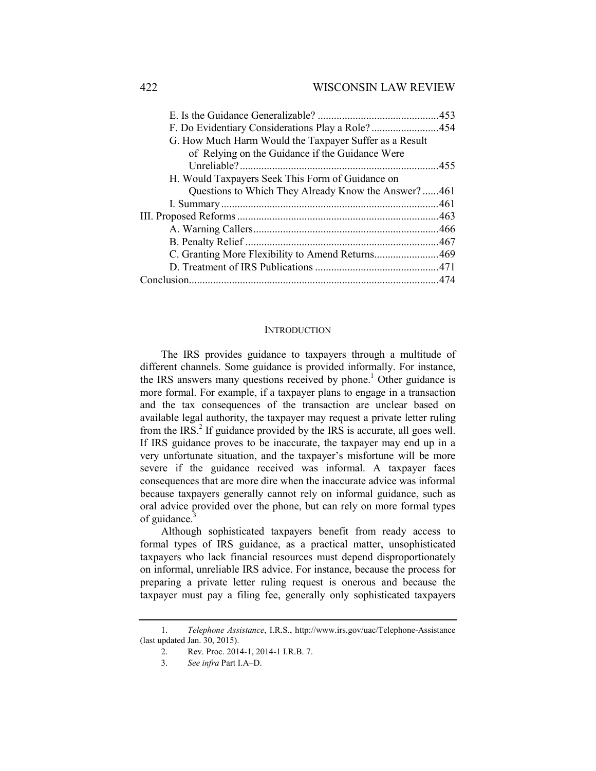| | |
|---|---|
| E. Is the Guidance Generalizable? | 453 |
| F. Do Evidentiary Considerations Play a Role? | 454 |
| G. How Much Harm Would the Taxpayer Suffer as a Result of Relying on the Guidance if the Guidance Were Unreliable? | 455 |
| H. Would Taxpayers Seek This Form of Guidance on Questions to Which They Already Know the Answer? | 461 |
| I. Summary | 461 |
| III. Proposed Reforms | 463 |
| A. Warning Callers | 466 |
| B. Penalty Relief | 467 |
| C. Granting More Flexibility to Amend Returns | 469 |
| D. Treatment of IRS Publications | 471 |
| Conclusion | 474 |

## INTRODUCTION

The IRS provides guidance to taxpayers through a multitude of different channels. Some guidance is provided informally. For instance, the IRS answers many questions received by phone.[1] Other guidance is more formal. For example, if a taxpayer plans to engage in a transaction and the tax consequences of the transaction are unclear based on available legal authority, the taxpayer may request a private letter ruling from the IRS.[2] If guidance provided by the IRS is accurate, all goes well. If IRS guidance proves to be inaccurate, the taxpayer may end up in a very unfortunate situation, and the taxpayer's misfortune will be more severe if the guidance received was informal. A taxpayer faces consequences that are more dire when the inaccurate advice was informal because taxpayers generally cannot rely on informal guidance, such as oral advice provided over the phone, but can rely on more formal types of guidance.[3]

Although sophisticated taxpayers benefit from ready access to formal types of IRS guidance, as a practical matter, unsophisticated taxpayers who lack financial resources must depend disproportionately on informal, unreliable IRS advice. For instance, because the process for preparing a private letter ruling request is onerous and because the taxpayer must pay a filing fee, generally only sophisticated taxpayers

1. *Telephone Assistance*, I.R.S., http://www.irs.gov/uac/Telephone-Assistance (last updated Jan. 30, 2015).

2. Rev. Proc. 2014-1, 2014-1 I.R.B. 7.

3. *See infra* Part I.A–D.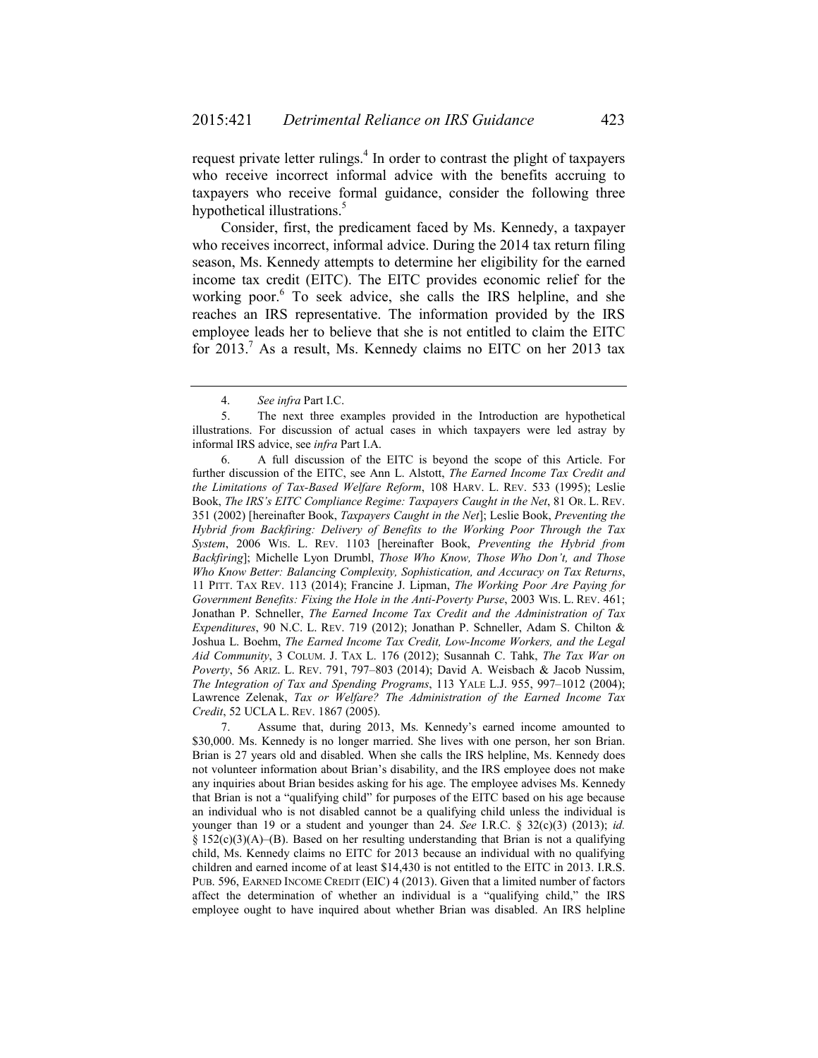request private letter rulings.[4] In order to contrast the plight of taxpayers who receive incorrect informal advice with the benefits accruing to taxpayers who receive formal guidance, consider the following three hypothetical illustrations.[5]

Consider, first, the predicament faced by Ms. Kennedy, a taxpayer who receives incorrect, informal advice. During the 2014 tax return filing season, Ms. Kennedy attempts to determine her eligibility for the earned income tax credit (EITC). The EITC provides economic relief for the working poor.[6] To seek advice, she calls the IRS helpline, and she reaches an IRS representative. The information provided by the IRS employee leads her to believe that she is not entitled to claim the EITC for 2013.[7] As a result, Ms. Kennedy claims no EITC on her 2013 tax

---

4. *See infra* Part I.C.

5. The next three examples provided in the Introduction are hypothetical illustrations. For discussion of actual cases in which taxpayers were led astray by informal IRS advice, see *infra* Part I.A.

6. A full discussion of the EITC is beyond the scope of this Article. For further discussion of the EITC, see Ann L. Alstott, *The Earned Income Tax Credit and the Limitations of Tax-Based Welfare Reform*, 108 HARV. L. REV. 533 (1995); Leslie Book, *The IRS's EITC Compliance Regime: Taxpayers Caught in the Net*, 81 OR. L. REV. 351 (2002) [hereinafter Book, *Taxpayers Caught in the Net*]; Leslie Book, *Preventing the Hybrid from Backfiring: Delivery of Benefits to the Working Poor Through the Tax System*, 2006 WIS. L. REV. 1103 [hereinafter Book, *Preventing the Hybrid from Backfiring*]; Michelle Lyon Drumbl, *Those Who Know, Those Who Don't, and Those Who Know Better: Balancing Complexity, Sophistication, and Accuracy on Tax Returns*, 11 PITT. TAX REV. 113 (2014); Francine J. Lipman, *The Working Poor Are Paying for Government Benefits: Fixing the Hole in the Anti-Poverty Purse*, 2003 WIS. L. REV. 461; Jonathan P. Schneller, *The Earned Income Tax Credit and the Administration of Tax Expenditures*, 90 N.C. L. REV. 719 (2012); Jonathan P. Schneller, Adam S. Chilton & Joshua L. Boehm, *The Earned Income Tax Credit, Low-Income Workers, and the Legal Aid Community*, 3 COLUM. J. TAX L. 176 (2012); Susannah C. Tahk, *The Tax War on Poverty*, 56 ARIZ. L. REV. 791, 797–803 (2014); David A. Weisbach & Jacob Nussim, *The Integration of Tax and Spending Programs*, 113 YALE L.J. 955, 997–1012 (2004); Lawrence Zelenak, *Tax or Welfare? The Administration of the Earned Income Tax Credit*, 52 UCLA L. REV. 1867 (2005).

7. Assume that, during 2013, Ms. Kennedy's earned income amounted to \$30,000. Ms. Kennedy is no longer married. She lives with one person, her son Brian. Brian is 27 years old and disabled. When she calls the IRS helpline, Ms. Kennedy does not volunteer information about Brian's disability, and the IRS employee does not make any inquiries about Brian besides asking for his age. The employee advises Ms. Kennedy that Brian is not a "qualifying child" for purposes of the EITC based on his age because an individual who is not disabled cannot be a qualifying child unless the individual is younger than 19 or a student and younger than 24. *See* I.R.C. § 32(c)(3) (2013); *id.* § 152(c)(3)(A)–(B). Based on her resulting understanding that Brian is not a qualifying child, Ms. Kennedy claims no EITC for 2013 because an individual with no qualifying children and earned income of at least \$14,430 is not entitled to the EITC in 2013. I.R.S. PUB. 596, EARNED INCOME CREDIT (EIC) 4 (2013). Given that a limited number of factors affect the determination of whether an individual is a "qualifying child," the IRS employee ought to have inquired about whether Brian was disabled. An IRS helpline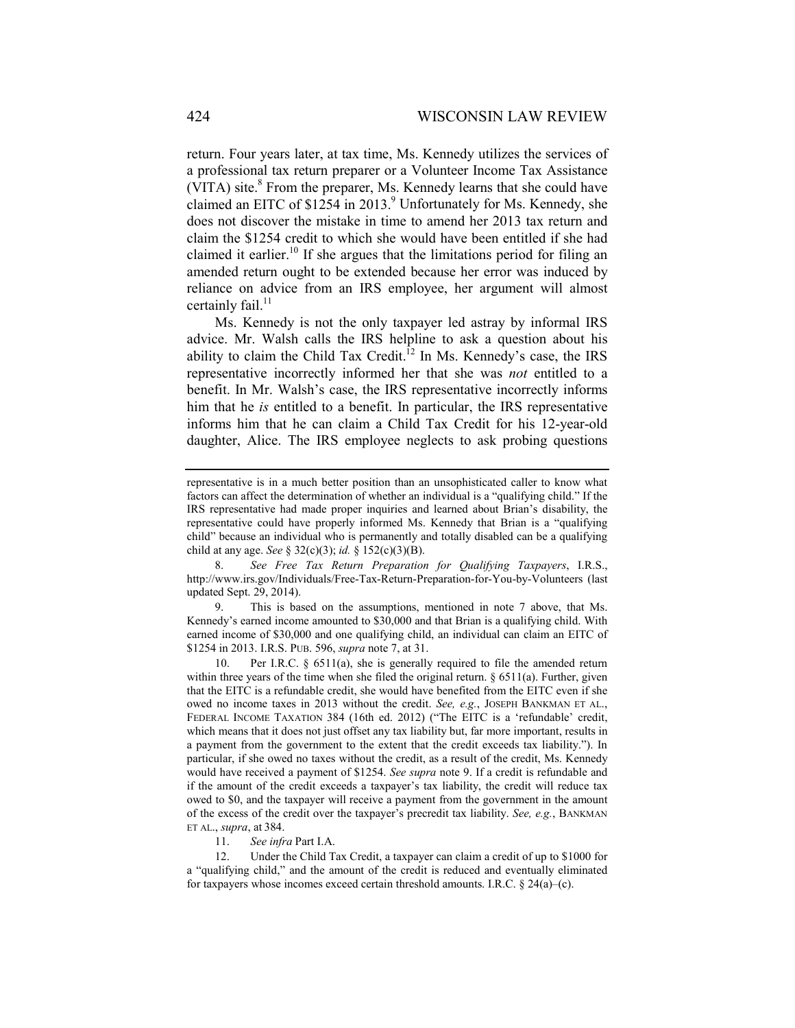return. Four years later, at tax time, Ms. Kennedy utilizes the services of a professional tax return preparer or a Volunteer Income Tax Assistance (VITA) site.[8] From the preparer, Ms. Kennedy learns that she could have claimed an EITC of $1254 in 2013.[9] Unfortunately for Ms. Kennedy, she does not discover the mistake in time to amend her 2013 tax return and claim the $1254 credit to which she would have been entitled if she had claimed it earlier.[10] If she argues that the limitations period for filing an amended return ought to be extended because her error was induced by reliance on advice from an IRS employee, her argument will almost certainly fail.[11]

Ms. Kennedy is not the only taxpayer led astray by informal IRS advice. Mr. Walsh calls the IRS helpline to ask a question about his ability to claim the Child Tax Credit.[12] In Ms. Kennedy's case, the IRS representative incorrectly informed her that she was *not* entitled to a benefit. In Mr. Walsh's case, the IRS representative incorrectly informs him that he *is* entitled to a benefit. In particular, the IRS representative informs him that he can claim a Child Tax Credit for his 12-year-old daughter, Alice. The IRS employee neglects to ask probing questions

---

representative is in a much better position than an unsophisticated caller to know what factors can affect the determination of whether an individual is a "qualifying child." If the IRS representative had made proper inquiries and learned about Brian's disability, the representative could have properly informed Ms. Kennedy that Brian is a "qualifying child" because an individual who is permanently and totally disabled can be a qualifying child at any age. *See* § 32(c)(3); *id.* § 152(c)(3)(B).

8. *See Free Tax Return Preparation for Qualifying Taxpayers*, I.R.S., http://www.irs.gov/Individuals/Free-Tax-Return-Preparation-for-You-by-Volunteers (last updated Sept. 29, 2014).

9. This is based on the assumptions, mentioned in note 7 above, that Ms. Kennedy's earned income amounted to $30,000 and that Brian is a qualifying child. With earned income of $30,000 and one qualifying child, an individual can claim an EITC of $1254 in 2013. I.R.S. PUB. 596, *supra* note 7, at 31.

10. Per I.R.C. § 6511(a), she is generally required to file the amended return within three years of the time when she filed the original return. § 6511(a). Further, given that the EITC is a refundable credit, she would have benefited from the EITC even if she owed no income taxes in 2013 without the credit. *See, e.g.*, JOSEPH BANKMAN ET AL., FEDERAL INCOME TAXATION 384 (16th ed. 2012) ("The EITC is a 'refundable' credit, which means that it does not just offset any tax liability but, far more important, results in a payment from the government to the extent that the credit exceeds tax liability."). In particular, if she owed no taxes without the credit, as a result of the credit, Ms. Kennedy would have received a payment of $1254. *See supra* note 9. If a credit is refundable and if the amount of the credit exceeds a taxpayer's tax liability, the credit will reduce tax owed to $0, and the taxpayer will receive a payment from the government in the amount of the excess of the credit over the taxpayer's precredit tax liability. *See, e.g.*, BANKMAN ET AL., *supra*, at 384.

11. *See infra* Part I.A.

12. Under the Child Tax Credit, a taxpayer can claim a credit of up to $1000 for a "qualifying child," and the amount of the credit is reduced and eventually eliminated for taxpayers whose incomes exceed certain threshold amounts. I.R.C. § 24(a)–(c).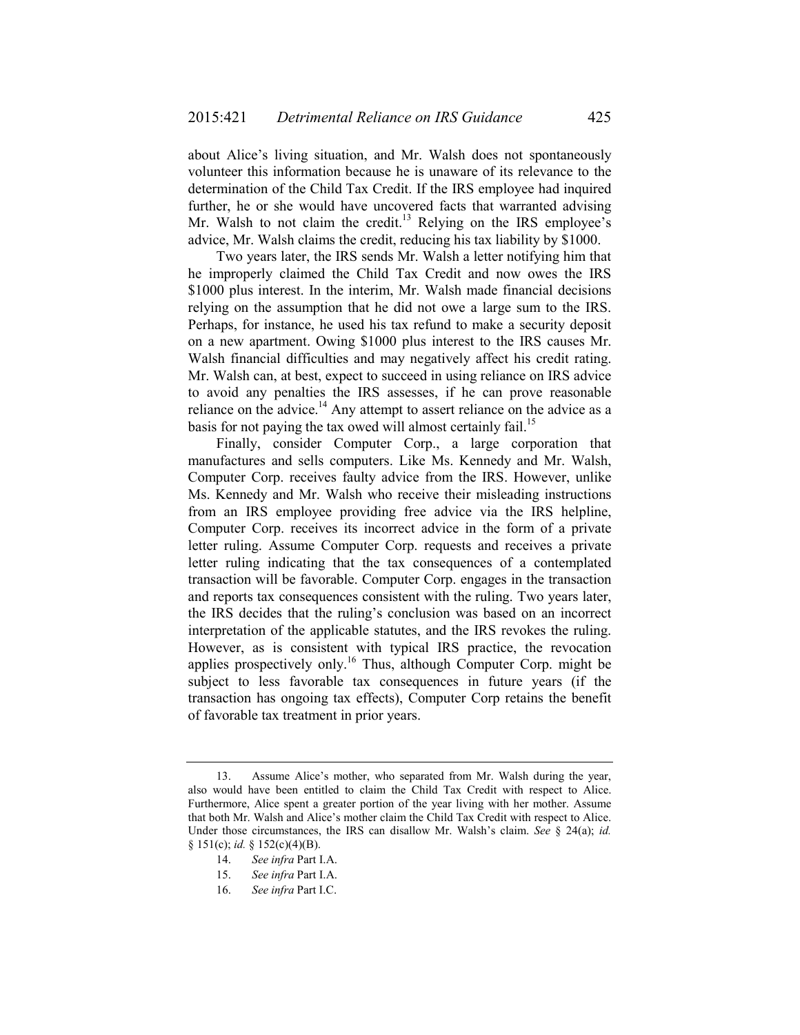about Alice's living situation, and Mr. Walsh does not spontaneously volunteer this information because he is unaware of its relevance to the determination of the Child Tax Credit. If the IRS employee had inquired further, he or she would have uncovered facts that warranted advising Mr. Walsh to not claim the credit.[13] Relying on the IRS employee's advice, Mr. Walsh claims the credit, reducing his tax liability by $1000.

Two years later, the IRS sends Mr. Walsh a letter notifying him that he improperly claimed the Child Tax Credit and now owes the IRS $1000 plus interest. In the interim, Mr. Walsh made financial decisions relying on the assumption that he did not owe a large sum to the IRS. Perhaps, for instance, he used his tax refund to make a security deposit on a new apartment. Owing $1000 plus interest to the IRS causes Mr. Walsh financial difficulties and may negatively affect his credit rating. Mr. Walsh can, at best, expect to succeed in using reliance on IRS advice to avoid any penalties the IRS assesses, if he can prove reasonable reliance on the advice.[14] Any attempt to assert reliance on the advice as a basis for not paying the tax owed will almost certainly fail.[15]

Finally, consider Computer Corp., a large corporation that manufactures and sells computers. Like Ms. Kennedy and Mr. Walsh, Computer Corp. receives faulty advice from the IRS. However, unlike Ms. Kennedy and Mr. Walsh who receive their misleading instructions from an IRS employee providing free advice via the IRS helpline, Computer Corp. receives its incorrect advice in the form of a private letter ruling. Assume Computer Corp. requests and receives a private letter ruling indicating that the tax consequences of a contemplated transaction will be favorable. Computer Corp. engages in the transaction and reports tax consequences consistent with the ruling. Two years later, the IRS decides that the ruling's conclusion was based on an incorrect interpretation of the applicable statutes, and the IRS revokes the ruling. However, as is consistent with typical IRS practice, the revocation applies prospectively only.[16] Thus, although Computer Corp. might be subject to less favorable tax consequences in future years (if the transaction has ongoing tax effects), Computer Corp retains the benefit of favorable tax treatment in prior years.

---

13. Assume Alice's mother, who separated from Mr. Walsh during the year, also would have been entitled to claim the Child Tax Credit with respect to Alice. Furthermore, Alice spent a greater portion of the year living with her mother. Assume that both Mr. Walsh and Alice's mother claim the Child Tax Credit with respect to Alice. Under those circumstances, the IRS can disallow Mr. Walsh's claim. *See* § 24(a); *id.* § 151(c); *id.* § 152(c)(4)(B).

14. *See infra* Part I.A.

15. *See infra* Part I.A.

16. *See infra* Part I.C.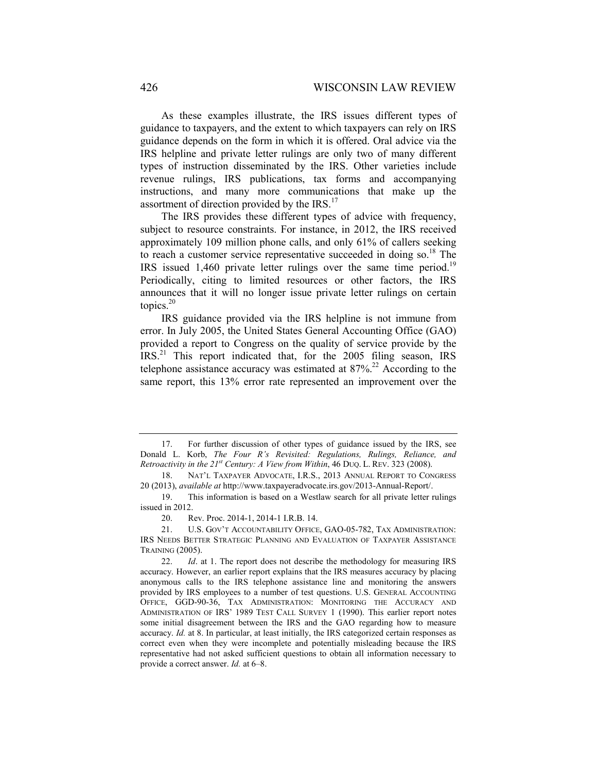As these examples illustrate, the IRS issues different types of guidance to taxpayers, and the extent to which taxpayers can rely on IRS guidance depends on the form in which it is offered. Oral advice via the IRS helpline and private letter rulings are only two of many different types of instruction disseminated by the IRS. Other varieties include revenue rulings, IRS publications, tax forms and accompanying instructions, and many more communications that make up the assortment of direction provided by the IRS.[17]

The IRS provides these different types of advice with frequency, subject to resource constraints. For instance, in 2012, the IRS received approximately 109 million phone calls, and only 61% of callers seeking to reach a customer service representative succeeded in doing so.[18] The IRS issued 1,460 private letter rulings over the same time period.[19] Periodically, citing to limited resources or other factors, the IRS announces that it will no longer issue private letter rulings on certain topics.[20]

IRS guidance provided via the IRS helpline is not immune from error. In July 2005, the United States General Accounting Office (GAO) provided a report to Congress on the quality of service provide by the IRS.[21] This report indicated that, for the 2005 filing season, IRS telephone assistance accuracy was estimated at 87%.[22] According to the same report, this 13% error rate represented an improvement over the

---

17. For further discussion of other types of guidance issued by the IRS, see Donald L. Korb, *The Four R's Revisited: Regulations, Rulings, Reliance, and Retroactivity in the 21st Century: A View from Within*, 46 DUQ. L. REV. 323 (2008).

18. NAT'L TAXPAYER ADVOCATE, I.R.S., 2013 ANNUAL REPORT TO CONGRESS 20 (2013), *available at* http://www.taxpayeradvocate.irs.gov/2013-Annual-Report/.

19. This information is based on a Westlaw search for all private letter rulings issued in 2012.

20. Rev. Proc. 2014-1, 2014-1 I.R.B. 14.

21. U.S. GOV'T ACCOUNTABILITY OFFICE, GAO-05-782, TAX ADMINISTRATION: IRS NEEDS BETTER STRATEGIC PLANNING AND EVALUATION OF TAXPAYER ASSISTANCE TRAINING (2005).

22. *Id*. at 1. The report does not describe the methodology for measuring IRS accuracy. However, an earlier report explains that the IRS measures accuracy by placing anonymous calls to the IRS telephone assistance line and monitoring the answers provided by IRS employees to a number of test questions. U.S. GENERAL ACCOUNTING OFFICE, GGD-90-36, TAX ADMINISTRATION: MONITORING THE ACCURACY AND ADMINISTRATION OF IRS' 1989 TEST CALL SURVEY 1 (1990). This earlier report notes some initial disagreement between the IRS and the GAO regarding how to measure accuracy. *Id.* at 8. In particular, at least initially, the IRS categorized certain responses as correct even when they were incomplete and potentially misleading because the IRS representative had not asked sufficient questions to obtain all information necessary to provide a correct answer. *Id.* at 6–8.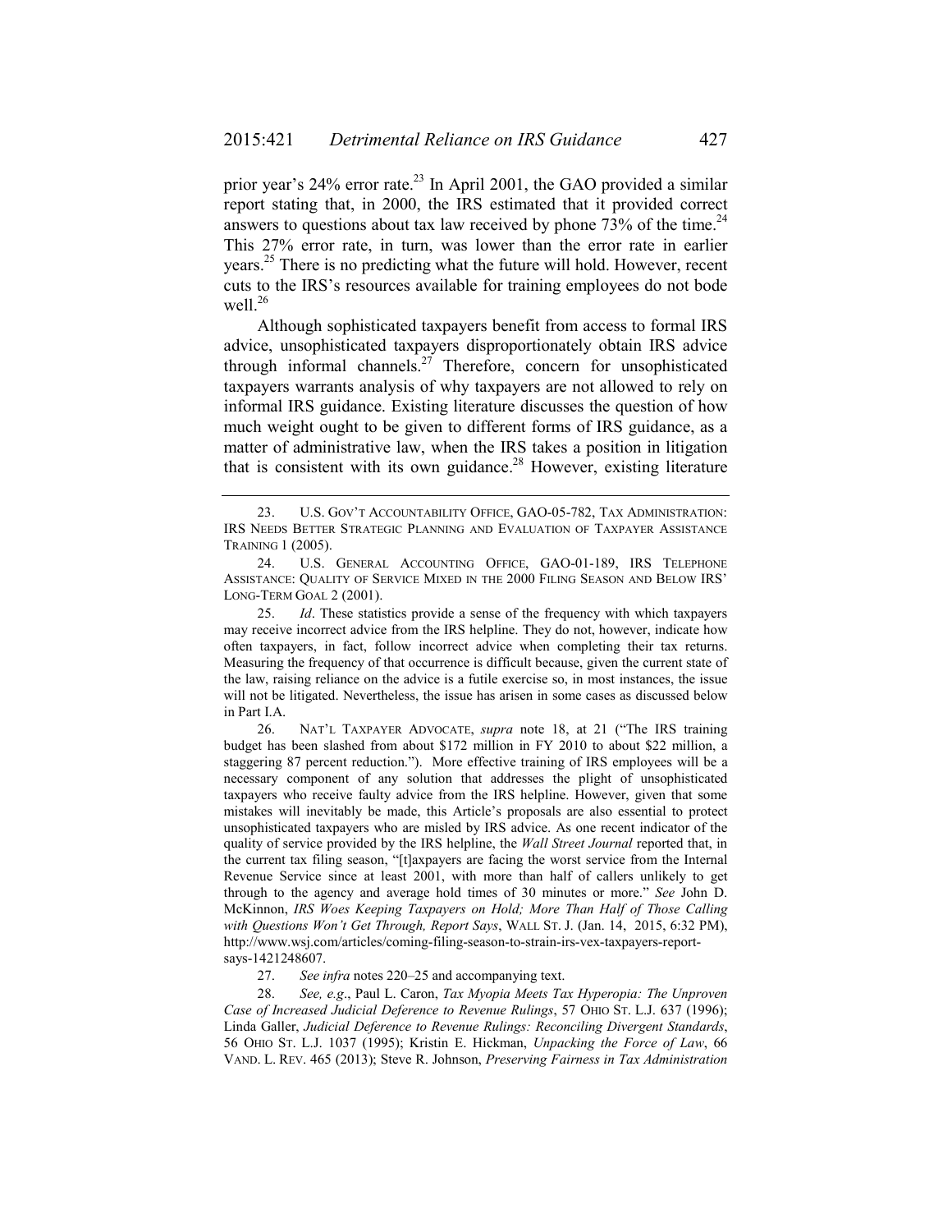prior year's 24% error rate.[23] In April 2001, the GAO provided a similar report stating that, in 2000, the IRS estimated that it provided correct answers to questions about tax law received by phone 73% of the time.[24] This 27% error rate, in turn, was lower than the error rate in earlier years.[25] There is no predicting what the future will hold. However, recent cuts to the IRS's resources available for training employees do not bode well.[26]

Although sophisticated taxpayers benefit from access to formal IRS advice, unsophisticated taxpayers disproportionately obtain IRS advice through informal channels.[27] Therefore, concern for unsophisticated taxpayers warrants analysis of why taxpayers are not allowed to rely on informal IRS guidance. Existing literature discusses the question of how much weight ought to be given to different forms of IRS guidance, as a matter of administrative law, when the IRS takes a position in litigation that is consistent with its own guidance.[28] However, existing literature

---

23. U.S. GOV'T ACCOUNTABILITY OFFICE, GAO-05-782, TAX ADMINISTRATION: IRS NEEDS BETTER STRATEGIC PLANNING AND EVALUATION OF TAXPAYER ASSISTANCE TRAINING 1 (2005).

24. U.S. GENERAL ACCOUNTING OFFICE, GAO-01-189, IRS TELEPHONE ASSISTANCE: QUALITY OF SERVICE MIXED IN THE 2000 FILING SEASON AND BELOW IRS' LONG-TERM GOAL 2 (2001).

25. *Id*. These statistics provide a sense of the frequency with which taxpayers may receive incorrect advice from the IRS helpline. They do not, however, indicate how often taxpayers, in fact, follow incorrect advice when completing their tax returns. Measuring the frequency of that occurrence is difficult because, given the current state of the law, raising reliance on the advice is a futile exercise so, in most instances, the issue will not be litigated. Nevertheless, the issue has arisen in some cases as discussed below in Part I.A.

26. NAT'L TAXPAYER ADVOCATE, *supra* note 18, at 21 ("The IRS training budget has been slashed from about $172 million in FY 2010 to about $22 million, a staggering 87 percent reduction."). More effective training of IRS employees will be a necessary component of any solution that addresses the plight of unsophisticated taxpayers who receive faulty advice from the IRS helpline. However, given that some mistakes will inevitably be made, this Article's proposals are also essential to protect unsophisticated taxpayers who are misled by IRS advice. As one recent indicator of the quality of service provided by the IRS helpline, the *Wall Street Journal* reported that, in the current tax filing season, "[t]axpayers are facing the worst service from the Internal Revenue Service since at least 2001, with more than half of callers unlikely to get through to the agency and average hold times of 30 minutes or more." *See* John D. McKinnon, *IRS Woes Keeping Taxpayers on Hold; More Than Half of Those Calling with Questions Won't Get Through, Report Says*, WALL ST. J. (Jan. 14, 2015, 6:32 PM), http://www.wsj.com/articles/coming-filing-season-to-strain-irs-vex-taxpayers-report-says-1421248607.

27. *See infra* notes 220–25 and accompanying text.

28. *See, e.g*., Paul L. Caron, *Tax Myopia Meets Tax Hyperopia: The Unproven Case of Increased Judicial Deference to Revenue Rulings*, 57 OHIO ST. L.J. 637 (1996); Linda Galler, *Judicial Deference to Revenue Rulings: Reconciling Divergent Standards*, 56 OHIO ST. L.J. 1037 (1995); Kristin E. Hickman, *Unpacking the Force of Law*, 66 VAND. L. REV. 465 (2013); Steve R. Johnson, *Preserving Fairness in Tax Administration*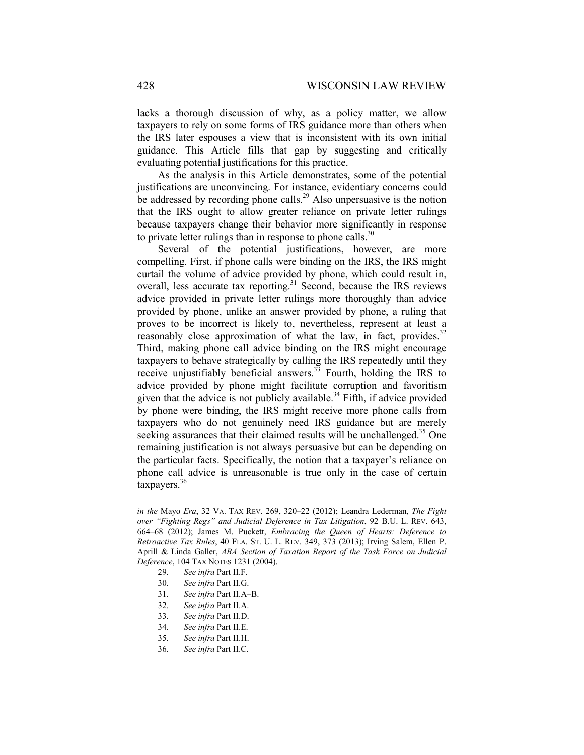lacks a thorough discussion of why, as a policy matter, we allow taxpayers to rely on some forms of IRS guidance more than others when the IRS later espouses a view that is inconsistent with its own initial guidance. This Article fills that gap by suggesting and critically evaluating potential justifications for this practice.

As the analysis in this Article demonstrates, some of the potential justifications are unconvincing. For instance, evidentiary concerns could be addressed by recording phone calls.[29] Also unpersuasive is the notion that the IRS ought to allow greater reliance on private letter rulings because taxpayers change their behavior more significantly in response to private letter rulings than in response to phone calls.[30]

Several of the potential justifications, however, are more compelling. First, if phone calls were binding on the IRS, the IRS might curtail the volume of advice provided by phone, which could result in, overall, less accurate tax reporting.[31] Second, because the IRS reviews advice provided in private letter rulings more thoroughly than advice provided by phone, unlike an answer provided by phone, a ruling that proves to be incorrect is likely to, nevertheless, represent at least a reasonably close approximation of what the law, in fact, provides.[32] Third, making phone call advice binding on the IRS might encourage taxpayers to behave strategically by calling the IRS repeatedly until they receive unjustifiably beneficial answers.[33] Fourth, holding the IRS to advice provided by phone might facilitate corruption and favoritism given that the advice is not publicly available.[34] Fifth, if advice provided by phone were binding, the IRS might receive more phone calls from taxpayers who do not genuinely need IRS guidance but are merely seeking assurances that their claimed results will be unchallenged.[35] One remaining justification is not always persuasive but can be depending on the particular facts. Specifically, the notion that a taxpayer's reliance on phone call advice is unreasonable is true only in the case of certain taxpayers.[36]

---

*in the* Mayo *Era*, 32 VA. TAX REV. 269, 320–22 (2012); Leandra Lederman, *The Fight over "Fighting Regs" and Judicial Deference in Tax Litigation*, 92 B.U. L. REV. 643, 664–68 (2012); James M. Puckett, *Embracing the Queen of Hearts: Deference to Retroactive Tax Rules*, 40 FLA. ST. U. L. REV. 349, 373 (2013); Irving Salem, Ellen P. Aprill & Linda Galler, *ABA Section of Taxation Report of the Task Force on Judicial Deference*, 104 TAX NOTES 1231 (2004).

29. *See infra* Part II.F.
30. *See infra* Part II.G.
31. *See infra* Part II.A–B.
32. *See infra* Part II.A.
33. *See infra* Part II.D.
34. *See infra* Part II.E.
35. *See infra* Part II.H.
36. *See infra* Part II.C.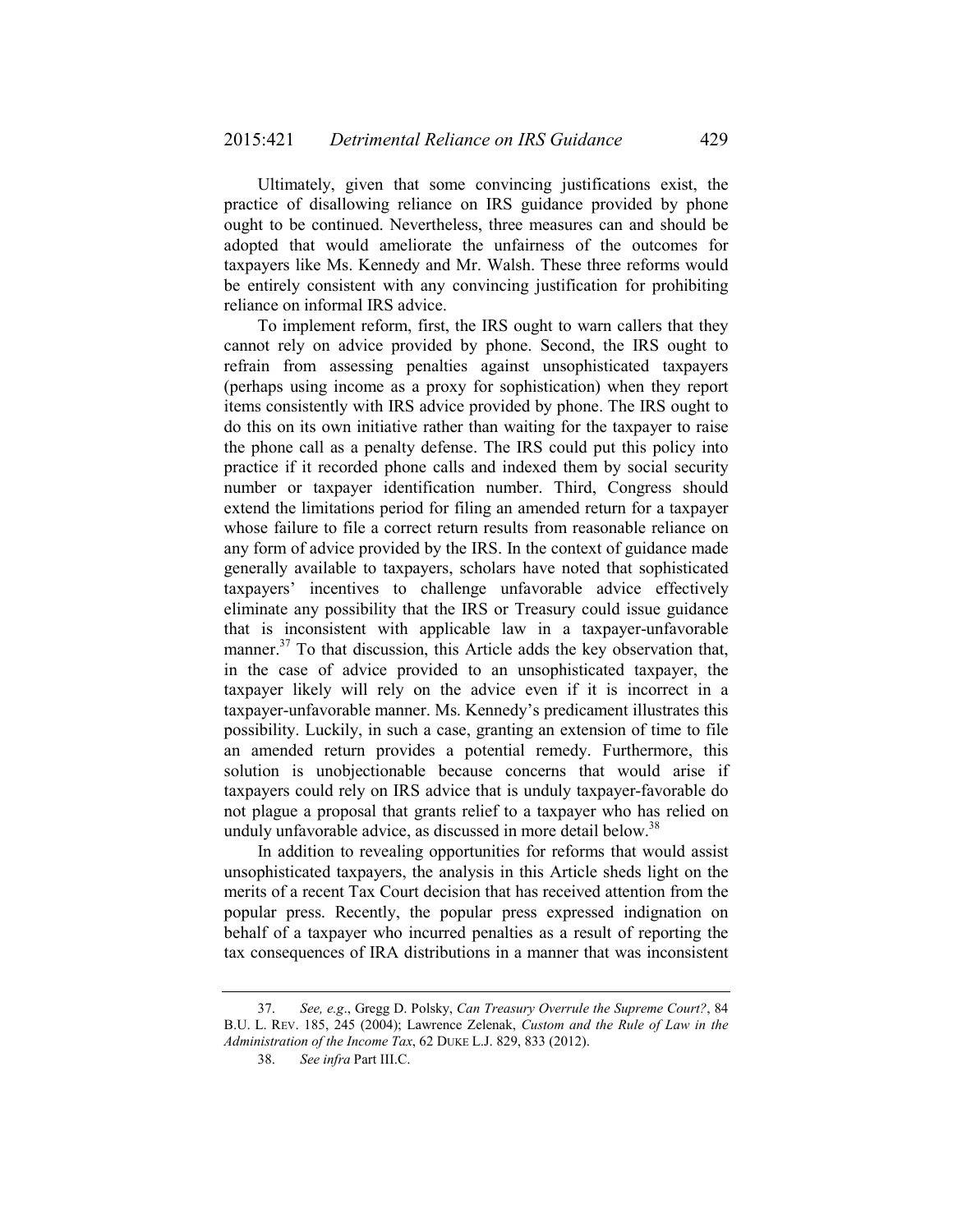Ultimately, given that some convincing justifications exist, the practice of disallowing reliance on IRS guidance provided by phone ought to be continued. Nevertheless, three measures can and should be adopted that would ameliorate the unfairness of the outcomes for taxpayers like Ms. Kennedy and Mr. Walsh. These three reforms would be entirely consistent with any convincing justification for prohibiting reliance on informal IRS advice.

To implement reform, first, the IRS ought to warn callers that they cannot rely on advice provided by phone. Second, the IRS ought to refrain from assessing penalties against unsophisticated taxpayers (perhaps using income as a proxy for sophistication) when they report items consistently with IRS advice provided by phone. The IRS ought to do this on its own initiative rather than waiting for the taxpayer to raise the phone call as a penalty defense. The IRS could put this policy into practice if it recorded phone calls and indexed them by social security number or taxpayer identification number. Third, Congress should extend the limitations period for filing an amended return for a taxpayer whose failure to file a correct return results from reasonable reliance on any form of advice provided by the IRS. In the context of guidance made generally available to taxpayers, scholars have noted that sophisticated taxpayers' incentives to challenge unfavorable advice effectively eliminate any possibility that the IRS or Treasury could issue guidance that is inconsistent with applicable law in a taxpayer-unfavorable manner.[37] To that discussion, this Article adds the key observation that, in the case of advice provided to an unsophisticated taxpayer, the taxpayer likely will rely on the advice even if it is incorrect in a taxpayer-unfavorable manner. Ms. Kennedy's predicament illustrates this possibility. Luckily, in such a case, granting an extension of time to file an amended return provides a potential remedy. Furthermore, this solution is unobjectionable because concerns that would arise if taxpayers could rely on IRS advice that is unduly taxpayer-favorable do not plague a proposal that grants relief to a taxpayer who has relied on unduly unfavorable advice, as discussed in more detail below.[38]

In addition to revealing opportunities for reforms that would assist unsophisticated taxpayers, the analysis in this Article sheds light on the merits of a recent Tax Court decision that has received attention from the popular press. Recently, the popular press expressed indignation on behalf of a taxpayer who incurred penalties as a result of reporting the tax consequences of IRA distributions in a manner that was inconsistent

---

37. *See, e.g*., Gregg D. Polsky, *Can Treasury Overrule the Supreme Court?*, 84 B.U. L. REV. 185, 245 (2004); Lawrence Zelenak, *Custom and the Rule of Law in the Administration of the Income Tax*, 62 DUKE L.J. 829, 833 (2012).

38. *See infra* Part III.C.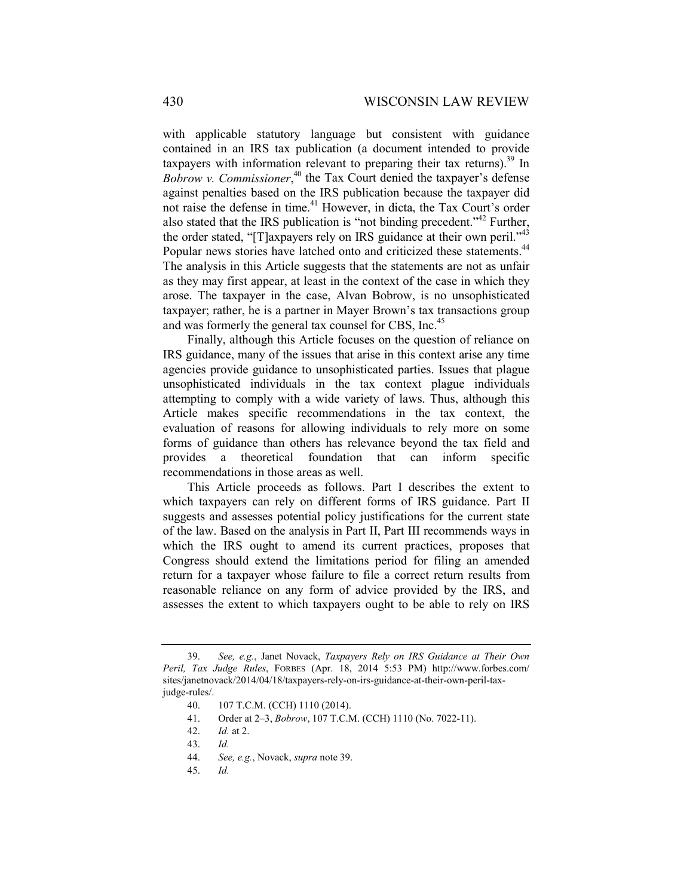with applicable statutory language but consistent with guidance contained in an IRS tax publication (a document intended to provide taxpayers with information relevant to preparing their tax returns).[39] In *Bobrow v. Commissioner*,[40] the Tax Court denied the taxpayer's defense against penalties based on the IRS publication because the taxpayer did not raise the defense in time.[41] However, in dicta, the Tax Court's order also stated that the IRS publication is "not binding precedent."[42] Further, the order stated, "[T]axpayers rely on IRS guidance at their own peril."[43] Popular news stories have latched onto and criticized these statements.[44] The analysis in this Article suggests that the statements are not as unfair as they may first appear, at least in the context of the case in which they arose. The taxpayer in the case, Alvan Bobrow, is no unsophisticated taxpayer; rather, he is a partner in Mayer Brown's tax transactions group and was formerly the general tax counsel for CBS, Inc.[45]

Finally, although this Article focuses on the question of reliance on IRS guidance, many of the issues that arise in this context arise any time agencies provide guidance to unsophisticated parties. Issues that plague unsophisticated individuals in the tax context plague individuals attempting to comply with a wide variety of laws. Thus, although this Article makes specific recommendations in the tax context, the evaluation of reasons for allowing individuals to rely more on some forms of guidance than others has relevance beyond the tax field and provides a theoretical foundation that can inform specific recommendations in those areas as well.

This Article proceeds as follows. Part I describes the extent to which taxpayers can rely on different forms of IRS guidance. Part II suggests and assesses potential policy justifications for the current state of the law. Based on the analysis in Part II, Part III recommends ways in which the IRS ought to amend its current practices, proposes that Congress should extend the limitations period for filing an amended return for a taxpayer whose failure to file a correct return results from reasonable reliance on any form of advice provided by the IRS, and assesses the extent to which taxpayers ought to be able to rely on IRS

---

39. *See, e.g.*, Janet Novack, *Taxpayers Rely on IRS Guidance at Their Own Peril, Tax Judge Rules*, FORBES (Apr. 18, 2014 5:53 PM) http://www.forbes.com/sites/janetnovack/2014/04/18/taxpayers-rely-on-irs-guidance-at-their-own-peril-tax-judge-rules/.

40. 107 T.C.M. (CCH) 1110 (2014).

41. Order at 2–3, *Bobrow*, 107 T.C.M. (CCH) 1110 (No. 7022-11).

42. *Id.* at 2.

43. *Id.*

44. *See, e.g.*, Novack, *supra* note 39.

45. *Id.*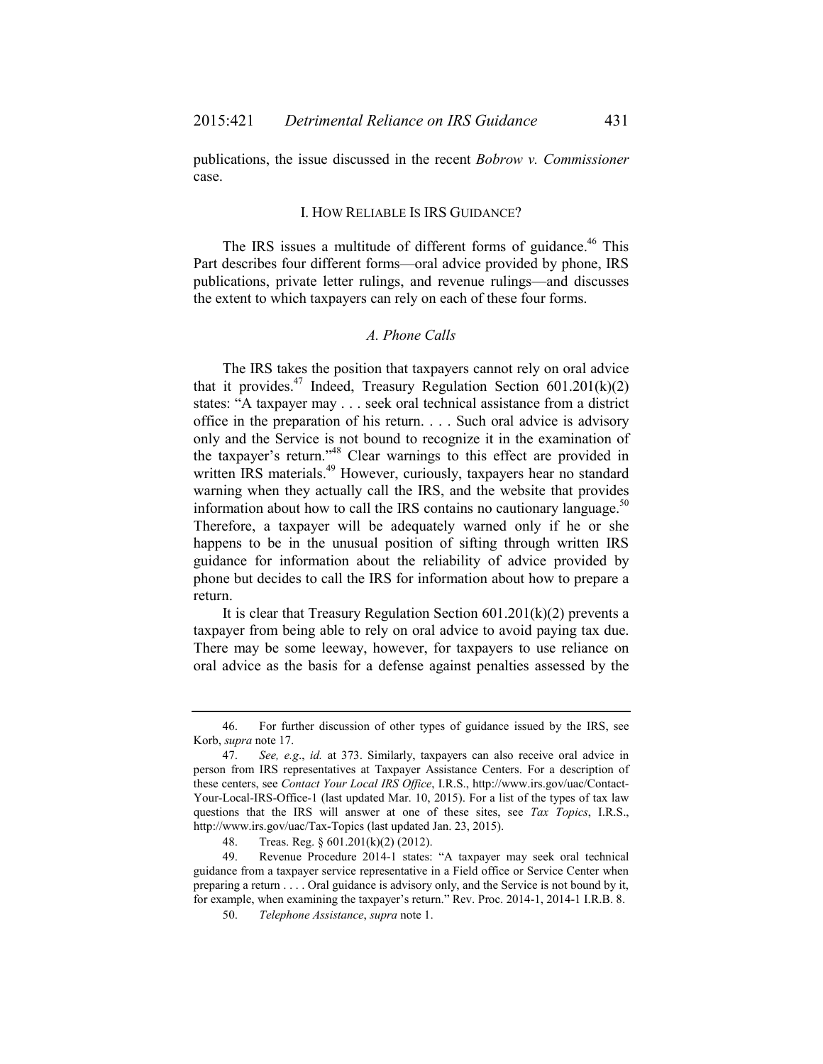publications, the issue discussed in the recent *Bobrow v. Commissioner* case.

## I. HOW RELIABLE IS IRS GUIDANCE?

The IRS issues a multitude of different forms of guidance.[46] This Part describes four different forms—oral advice provided by phone, IRS publications, private letter rulings, and revenue rulings—and discusses the extent to which taxpayers can rely on each of these four forms.

### *A. Phone Calls*

The IRS takes the position that taxpayers cannot rely on oral advice that it provides.[47] Indeed, Treasury Regulation Section 601.201(k)(2) states: "A taxpayer may . . . seek oral technical assistance from a district office in the preparation of his return. . . . Such oral advice is advisory only and the Service is not bound to recognize it in the examination of the taxpayer's return."[48] Clear warnings to this effect are provided in written IRS materials.[49] However, curiously, taxpayers hear no standard warning when they actually call the IRS, and the website that provides information about how to call the IRS contains no cautionary language.[50] Therefore, a taxpayer will be adequately warned only if he or she happens to be in the unusual position of sifting through written IRS guidance for information about the reliability of advice provided by phone but decides to call the IRS for information about how to prepare a return.

It is clear that Treasury Regulation Section 601.201(k)(2) prevents a taxpayer from being able to rely on oral advice to avoid paying tax due. There may be some leeway, however, for taxpayers to use reliance on oral advice as the basis for a defense against penalties assessed by the

---

46. For further discussion of other types of guidance issued by the IRS, see Korb, *supra* note 17.

47. *See, e.g.*, *id.* at 373. Similarly, taxpayers can also receive oral advice in person from IRS representatives at Taxpayer Assistance Centers. For a description of these centers, see *Contact Your Local IRS Office*, I.R.S., http://www.irs.gov/uac/Contact-Your-Local-IRS-Office-1 (last updated Mar. 10, 2015). For a list of the types of tax law questions that the IRS will answer at one of these sites, see *Tax Topics*, I.R.S., http://www.irs.gov/uac/Tax-Topics (last updated Jan. 23, 2015).

48. Treas. Reg. § 601.201(k)(2) (2012).

49. Revenue Procedure 2014-1 states: "A taxpayer may seek oral technical guidance from a taxpayer service representative in a Field office or Service Center when preparing a return . . . . Oral guidance is advisory only, and the Service is not bound by it, for example, when examining the taxpayer's return." Rev. Proc. 2014-1, 2014-1 I.R.B. 8.

50. *Telephone Assistance*, *supra* note 1.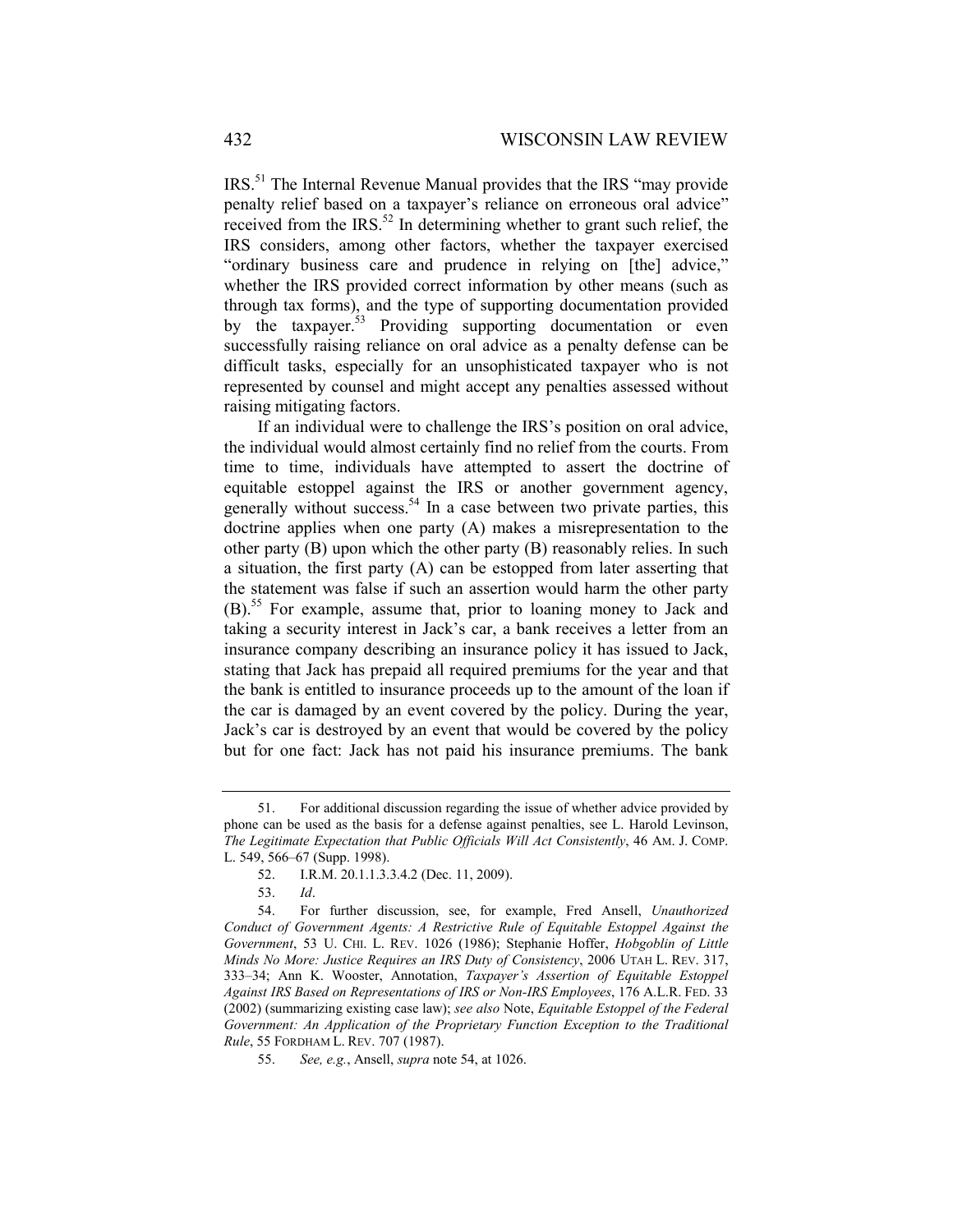IRS.[51] The Internal Revenue Manual provides that the IRS "may provide penalty relief based on a taxpayer's reliance on erroneous oral advice" received from the IRS.[52] In determining whether to grant such relief, the IRS considers, among other factors, whether the taxpayer exercised "ordinary business care and prudence in relying on [the] advice," whether the IRS provided correct information by other means (such as through tax forms), and the type of supporting documentation provided by the taxpayer.[53] Providing supporting documentation or even successfully raising reliance on oral advice as a penalty defense can be difficult tasks, especially for an unsophisticated taxpayer who is not represented by counsel and might accept any penalties assessed without raising mitigating factors.

If an individual were to challenge the IRS's position on oral advice, the individual would almost certainly find no relief from the courts. From time to time, individuals have attempted to assert the doctrine of equitable estoppel against the IRS or another government agency, generally without success.[54] In a case between two private parties, this doctrine applies when one party (A) makes a misrepresentation to the other party (B) upon which the other party (B) reasonably relies. In such a situation, the first party (A) can be estopped from later asserting that the statement was false if such an assertion would harm the other party (B).[55] For example, assume that, prior to loaning money to Jack and taking a security interest in Jack's car, a bank receives a letter from an insurance company describing an insurance policy it has issued to Jack, stating that Jack has prepaid all required premiums for the year and that the bank is entitled to insurance proceeds up to the amount of the loan if the car is damaged by an event covered by the policy. During the year, Jack's car is destroyed by an event that would be covered by the policy but for one fact: Jack has not paid his insurance premiums. The bank

---

51. For additional discussion regarding the issue of whether advice provided by phone can be used as the basis for a defense against penalties, see L. Harold Levinson, *The Legitimate Expectation that Public Officials Will Act Consistently*, 46 AM. J. COMP. L. 549, 566–67 (Supp. 1998).

52. I.R.M. 20.1.1.3.3.4.2 (Dec. 11, 2009).

53. *Id*.

54. For further discussion, see, for example, Fred Ansell, *Unauthorized Conduct of Government Agents: A Restrictive Rule of Equitable Estoppel Against the Government*, 53 U. CHI. L. REV. 1026 (1986); Stephanie Hoffer, *Hobgoblin of Little Minds No More: Justice Requires an IRS Duty of Consistency*, 2006 UTAH L. REV. 317, 333–34; Ann K. Wooster, Annotation, *Taxpayer's Assertion of Equitable Estoppel Against IRS Based on Representations of IRS or Non-IRS Employees*, 176 A.L.R. FED. 33 (2002) (summarizing existing case law); *see also* Note, *Equitable Estoppel of the Federal Government: An Application of the Proprietary Function Exception to the Traditional Rule*, 55 FORDHAM L. REV. 707 (1987).

55. *See, e.g.*, Ansell, *supra* note 54, at 1026.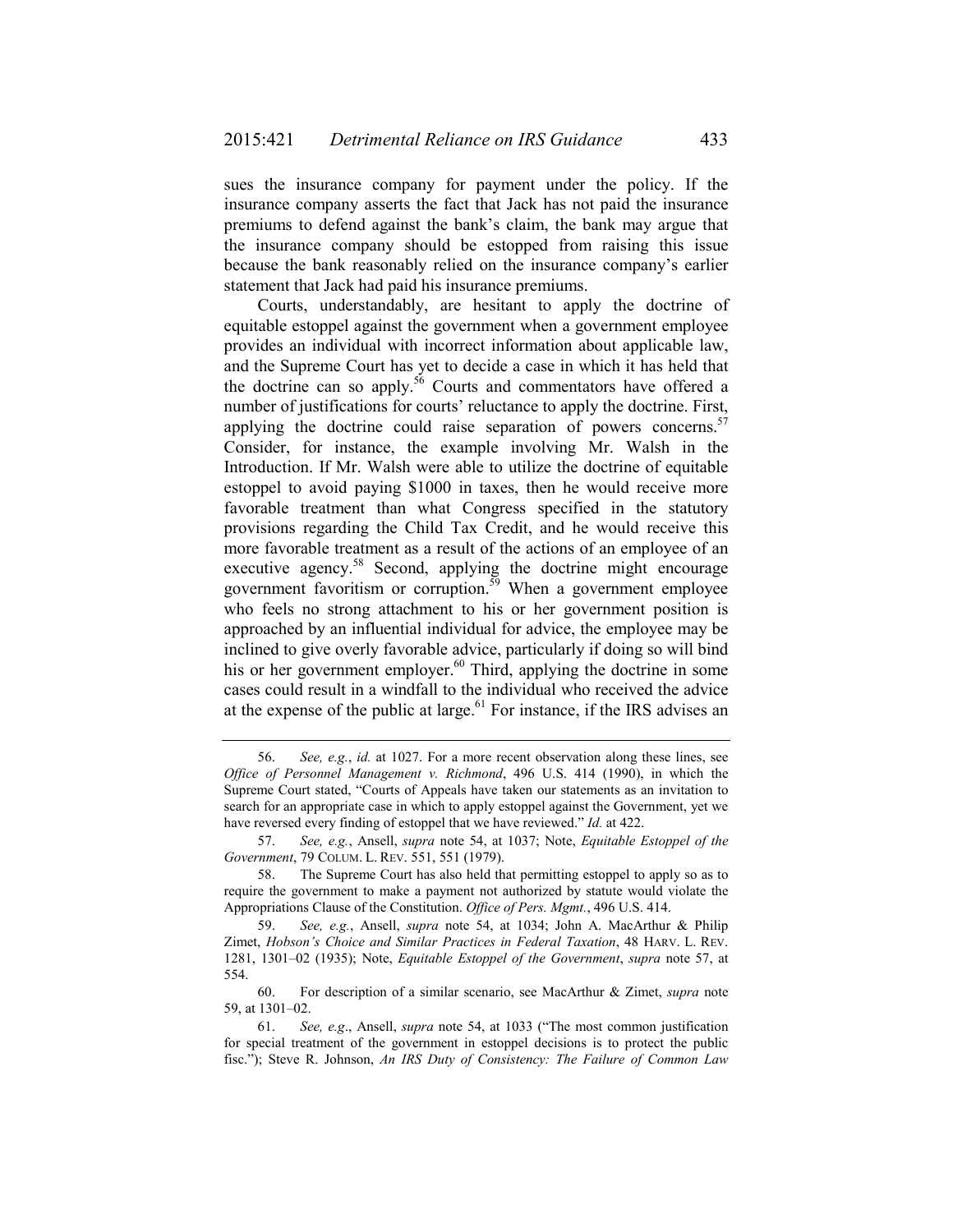sues the insurance company for payment under the policy. If the insurance company asserts the fact that Jack has not paid the insurance premiums to defend against the bank's claim, the bank may argue that the insurance company should be estopped from raising this issue because the bank reasonably relied on the insurance company's earlier statement that Jack had paid his insurance premiums.

Courts, understandably, are hesitant to apply the doctrine of equitable estoppel against the government when a government employee provides an individual with incorrect information about applicable law, and the Supreme Court has yet to decide a case in which it has held that the doctrine can so apply.[56] Courts and commentators have offered a number of justifications for courts' reluctance to apply the doctrine. First, applying the doctrine could raise separation of powers concerns.[57] Consider, for instance, the example involving Mr. Walsh in the Introduction. If Mr. Walsh were able to utilize the doctrine of equitable estoppel to avoid paying $1000 in taxes, then he would receive more favorable treatment than what Congress specified in the statutory provisions regarding the Child Tax Credit, and he would receive this more favorable treatment as a result of the actions of an employee of an executive agency.[58] Second, applying the doctrine might encourage government favoritism or corruption.[59] When a government employee who feels no strong attachment to his or her government position is approached by an influential individual for advice, the employee may be inclined to give overly favorable advice, particularly if doing so will bind his or her government employer.[60] Third, applying the doctrine in some cases could result in a windfall to the individual who received the advice at the expense of the public at large.[61] For instance, if the IRS advises an

---

56. *See, e.g.*, *id.* at 1027. For a more recent observation along these lines, see *Office of Personnel Management v. Richmond*, 496 U.S. 414 (1990), in which the Supreme Court stated, "Courts of Appeals have taken our statements as an invitation to search for an appropriate case in which to apply estoppel against the Government, yet we have reversed every finding of estoppel that we have reviewed." *Id.* at 422.

57. *See, e.g.*, Ansell, *supra* note 54, at 1037; Note, *Equitable Estoppel of the Government*, 79 COLUM. L. REV. 551, 551 (1979).

58. The Supreme Court has also held that permitting estoppel to apply so as to require the government to make a payment not authorized by statute would violate the Appropriations Clause of the Constitution. *Office of Pers. Mgmt.*, 496 U.S. 414.

59. *See, e.g.*, Ansell, *supra* note 54, at 1034; John A. MacArthur & Philip Zimet, *Hobson's Choice and Similar Practices in Federal Taxation*, 48 HARV. L. REV. 1281, 1301–02 (1935); Note, *Equitable Estoppel of the Government*, *supra* note 57, at 554.

60. For description of a similar scenario, see MacArthur & Zimet, *supra* note 59, at 1301–02.

61. *See, e.g.*, Ansell, *supra* note 54, at 1033 ("The most common justification for special treatment of the government in estoppel decisions is to protect the public fisc."); Steve R. Johnson, *An IRS Duty of Consistency: The Failure of Common Law*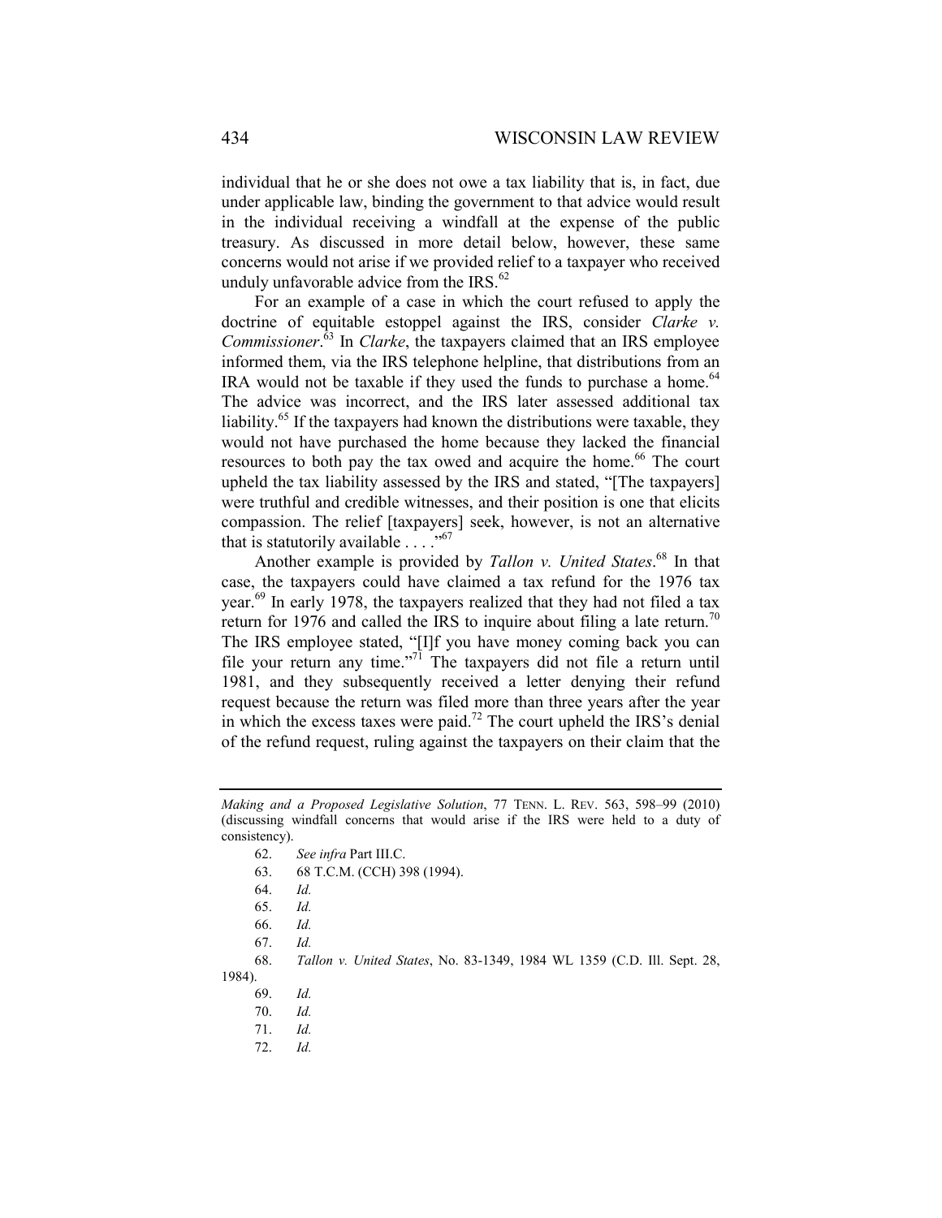individual that he or she does not owe a tax liability that is, in fact, due under applicable law, binding the government to that advice would result in the individual receiving a windfall at the expense of the public treasury. As discussed in more detail below, however, these same concerns would not arise if we provided relief to a taxpayer who received unduly unfavorable advice from the IRS.[62]

For an example of a case in which the court refused to apply the doctrine of equitable estoppel against the IRS, consider *Clarke v. Commissioner*.[63] In *Clarke*, the taxpayers claimed that an IRS employee informed them, via the IRS telephone helpline, that distributions from an IRA would not be taxable if they used the funds to purchase a home.[64] The advice was incorrect, and the IRS later assessed additional tax liability.[65] If the taxpayers had known the distributions were taxable, they would not have purchased the home because they lacked the financial resources to both pay the tax owed and acquire the home.[66] The court upheld the tax liability assessed by the IRS and stated, "[The taxpayers] were truthful and credible witnesses, and their position is one that elicits compassion. The relief [taxpayers] seek, however, is not an alternative that is statutorily available . . . ."[67]

Another example is provided by *Tallon v. United States*.[68] In that case, the taxpayers could have claimed a tax refund for the 1976 tax year.[69] In early 1978, the taxpayers realized that they had not filed a tax return for 1976 and called the IRS to inquire about filing a late return.[70] The IRS employee stated, "[I]f you have money coming back you can file your return any time."[71] The taxpayers did not file a return until 1981, and they subsequently received a letter denying their refund request because the return was filed more than three years after the year in which the excess taxes were paid.[72] The court upheld the IRS's denial of the refund request, ruling against the taxpayers on their claim that the

---

*Making and a Proposed Legislative Solution*, 77 TENN. L. REV. 563, 598–99 (2010) (discussing windfall concerns that would arise if the IRS were held to a duty of consistency).

62. *See infra* Part III.C.

63. 68 T.C.M. (CCH) 398 (1994).

64. *Id.*

65. *Id.*

66. *Id.*

67. *Id.*

68. *Tallon v. United States*, No. 83-1349, 1984 WL 1359 (C.D. Ill. Sept. 28, 1984).

69. *Id.*

70. *Id.*

71. *Id.*

72. *Id.*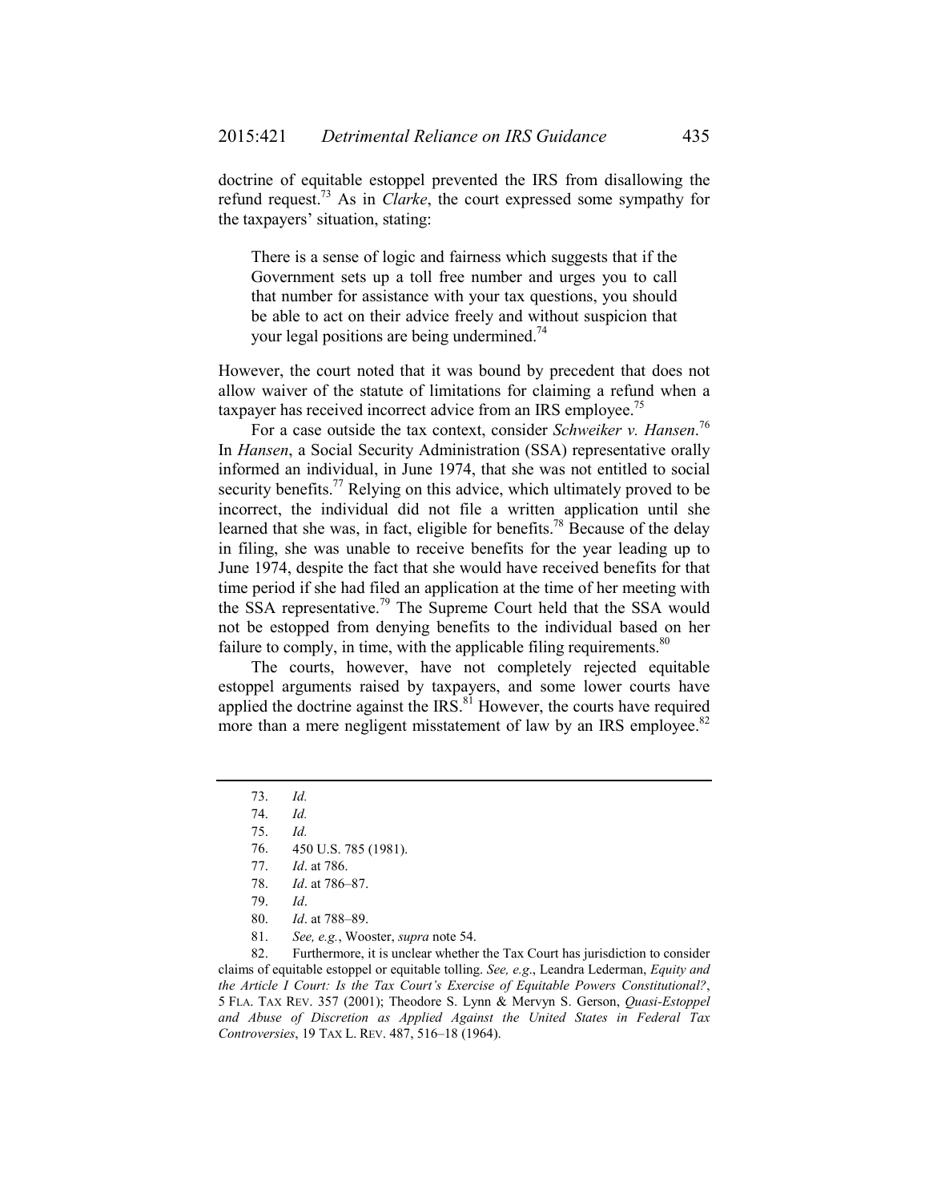doctrine of equitable estoppel prevented the IRS from disallowing the refund request.[73] As in *Clarke*, the court expressed some sympathy for the taxpayers' situation, stating:

> There is a sense of logic and fairness which suggests that if the Government sets up a toll free number and urges you to call that number for assistance with your tax questions, you should be able to act on their advice freely and without suspicion that your legal positions are being undermined.[74]

However, the court noted that it was bound by precedent that does not allow waiver of the statute of limitations for claiming a refund when a taxpayer has received incorrect advice from an IRS employee.[75]

For a case outside the tax context, consider *Schweiker v. Hansen*.[76] In *Hansen*, a Social Security Administration (SSA) representative orally informed an individual, in June 1974, that she was not entitled to social security benefits.[77] Relying on this advice, which ultimately proved to be incorrect, the individual did not file a written application until she learned that she was, in fact, eligible for benefits.[78] Because of the delay in filing, she was unable to receive benefits for the year leading up to June 1974, despite the fact that she would have received benefits for that time period if she had filed an application at the time of her meeting with the SSA representative.[79] The Supreme Court held that the SSA would not be estopped from denying benefits to the individual based on her failure to comply, in time, with the applicable filing requirements.[80]

The courts, however, have not completely rejected equitable estoppel arguments raised by taxpayers, and some lower courts have applied the doctrine against the IRS.[81] However, the courts have required more than a mere negligent misstatement of law by an IRS employee.[82]

---

73. *Id.*
74. *Id.*
75. *Id.*
76. 450 U.S. 785 (1981).
77. *Id*. at 786.
78. *Id*. at 786–87.
79. *Id*.
80. *Id*. at 788–89.
81. *See, e.g.*, Wooster, *supra* note 54.
82. Furthermore, it is unclear whether the Tax Court has jurisdiction to consider claims of equitable estoppel or equitable tolling. *See, e.g.*, Leandra Lederman, *Equity and the Article I Court: Is the Tax Court's Exercise of Equitable Powers Constitutional?*, 5 FLA. TAX REV. 357 (2001); Theodore S. Lynn & Mervyn S. Gerson, *Quasi-Estoppel and Abuse of Discretion as Applied Against the United States in Federal Tax Controversies*, 19 TAX L. REV. 487, 516–18 (1964).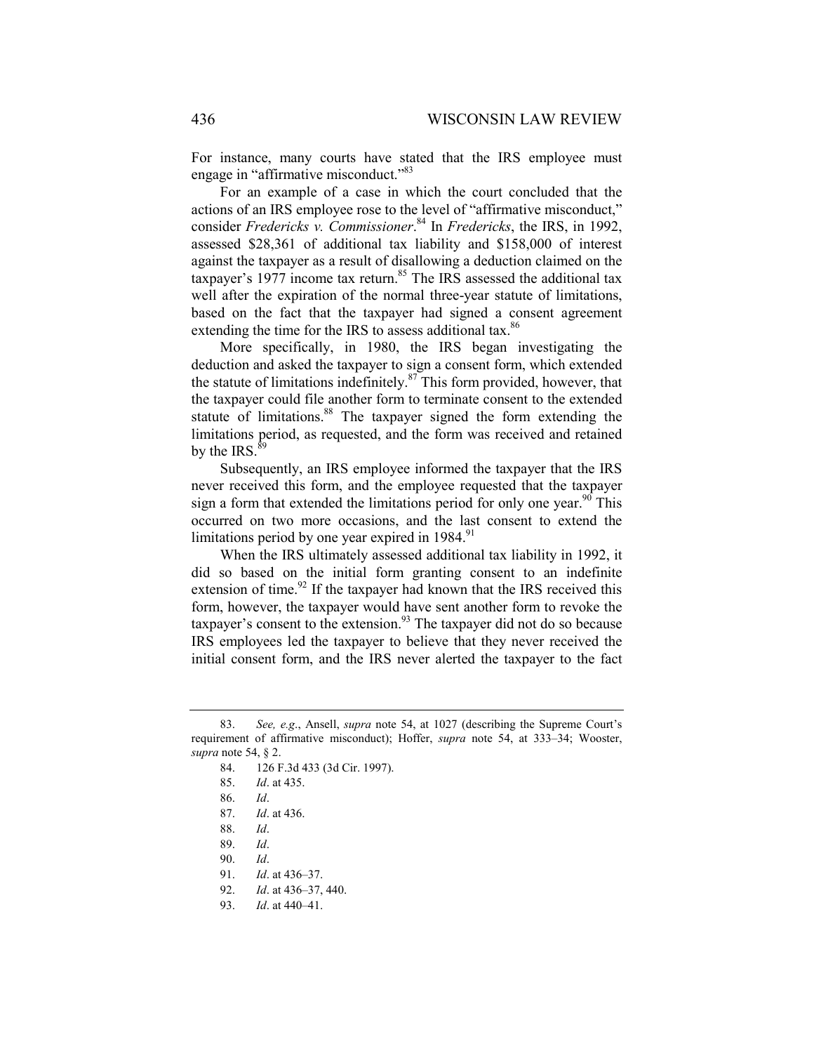For instance, many courts have stated that the IRS employee must engage in "affirmative misconduct."[83]

For an example of a case in which the court concluded that the actions of an IRS employee rose to the level of "affirmative misconduct," consider *Fredericks v. Commissioner*.[84] In *Fredericks*, the IRS, in 1992, assessed $28,361 of additional tax liability and $158,000 of interest against the taxpayer as a result of disallowing a deduction claimed on the taxpayer's 1977 income tax return.[85] The IRS assessed the additional tax well after the expiration of the normal three-year statute of limitations, based on the fact that the taxpayer had signed a consent agreement extending the time for the IRS to assess additional tax.[86]

More specifically, in 1980, the IRS began investigating the deduction and asked the taxpayer to sign a consent form, which extended the statute of limitations indefinitely.[87] This form provided, however, that the taxpayer could file another form to terminate consent to the extended statute of limitations.[88] The taxpayer signed the form extending the limitations period, as requested, and the form was received and retained by the IRS.[89]

Subsequently, an IRS employee informed the taxpayer that the IRS never received this form, and the employee requested that the taxpayer sign a form that extended the limitations period for only one year.[90] This occurred on two more occasions, and the last consent to extend the limitations period by one year expired in 1984.[91]

When the IRS ultimately assessed additional tax liability in 1992, it did so based on the initial form granting consent to an indefinite extension of time.[92] If the taxpayer had known that the IRS received this form, however, the taxpayer would have sent another form to revoke the taxpayer's consent to the extension.[93] The taxpayer did not do so because IRS employees led the taxpayer to believe that they never received the initial consent form, and the IRS never alerted the taxpayer to the fact

---

83. *See, e.g.*, Ansell, *supra* note 54, at 1027 (describing the Supreme Court's requirement of affirmative misconduct); Hoffer, *supra* note 54, at 333–34; Wooster, *supra* note 54, § 2.

84. 126 F.3d 433 (3d Cir. 1997).

85. *Id*. at 435.

86. *Id*.

87. *Id*. at 436.

88. *Id*.

89. *Id*.

90. *Id*.

91. *Id*. at 436–37.

92. *Id*. at 436–37, 440.

93. *Id*. at 440–41.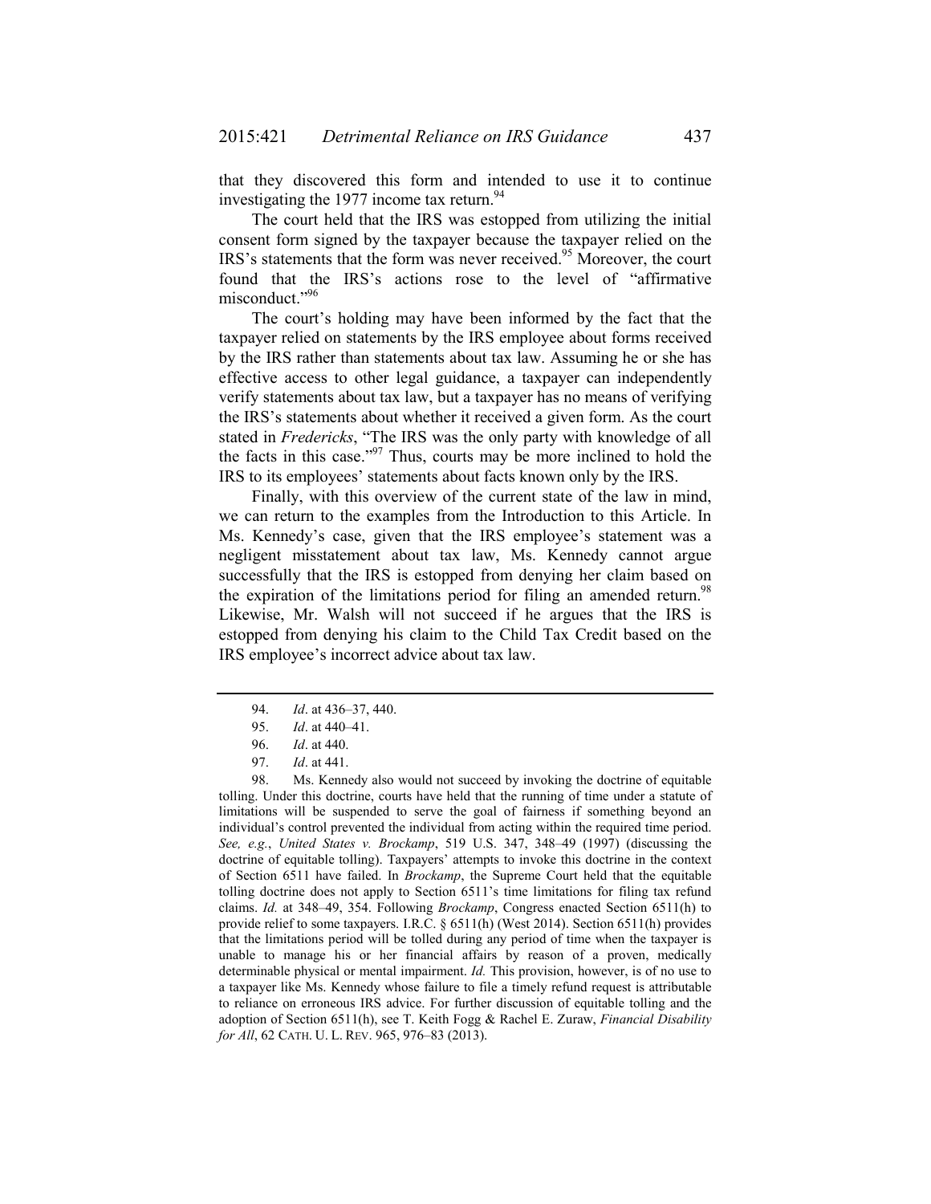that they discovered this form and intended to use it to continue investigating the 1977 income tax return.[94]

The court held that the IRS was estopped from utilizing the initial consent form signed by the taxpayer because the taxpayer relied on the IRS's statements that the form was never received.[95] Moreover, the court found that the IRS's actions rose to the level of "affirmative misconduct."[96]

The court's holding may have been informed by the fact that the taxpayer relied on statements by the IRS employee about forms received by the IRS rather than statements about tax law. Assuming he or she has effective access to other legal guidance, a taxpayer can independently verify statements about tax law, but a taxpayer has no means of verifying the IRS's statements about whether it received a given form. As the court stated in *Fredericks*, "The IRS was the only party with knowledge of all the facts in this case."[97] Thus, courts may be more inclined to hold the IRS to its employees' statements about facts known only by the IRS.

Finally, with this overview of the current state of the law in mind, we can return to the examples from the Introduction to this Article. In Ms. Kennedy's case, given that the IRS employee's statement was a negligent misstatement about tax law, Ms. Kennedy cannot argue successfully that the IRS is estopped from denying her claim based on the expiration of the limitations period for filing an amended return.[98] Likewise, Mr. Walsh will not succeed if he argues that the IRS is estopped from denying his claim to the Child Tax Credit based on the IRS employee's incorrect advice about tax law.

---

94. *Id*. at 436–37, 440.

95. *Id*. at 440–41.

96. *Id*. at 440.

97. *Id*. at 441.

98. Ms. Kennedy also would not succeed by invoking the doctrine of equitable tolling. Under this doctrine, courts have held that the running of time under a statute of limitations will be suspended to serve the goal of fairness if something beyond an individual's control prevented the individual from acting within the required time period. *See, e.g.*, *United States v. Brockamp*, 519 U.S. 347, 348–49 (1997) (discussing the doctrine of equitable tolling). Taxpayers' attempts to invoke this doctrine in the context of Section 6511 have failed. In *Brockamp*, the Supreme Court held that the equitable tolling doctrine does not apply to Section 6511's time limitations for filing tax refund claims. *Id.* at 348–49, 354. Following *Brockamp*, Congress enacted Section 6511(h) to provide relief to some taxpayers. I.R.C. § 6511(h) (West 2014). Section 6511(h) provides that the limitations period will be tolled during any period of time when the taxpayer is unable to manage his or her financial affairs by reason of a proven, medically determinable physical or mental impairment. *Id.* This provision, however, is of no use to a taxpayer like Ms. Kennedy whose failure to file a timely refund request is attributable to reliance on erroneous IRS advice. For further discussion of equitable tolling and the adoption of Section 6511(h), see T. Keith Fogg & Rachel E. Zuraw, *Financial Disability for All*, 62 CATH. U. L. REV. 965, 976–83 (2013).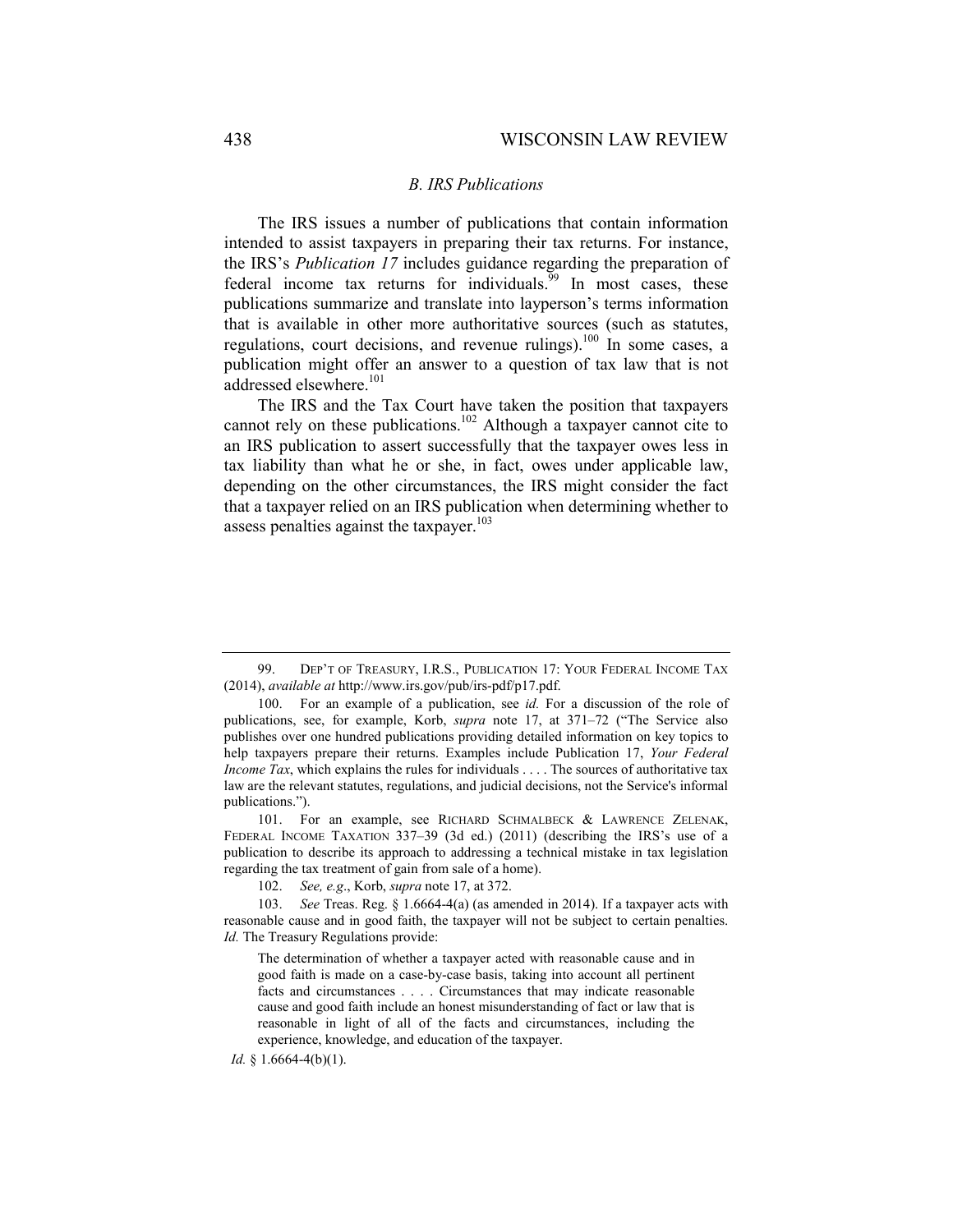### *B. IRS Publications*

The IRS issues a number of publications that contain information intended to assist taxpayers in preparing their tax returns. For instance, the IRS's *Publication 17* includes guidance regarding the preparation of federal income tax returns for individuals.[99] In most cases, these publications summarize and translate into layperson's terms information that is available in other more authoritative sources (such as statutes, regulations, court decisions, and revenue rulings).[100] In some cases, a publication might offer an answer to a question of tax law that is not addressed elsewhere.[101]

The IRS and the Tax Court have taken the position that taxpayers cannot rely on these publications.[102] Although a taxpayer cannot cite to an IRS publication to assert successfully that the taxpayer owes less in tax liability than what he or she, in fact, owes under applicable law, depending on the other circumstances, the IRS might consider the fact that a taxpayer relied on an IRS publication when determining whether to assess penalties against the taxpayer.[103]

---

99. DEP'T OF TREASURY, I.R.S., PUBLICATION 17: YOUR FEDERAL INCOME TAX (2014), *available at* http://www.irs.gov/pub/irs-pdf/p17.pdf.

100. For an example of a publication, see *id.* For a discussion of the role of publications, see, for example, Korb, *supra* note 17, at 371–72 ("The Service also publishes over one hundred publications providing detailed information on key topics to help taxpayers prepare their returns. Examples include Publication 17, *Your Federal Income Tax*, which explains the rules for individuals . . . . The sources of authoritative tax law are the relevant statutes, regulations, and judicial decisions, not the Service's informal publications.").

101. For an example, see RICHARD SCHMALBECK & LAWRENCE ZELENAK, FEDERAL INCOME TAXATION 337–39 (3d ed.) (2011) (describing the IRS's use of a publication to describe its approach to addressing a technical mistake in tax legislation regarding the tax treatment of gain from sale of a home).

102. *See, e.g*., Korb, *supra* note 17, at 372.

103. *See* Treas. Reg. § 1.6664-4(a) (as amended in 2014). If a taxpayer acts with reasonable cause and in good faith, the taxpayer will not be subject to certain penalties. *Id.* The Treasury Regulations provide:

> The determination of whether a taxpayer acted with reasonable cause and in good faith is made on a case-by-case basis, taking into account all pertinent facts and circumstances . . . . Circumstances that may indicate reasonable cause and good faith include an honest misunderstanding of fact or law that is reasonable in light of all of the facts and circumstances, including the experience, knowledge, and education of the taxpayer.

*Id.* § 1.6664-4(b)(1).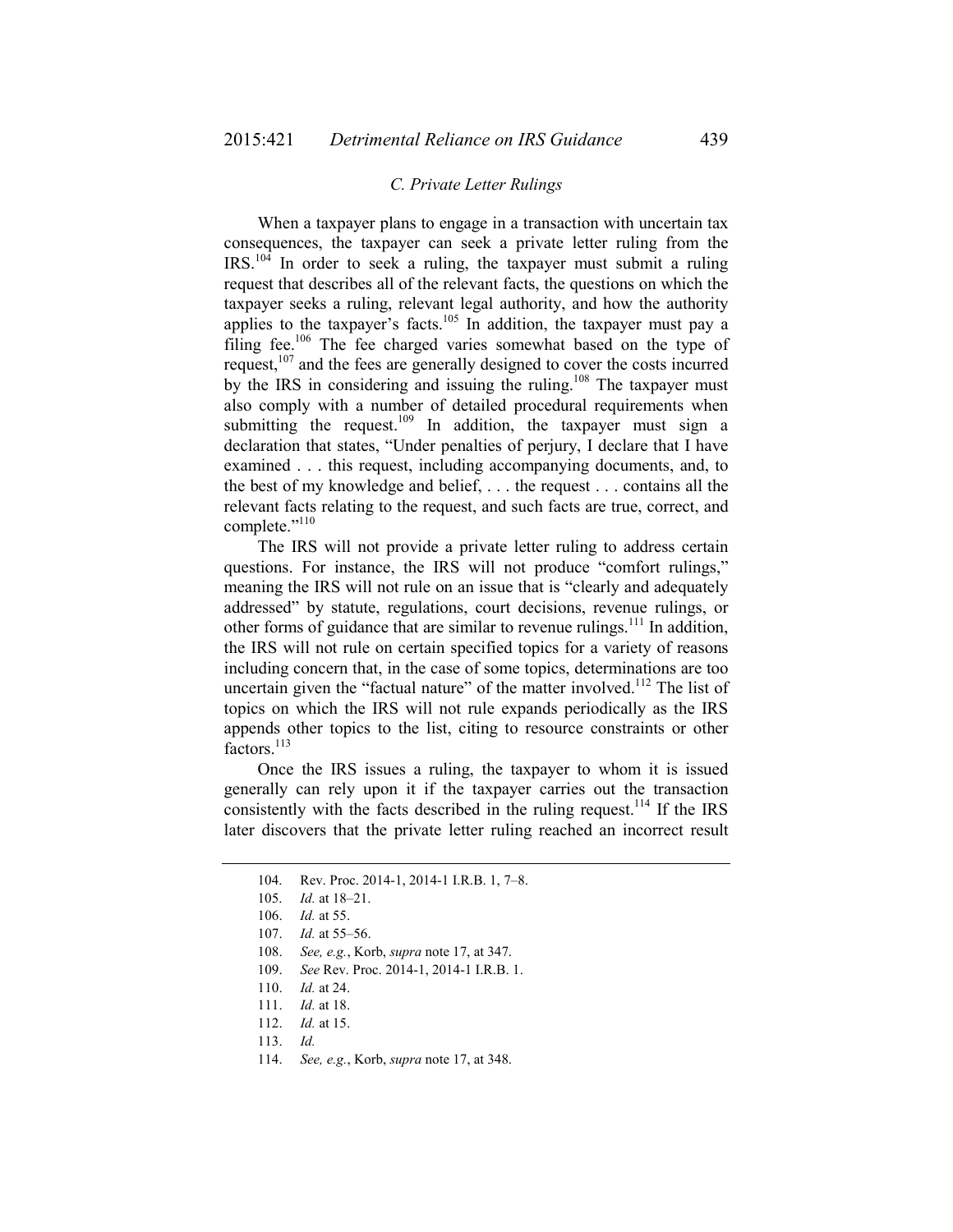### *C. Private Letter Rulings*

When a taxpayer plans to engage in a transaction with uncertain tax consequences, the taxpayer can seek a private letter ruling from the IRS.[104] In order to seek a ruling, the taxpayer must submit a ruling request that describes all of the relevant facts, the questions on which the taxpayer seeks a ruling, relevant legal authority, and how the authority applies to the taxpayer's facts.[105] In addition, the taxpayer must pay a filing fee.[106] The fee charged varies somewhat based on the type of request,[107] and the fees are generally designed to cover the costs incurred by the IRS in considering and issuing the ruling.[108] The taxpayer must also comply with a number of detailed procedural requirements when submitting the request.[109] In addition, the taxpayer must sign a declaration that states, "Under penalties of perjury, I declare that I have examined . . . this request, including accompanying documents, and, to the best of my knowledge and belief, . . . the request . . . contains all the relevant facts relating to the request, and such facts are true, correct, and complete."[110]

The IRS will not provide a private letter ruling to address certain questions. For instance, the IRS will not produce "comfort rulings," meaning the IRS will not rule on an issue that is "clearly and adequately addressed" by statute, regulations, court decisions, revenue rulings, or other forms of guidance that are similar to revenue rulings.[111] In addition, the IRS will not rule on certain specified topics for a variety of reasons including concern that, in the case of some topics, determinations are too uncertain given the "factual nature" of the matter involved.[112] The list of topics on which the IRS will not rule expands periodically as the IRS appends other topics to the list, citing to resource constraints or other factors.[113]

Once the IRS issues a ruling, the taxpayer to whom it is issued generally can rely upon it if the taxpayer carries out the transaction consistently with the facts described in the ruling request.[114] If the IRS later discovers that the private letter ruling reached an incorrect result

---

104. Rev. Proc. 2014-1, 2014-1 I.R.B. 1, 7–8.
105. *Id.* at 18–21.
106. *Id.* at 55.
107. *Id.* at 55–56.
108. *See, e.g.*, Korb, *supra* note 17, at 347.
109. *See* Rev. Proc. 2014-1, 2014-1 I.R.B. 1.
110. *Id.* at 24.
111. *Id.* at 18.
112. *Id.* at 15.
113. *Id.*
114. *See, e.g.*, Korb, *supra* note 17, at 348.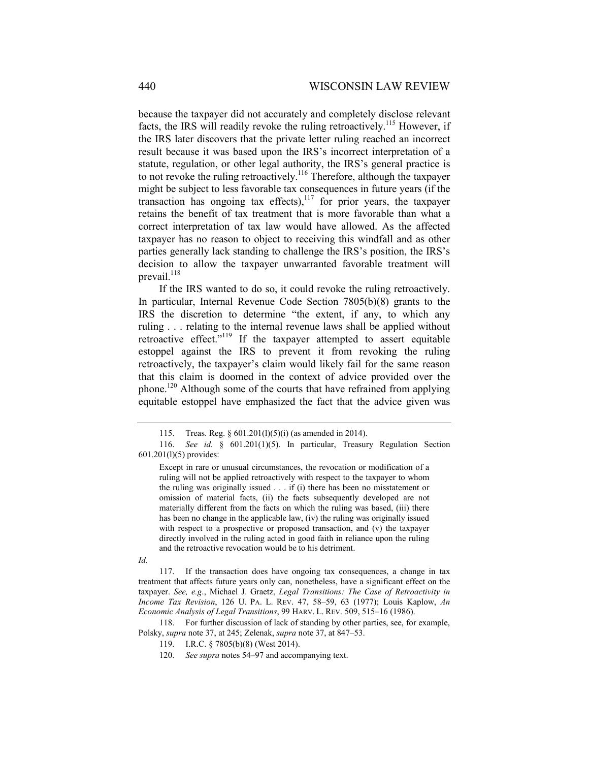because the taxpayer did not accurately and completely disclose relevant facts, the IRS will readily revoke the ruling retroactively.[115] However, if the IRS later discovers that the private letter ruling reached an incorrect result because it was based upon the IRS's incorrect interpretation of a statute, regulation, or other legal authority, the IRS's general practice is to not revoke the ruling retroactively.[116] Therefore, although the taxpayer might be subject to less favorable tax consequences in future years (if the transaction has ongoing tax effects),[117] for prior years, the taxpayer retains the benefit of tax treatment that is more favorable than what a correct interpretation of tax law would have allowed. As the affected taxpayer has no reason to object to receiving this windfall and as other parties generally lack standing to challenge the IRS's position, the IRS's decision to allow the taxpayer unwarranted favorable treatment will prevail.[118]

If the IRS wanted to do so, it could revoke the ruling retroactively. In particular, Internal Revenue Code Section 7805(b)(8) grants to the IRS the discretion to determine "the extent, if any, to which any ruling . . . relating to the internal revenue laws shall be applied without retroactive effect."[119] If the taxpayer attempted to assert equitable estoppel against the IRS to prevent it from revoking the ruling retroactively, the taxpayer's claim would likely fail for the same reason that this claim is doomed in the context of advice provided over the phone.[120] Although some of the courts that have refrained from applying equitable estoppel have emphasized the fact that the advice given was

---

115. Treas. Reg. § 601.201(l)(5)(i) (as amended in 2014).

116. *See id.* § 601.201(1)(5). In particular, Treasury Regulation Section 601.201(l)(5) provides:

> Except in rare or unusual circumstances, the revocation or modification of a ruling will not be applied retroactively with respect to the taxpayer to whom the ruling was originally issued . . . if (i) there has been no misstatement or omission of material facts, (ii) the facts subsequently developed are not materially different from the facts on which the ruling was based, (iii) there has been no change in the applicable law, (iv) the ruling was originally issued with respect to a prospective or proposed transaction, and (v) the taxpayer directly involved in the ruling acted in good faith in reliance upon the ruling and the retroactive revocation would be to his detriment.

*Id.*

117. If the transaction does have ongoing tax consequences, a change in tax treatment that affects future years only can, nonetheless, have a significant effect on the taxpayer. *See, e.g.*, Michael J. Graetz, *Legal Transitions: The Case of Retroactivity in Income Tax Revision*, 126 U. PA. L. REV. 47, 58–59, 63 (1977); Louis Kaplow, *An Economic Analysis of Legal Transitions*, 99 HARV. L. REV. 509, 515–16 (1986).

118. For further discussion of lack of standing by other parties, see, for example, Polsky, *supra* note 37, at 245; Zelenak, *supra* note 37, at 847–53.

119. I.R.C. § 7805(b)(8) (West 2014).

120. *See supra* notes 54–97 and accompanying text.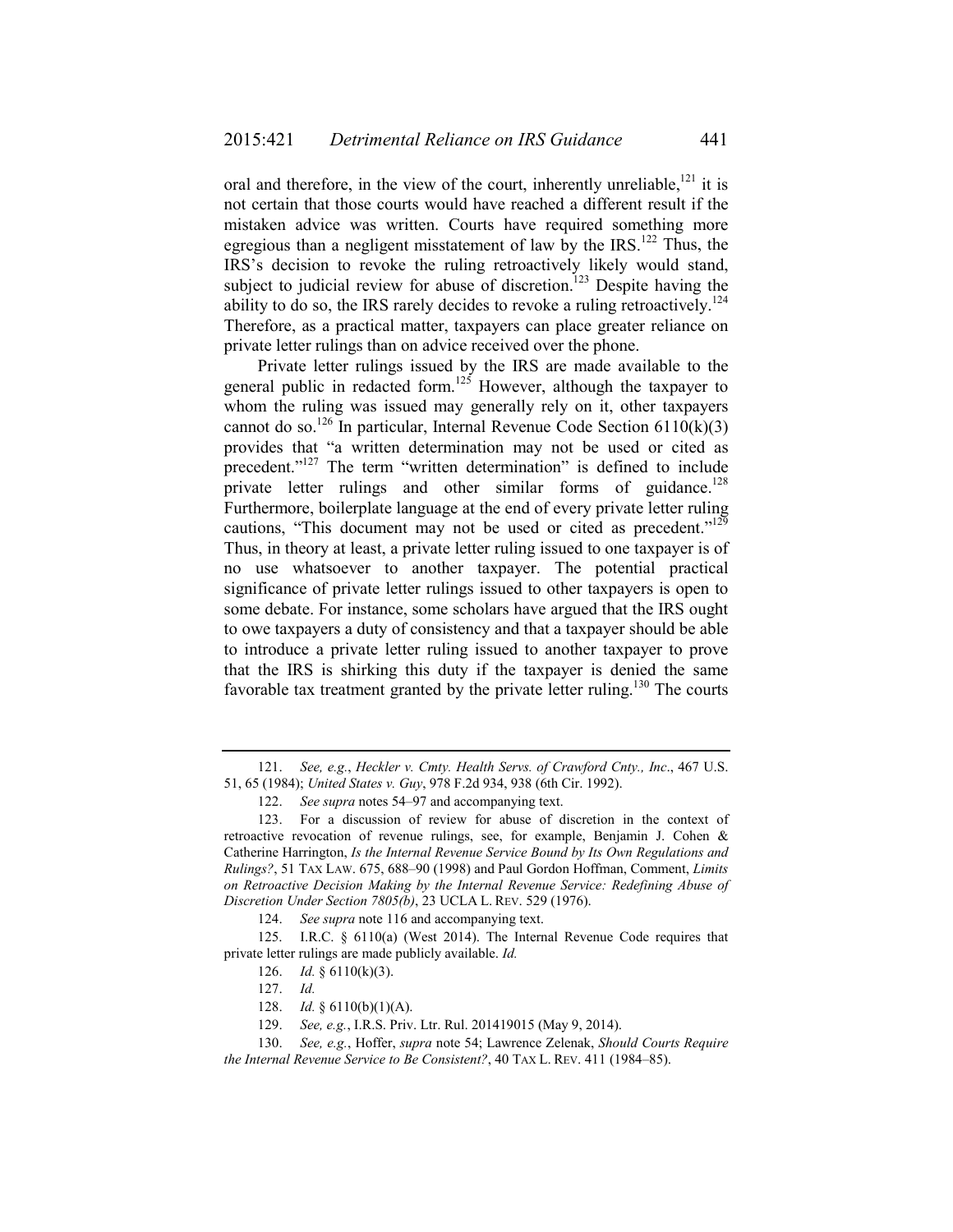oral and therefore, in the view of the court, inherently unreliable,[121] it is not certain that those courts would have reached a different result if the mistaken advice was written. Courts have required something more egregious than a negligent misstatement of law by the IRS.[122] Thus, the IRS's decision to revoke the ruling retroactively likely would stand, subject to judicial review for abuse of discretion.[123] Despite having the ability to do so, the IRS rarely decides to revoke a ruling retroactively.[124] Therefore, as a practical matter, taxpayers can place greater reliance on private letter rulings than on advice received over the phone.

Private letter rulings issued by the IRS are made available to the general public in redacted form.[125] However, although the taxpayer to whom the ruling was issued may generally rely on it, other taxpayers cannot do so.[126] In particular, Internal Revenue Code Section 6110(k)(3) provides that "a written determination may not be used or cited as precedent."[127] The term "written determination" is defined to include private letter rulings and other similar forms of guidance.[128] Furthermore, boilerplate language at the end of every private letter ruling cautions, "This document may not be used or cited as precedent."[129] Thus, in theory at least, a private letter ruling issued to one taxpayer is of no use whatsoever to another taxpayer. The potential practical significance of private letter rulings issued to other taxpayers is open to some debate. For instance, some scholars have argued that the IRS ought to owe taxpayers a duty of consistency and that a taxpayer should be able to introduce a private letter ruling issued to another taxpayer to prove that the IRS is shirking this duty if the taxpayer is denied the same favorable tax treatment granted by the private letter ruling.[130] The courts

---

121. *See, e.g.*, *Heckler v. Cmty. Health Servs. of Crawford Cnty., Inc*., 467 U.S. 51, 65 (1984); *United States v. Guy*, 978 F.2d 934, 938 (6th Cir. 1992).

122. *See supra* notes 54–97 and accompanying text.

123. For a discussion of review for abuse of discretion in the context of retroactive revocation of revenue rulings, see, for example, Benjamin J. Cohen & Catherine Harrington, *Is the Internal Revenue Service Bound by Its Own Regulations and Rulings?*, 51 TAX LAW. 675, 688–90 (1998) and Paul Gordon Hoffman, Comment, *Limits on Retroactive Decision Making by the Internal Revenue Service: Redefining Abuse of Discretion Under Section 7805(b)*, 23 UCLA L. REV. 529 (1976).

124. *See supra* note 116 and accompanying text.

125. I.R.C. § 6110(a) (West 2014). The Internal Revenue Code requires that private letter rulings are made publicly available. *Id.*

126. *Id.* § 6110(k)(3).

127. *Id.*

128. *Id.* § 6110(b)(1)(A).

129. *See, e.g.*, I.R.S. Priv. Ltr. Rul. 201419015 (May 9, 2014).

130. *See, e.g.*, Hoffer, *supra* note 54; Lawrence Zelenak, *Should Courts Require the Internal Revenue Service to Be Consistent?*, 40 TAX L. REV. 411 (1984–85).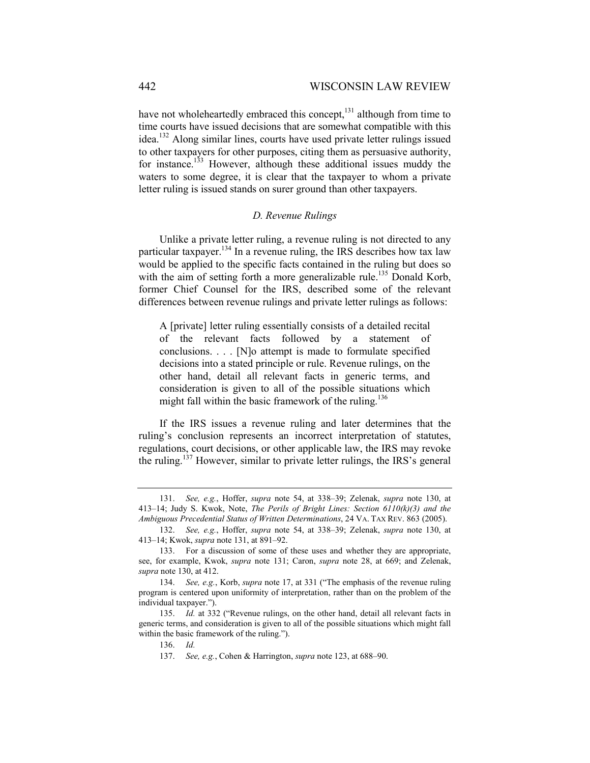have not wholeheartedly embraced this concept,[131] although from time to time courts have issued decisions that are somewhat compatible with this idea.[132] Along similar lines, courts have used private letter rulings issued to other taxpayers for other purposes, citing them as persuasive authority, for instance.[133] However, although these additional issues muddy the waters to some degree, it is clear that the taxpayer to whom a private letter ruling is issued stands on surer ground than other taxpayers.

### *D. Revenue Rulings*

Unlike a private letter ruling, a revenue ruling is not directed to any particular taxpayer.[134] In a revenue ruling, the IRS describes how tax law would be applied to the specific facts contained in the ruling but does so with the aim of setting forth a more generalizable rule.[135] Donald Korb, former Chief Counsel for the IRS, described some of the relevant differences between revenue rulings and private letter rulings as follows:

> A [private] letter ruling essentially consists of a detailed recital of the relevant facts followed by a statement of conclusions. . . . [N]o attempt is made to formulate specified decisions into a stated principle or rule. Revenue rulings, on the other hand, detail all relevant facts in generic terms, and consideration is given to all of the possible situations which might fall within the basic framework of the ruling.[136]

If the IRS issues a revenue ruling and later determines that the ruling's conclusion represents an incorrect interpretation of statutes, regulations, court decisions, or other applicable law, the IRS may revoke the ruling.[137] However, similar to private letter rulings, the IRS's general

---

131. *See, e.g.*, Hoffer, *supra* note 54, at 338–39; Zelenak, *supra* note 130, at 413–14; Judy S. Kwok, Note, *The Perils of Bright Lines: Section 6110(k)(3) and the Ambiguous Precedential Status of Written Determinations*, 24 VA. TAX REV. 863 (2005).

132. *See, e.g.*, Hoffer, *supra* note 54, at 338–39; Zelenak, *supra* note 130, at 413–14; Kwok, *supra* note 131, at 891–92.

133. For a discussion of some of these uses and whether they are appropriate, see, for example, Kwok, *supra* note 131; Caron, *supra* note 28, at 669; and Zelenak, *supra* note 130, at 412.

134. *See, e.g.*, Korb, *supra* note 17, at 331 ("The emphasis of the revenue ruling program is centered upon uniformity of interpretation, rather than on the problem of the individual taxpayer.").

135. *Id.* at 332 ("Revenue rulings, on the other hand, detail all relevant facts in generic terms, and consideration is given to all of the possible situations which might fall within the basic framework of the ruling.").

136. *Id.*

137. *See, e.g.*, Cohen & Harrington, *supra* note 123, at 688–90.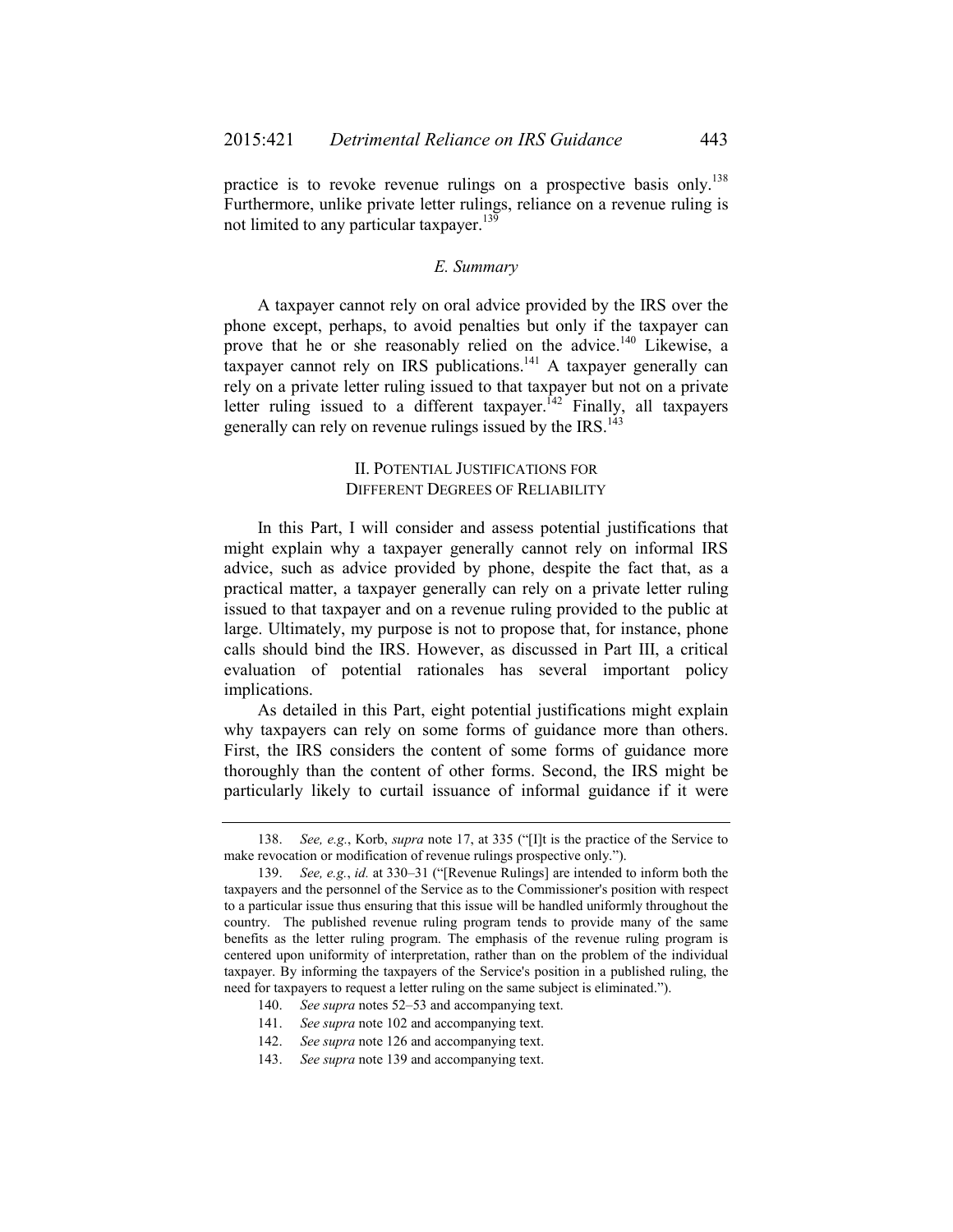practice is to revoke revenue rulings on a prospective basis only.[138] Furthermore, unlike private letter rulings, reliance on a revenue ruling is not limited to any particular taxpayer.[139]

### *E. Summary*

A taxpayer cannot rely on oral advice provided by the IRS over the phone except, perhaps, to avoid penalties but only if the taxpayer can prove that he or she reasonably relied on the advice.[140] Likewise, a taxpayer cannot rely on IRS publications.[141] A taxpayer generally can rely on a private letter ruling issued to that taxpayer but not on a private letter ruling issued to a different taxpayer.[142] Finally, all taxpayers generally can rely on revenue rulings issued by the IRS.[143]

## II. POTENTIAL JUSTIFICATIONS FOR DIFFERENT DEGREES OF RELIABILITY

In this Part, I will consider and assess potential justifications that might explain why a taxpayer generally cannot rely on informal IRS advice, such as advice provided by phone, despite the fact that, as a practical matter, a taxpayer generally can rely on a private letter ruling issued to that taxpayer and on a revenue ruling provided to the public at large. Ultimately, my purpose is not to propose that, for instance, phone calls should bind the IRS. However, as discussed in Part III, a critical evaluation of potential rationales has several important policy implications.

As detailed in this Part, eight potential justifications might explain why taxpayers can rely on some forms of guidance more than others. First, the IRS considers the content of some forms of guidance more thoroughly than the content of other forms. Second, the IRS might be particularly likely to curtail issuance of informal guidance if it were

---

138. *See, e.g.*, Korb, *supra* note 17, at 335 ("[I]t is the practice of the Service to make revocation or modification of revenue rulings prospective only.").

139. *See, e.g.*, *id.* at 330–31 ("[Revenue Rulings] are intended to inform both the taxpayers and the personnel of the Service as to the Commissioner's position with respect to a particular issue thus ensuring that this issue will be handled uniformly throughout the country. The published revenue ruling program tends to provide many of the same benefits as the letter ruling program. The emphasis of the revenue ruling program is centered upon uniformity of interpretation, rather than on the problem of the individual taxpayer. By informing the taxpayers of the Service's position in a published ruling, the need for taxpayers to request a letter ruling on the same subject is eliminated.").

140. *See supra* notes 52–53 and accompanying text.

141. *See supra* note 102 and accompanying text.

142. *See supra* note 126 and accompanying text.

143. *See supra* note 139 and accompanying text.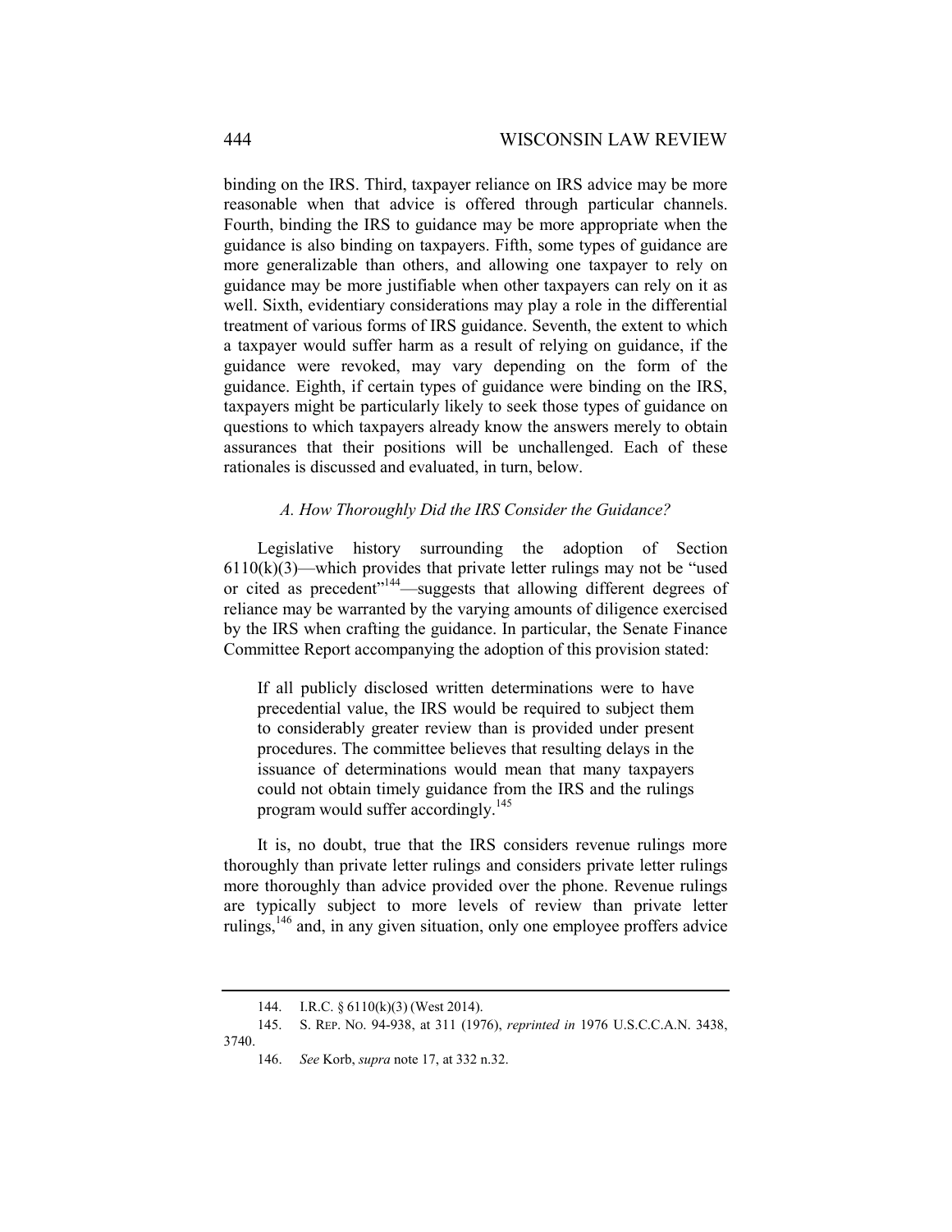binding on the IRS. Third, taxpayer reliance on IRS advice may be more reasonable when that advice is offered through particular channels. Fourth, binding the IRS to guidance may be more appropriate when the guidance is also binding on taxpayers. Fifth, some types of guidance are more generalizable than others, and allowing one taxpayer to rely on guidance may be more justifiable when other taxpayers can rely on it as well. Sixth, evidentiary considerations may play a role in the differential treatment of various forms of IRS guidance. Seventh, the extent to which a taxpayer would suffer harm as a result of relying on guidance, if the guidance were revoked, may vary depending on the form of the guidance. Eighth, if certain types of guidance were binding on the IRS, taxpayers might be particularly likely to seek those types of guidance on questions to which taxpayers already know the answers merely to obtain assurances that their positions will be unchallenged. Each of these rationales is discussed and evaluated, in turn, below.

### *A. How Thoroughly Did the IRS Consider the Guidance?*

Legislative history surrounding the adoption of Section 6110(k)(3)—which provides that private letter rulings may not be "used or cited as precedent"[144]—suggests that allowing different degrees of reliance may be warranted by the varying amounts of diligence exercised by the IRS when crafting the guidance. In particular, the Senate Finance Committee Report accompanying the adoption of this provision stated:

> If all publicly disclosed written determinations were to have precedential value, the IRS would be required to subject them to considerably greater review than is provided under present procedures. The committee believes that resulting delays in the issuance of determinations would mean that many taxpayers could not obtain timely guidance from the IRS and the rulings program would suffer accordingly.[145]

It is, no doubt, true that the IRS considers revenue rulings more thoroughly than private letter rulings and considers private letter rulings more thoroughly than advice provided over the phone. Revenue rulings are typically subject to more levels of review than private letter rulings,[146] and, in any given situation, only one employee proffers advice

---

144. I.R.C. § 6110(k)(3) (West 2014).

145. S. REP. NO. 94-938, at 311 (1976), *reprinted in* 1976 U.S.C.C.A.N. 3438, 3740.

146. *See* Korb, *supra* note 17, at 332 n.32.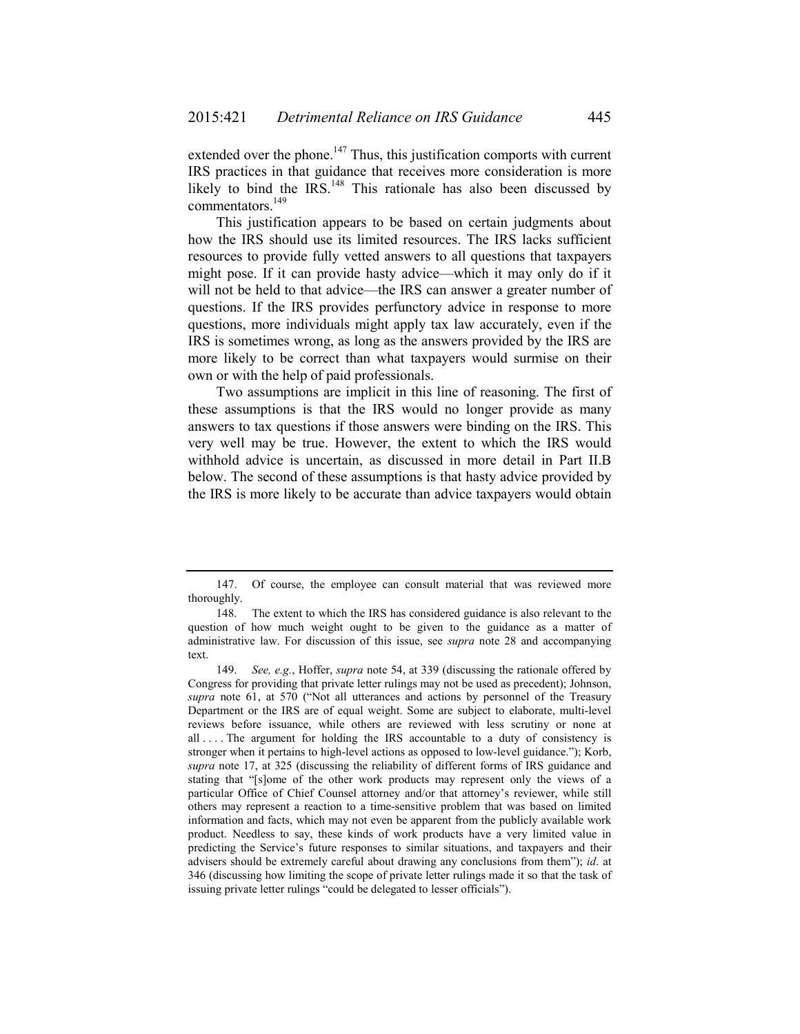extended over the phone.[147] Thus, this justification comports with current IRS practices in that guidance that receives more consideration is more likely to bind the IRS.[148] This rationale has also been discussed by commentators.[149]

This justification appears to be based on certain judgments about how the IRS should use its limited resources. The IRS lacks sufficient resources to provide fully vetted answers to all questions that taxpayers might pose. If it can provide hasty advice—which it may only do if it will not be held to that advice—the IRS can answer a greater number of questions. If the IRS provides perfunctory advice in response to more questions, more individuals might apply tax law accurately, even if the IRS is sometimes wrong, as long as the answers provided by the IRS are more likely to be correct than what taxpayers would surmise on their own or with the help of paid professionals.

Two assumptions are implicit in this line of reasoning. The first of these assumptions is that the IRS would no longer provide as many answers to tax questions if those answers were binding on the IRS. This very well may be true. However, the extent to which the IRS would withhold advice is uncertain, as discussed in more detail in Part II.B below. The second of these assumptions is that hasty advice provided by the IRS is more likely to be accurate than advice taxpayers would obtain

---

147. Of course, the employee can consult material that was reviewed more thoroughly.

148. The extent to which the IRS has considered guidance is also relevant to the question of how much weight ought to be given to the guidance as a matter of administrative law. For discussion of this issue, see *supra* note 28 and accompanying text.

149. *See, e.g.*, Hoffer, *supra* note 54, at 339 (discussing the rationale offered by Congress for providing that private letter rulings may not be used as precedent); Johnson, *supra* note 61, at 570 ("Not all utterances and actions by personnel of the Treasury Department or the IRS are of equal weight. Some are subject to elaborate, multi-level reviews before issuance, while others are reviewed with less scrutiny or none at all . . . . The argument for holding the IRS accountable to a duty of consistency is stronger when it pertains to high-level actions as opposed to low-level guidance."); Korb, *supra* note 17, at 325 (discussing the reliability of different forms of IRS guidance and stating that "[s]ome of the other work products may represent only the views of a particular Office of Chief Counsel attorney and/or that attorney's reviewer, while still others may represent a reaction to a time-sensitive problem that was based on limited information and facts, which may not even be apparent from the publicly available work product. Needless to say, these kinds of work products have a very limited value in predicting the Service's future responses to similar situations, and taxpayers and their advisers should be extremely careful about drawing any conclusions from them"); *id*. at 346 (discussing how limiting the scope of private letter rulings made it so that the task of issuing private letter rulings "could be delegated to lesser officials").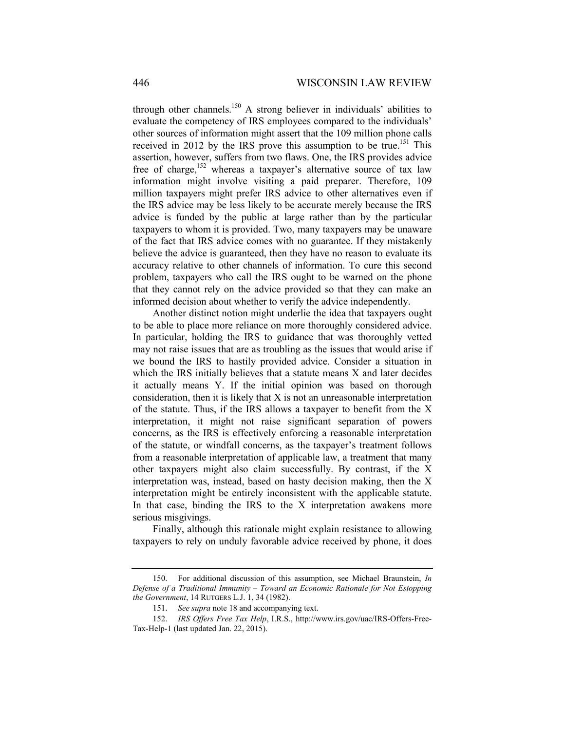through other channels.[150] A strong believer in individuals' abilities to evaluate the competency of IRS employees compared to the individuals' other sources of information might assert that the 109 million phone calls received in 2012 by the IRS prove this assumption to be true.[151] This assertion, however, suffers from two flaws. One, the IRS provides advice free of charge,[152] whereas a taxpayer's alternative source of tax law information might involve visiting a paid preparer. Therefore, 109 million taxpayers might prefer IRS advice to other alternatives even if the IRS advice may be less likely to be accurate merely because the IRS advice is funded by the public at large rather than by the particular taxpayers to whom it is provided. Two, many taxpayers may be unaware of the fact that IRS advice comes with no guarantee. If they mistakenly believe the advice is guaranteed, then they have no reason to evaluate its accuracy relative to other channels of information. To cure this second problem, taxpayers who call the IRS ought to be warned on the phone that they cannot rely on the advice provided so that they can make an informed decision about whether to verify the advice independently.

Another distinct notion might underlie the idea that taxpayers ought to be able to place more reliance on more thoroughly considered advice. In particular, holding the IRS to guidance that was thoroughly vetted may not raise issues that are as troubling as the issues that would arise if we bound the IRS to hastily provided advice. Consider a situation in which the IRS initially believes that a statute means X and later decides it actually means Y. If the initial opinion was based on thorough consideration, then it is likely that X is not an unreasonable interpretation of the statute. Thus, if the IRS allows a taxpayer to benefit from the X interpretation, it might not raise significant separation of powers concerns, as the IRS is effectively enforcing a reasonable interpretation of the statute, or windfall concerns, as the taxpayer's treatment follows from a reasonable interpretation of applicable law, a treatment that many other taxpayers might also claim successfully. By contrast, if the X interpretation was, instead, based on hasty decision making, then the X interpretation might be entirely inconsistent with the applicable statute. In that case, binding the IRS to the X interpretation awakens more serious misgivings.

Finally, although this rationale might explain resistance to allowing taxpayers to rely on unduly favorable advice received by phone, it does

---

150. For additional discussion of this assumption, see Michael Braunstein, *In Defense of a Traditional Immunity – Toward an Economic Rationale for Not Estopping the Government*, 14 RUTGERS L.J. 1, 34 (1982).

151. *See supra* note 18 and accompanying text.

152. *IRS Offers Free Tax Help*, I.R.S., http://www.irs.gov/uac/IRS-Offers-Free-Tax-Help-1 (last updated Jan. 22, 2015).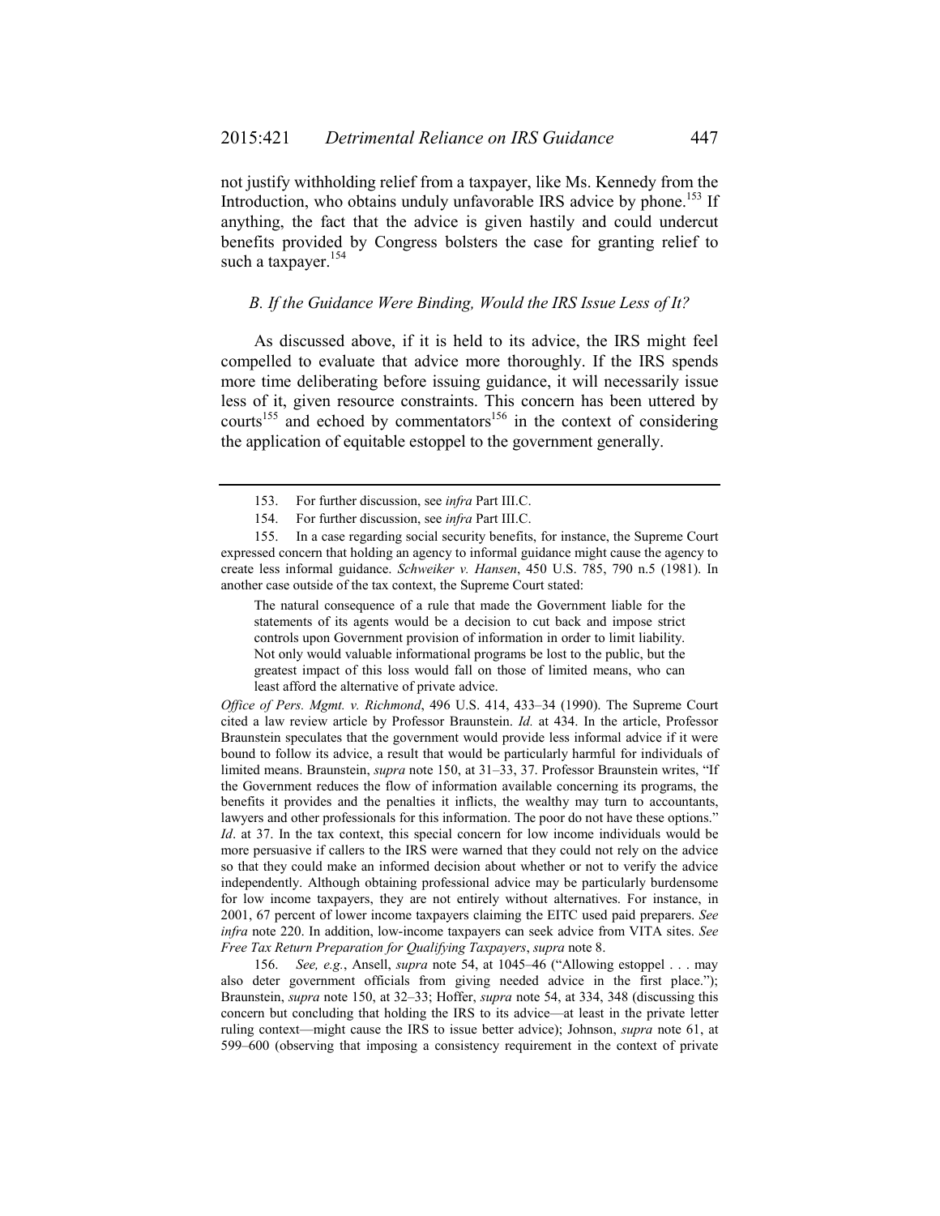not justify withholding relief from a taxpayer, like Ms. Kennedy from the Introduction, who obtains unduly unfavorable IRS advice by phone.[153] If anything, the fact that the advice is given hastily and could undercut benefits provided by Congress bolsters the case for granting relief to such a taxpayer.[154]

### *B. If the Guidance Were Binding, Would the IRS Issue Less of It?*

As discussed above, if it is held to its advice, the IRS might feel compelled to evaluate that advice more thoroughly. If the IRS spends more time deliberating before issuing guidance, it will necessarily issue less of it, given resource constraints. This concern has been uttered by courts[155] and echoed by commentators[156] in the context of considering the application of equitable estoppel to the government generally.

---

153. For further discussion, see *infra* Part III.C.

154. For further discussion, see *infra* Part III.C.

155. In a case regarding social security benefits, for instance, the Supreme Court expressed concern that holding an agency to informal guidance might cause the agency to create less informal guidance. *Schweiker v. Hansen*, 450 U.S. 785, 790 n.5 (1981). In another case outside of the tax context, the Supreme Court stated:

> The natural consequence of a rule that made the Government liable for the statements of its agents would be a decision to cut back and impose strict controls upon Government provision of information in order to limit liability. Not only would valuable informational programs be lost to the public, but the greatest impact of this loss would fall on those of limited means, who can least afford the alternative of private advice.

*Office of Pers. Mgmt. v. Richmond*, 496 U.S. 414, 433–34 (1990). The Supreme Court cited a law review article by Professor Braunstein. *Id.* at 434. In the article, Professor Braunstein speculates that the government would provide less informal advice if it were bound to follow its advice, a result that would be particularly harmful for individuals of limited means. Braunstein, *supra* note 150, at 31–33, 37. Professor Braunstein writes, "If the Government reduces the flow of information available concerning its programs, the benefits it provides and the penalties it inflicts, the wealthy may turn to accountants, lawyers and other professionals for this information. The poor do not have these options." *Id*. at 37. In the tax context, this special concern for low income individuals would be more persuasive if callers to the IRS were warned that they could not rely on the advice so that they could make an informed decision about whether or not to verify the advice independently. Although obtaining professional advice may be particularly burdensome for low income taxpayers, they are not entirely without alternatives. For instance, in 2001, 67 percent of lower income taxpayers claiming the EITC used paid preparers. *See infra* note 220. In addition, low-income taxpayers can seek advice from VITA sites. *See Free Tax Return Preparation for Qualifying Taxpayers*, *supra* note 8.

156. *See, e.g.*, Ansell, *supra* note 54, at 1045–46 ("Allowing estoppel . . . may also deter government officials from giving needed advice in the first place."); Braunstein, *supra* note 150, at 32–33; Hoffer, *supra* note 54, at 334, 348 (discussing this concern but concluding that holding the IRS to its advice—at least in the private letter ruling context—might cause the IRS to issue better advice); Johnson, *supra* note 61, at 599–600 (observing that imposing a consistency requirement in the context of private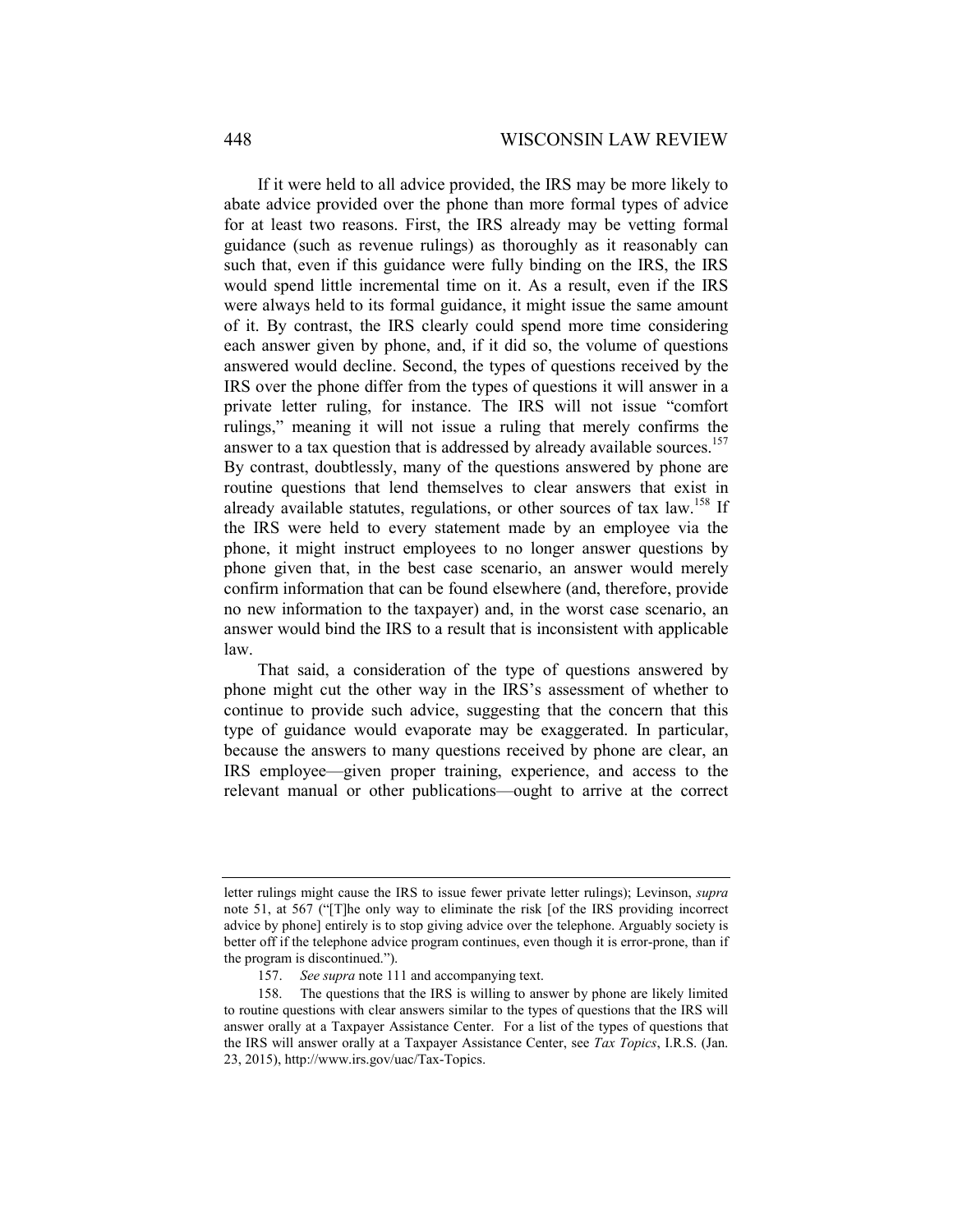If it were held to all advice provided, the IRS may be more likely to abate advice provided over the phone than more formal types of advice for at least two reasons. First, the IRS already may be vetting formal guidance (such as revenue rulings) as thoroughly as it reasonably can such that, even if this guidance were fully binding on the IRS, the IRS would spend little incremental time on it. As a result, even if the IRS were always held to its formal guidance, it might issue the same amount of it. By contrast, the IRS clearly could spend more time considering each answer given by phone, and, if it did so, the volume of questions answered would decline. Second, the types of questions received by the IRS over the phone differ from the types of questions it will answer in a private letter ruling, for instance. The IRS will not issue "comfort rulings," meaning it will not issue a ruling that merely confirms the answer to a tax question that is addressed by already available sources.[157] By contrast, doubtlessly, many of the questions answered by phone are routine questions that lend themselves to clear answers that exist in already available statutes, regulations, or other sources of tax law.[158] If the IRS were held to every statement made by an employee via the phone, it might instruct employees to no longer answer questions by phone given that, in the best case scenario, an answer would merely confirm information that can be found elsewhere (and, therefore, provide no new information to the taxpayer) and, in the worst case scenario, an answer would bind the IRS to a result that is inconsistent with applicable law.

That said, a consideration of the type of questions answered by phone might cut the other way in the IRS's assessment of whether to continue to provide such advice, suggesting that the concern that this type of guidance would evaporate may be exaggerated. In particular, because the answers to many questions received by phone are clear, an IRS employee—given proper training, experience, and access to the relevant manual or other publications—ought to arrive at the correct

---

letter rulings might cause the IRS to issue fewer private letter rulings); Levinson, *supra* note 51, at 567 ("[T]he only way to eliminate the risk [of the IRS providing incorrect advice by phone] entirely is to stop giving advice over the telephone. Arguably society is better off if the telephone advice program continues, even though it is error-prone, than if the program is discontinued.").

157. *See supra* note 111 and accompanying text.

158. The questions that the IRS is willing to answer by phone are likely limited to routine questions with clear answers similar to the types of questions that the IRS will answer orally at a Taxpayer Assistance Center. For a list of the types of questions that the IRS will answer orally at a Taxpayer Assistance Center, see *Tax Topics*, I.R.S. (Jan. 23, 2015), http://www.irs.gov/uac/Tax-Topics.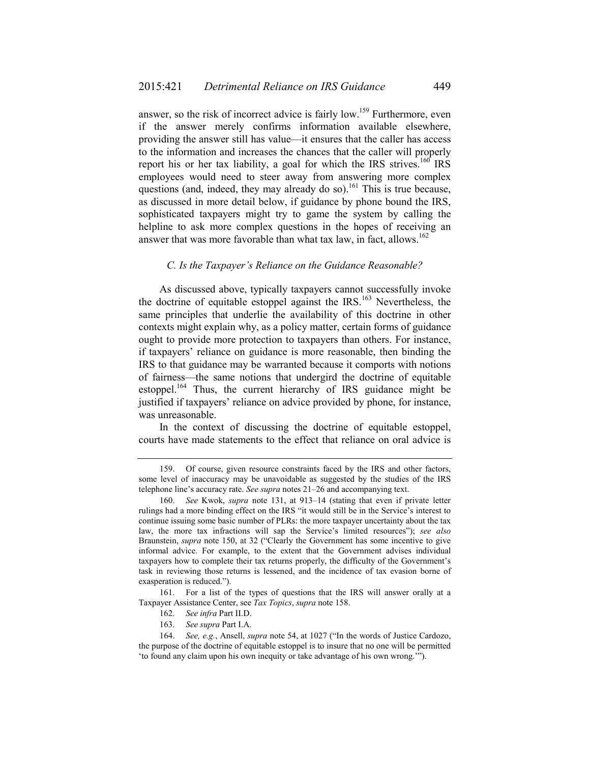answer, so the risk of incorrect advice is fairly low.[159] Furthermore, even if the answer merely confirms information available elsewhere, providing the answer still has value—it ensures that the caller has access to the information and increases the chances that the caller will properly report his or her tax liability, a goal for which the IRS strives.[160] IRS employees would need to steer away from answering more complex questions (and, indeed, they may already do so).[161] This is true because, as discussed in more detail below, if guidance by phone bound the IRS, sophisticated taxpayers might try to game the system by calling the helpline to ask more complex questions in the hopes of receiving an answer that was more favorable than what tax law, in fact, allows.[162]

### *C. Is the Taxpayer's Reliance on the Guidance Reasonable?*

As discussed above, typically taxpayers cannot successfully invoke the doctrine of equitable estoppel against the IRS.[163] Nevertheless, the same principles that underlie the availability of this doctrine in other contexts might explain why, as a policy matter, certain forms of guidance ought to provide more protection to taxpayers than others. For instance, if taxpayers' reliance on guidance is more reasonable, then binding the IRS to that guidance may be warranted because it comports with notions of fairness—the same notions that undergird the doctrine of equitable estoppel.[164] Thus, the current hierarchy of IRS guidance might be justified if taxpayers' reliance on advice provided by phone, for instance, was unreasonable.

In the context of discussing the doctrine of equitable estoppel, courts have made statements to the effect that reliance on oral advice is

---

159. Of course, given resource constraints faced by the IRS and other factors, some level of inaccuracy may be unavoidable as suggested by the studies of the IRS telephone line's accuracy rate. *See supra* notes 21–26 and accompanying text.

160. *See* Kwok, *supra* note 131, at 913–14 (stating that even if private letter rulings had a more binding effect on the IRS "it would still be in the Service's interest to continue issuing some basic number of PLRs: the more taxpayer uncertainty about the tax law, the more tax infractions will sap the Service's limited resources"); *see also* Braunstein, *supra* note 150, at 32 ("Clearly the Government has some incentive to give informal advice. For example, to the extent that the Government advises individual taxpayers how to complete their tax returns properly, the difficulty of the Government's task in reviewing those returns is lessened, and the incidence of tax evasion borne of exasperation is reduced.").

161. For a list of the types of questions that the IRS will answer orally at a Taxpayer Assistance Center, see *Tax Topics*, *supra* note 158.

162. *See infra* Part II.D.

163. *See supra* Part I.A.

164. *See, e.g.*, Ansell, *supra* note 54, at 1027 ("In the words of Justice Cardozo, the purpose of the doctrine of equitable estoppel is to insure that no one will be permitted 'to found any claim upon his own inequity or take advantage of his own wrong.'").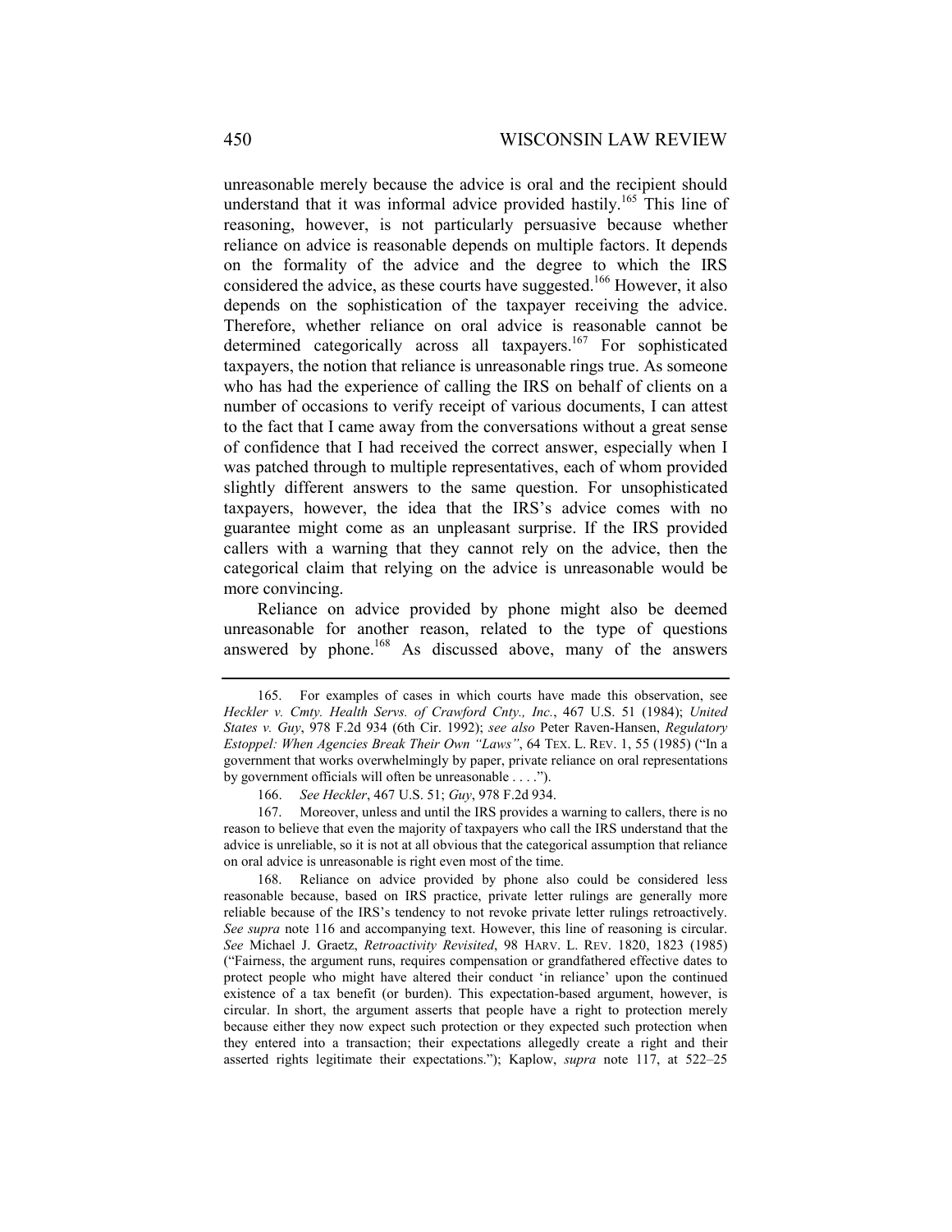unreasonable merely because the advice is oral and the recipient should understand that it was informal advice provided hastily.[165] This line of reasoning, however, is not particularly persuasive because whether reliance on advice is reasonable depends on multiple factors. It depends on the formality of the advice and the degree to which the IRS considered the advice, as these courts have suggested.[166] However, it also depends on the sophistication of the taxpayer receiving the advice. Therefore, whether reliance on oral advice is reasonable cannot be determined categorically across all taxpayers.[167] For sophisticated taxpayers, the notion that reliance is unreasonable rings true. As someone who has had the experience of calling the IRS on behalf of clients on a number of occasions to verify receipt of various documents, I can attest to the fact that I came away from the conversations without a great sense of confidence that I had received the correct answer, especially when I was patched through to multiple representatives, each of whom provided slightly different answers to the same question. For unsophisticated taxpayers, however, the idea that the IRS's advice comes with no guarantee might come as an unpleasant surprise. If the IRS provided callers with a warning that they cannot rely on the advice, then the categorical claim that relying on the advice is unreasonable would be more convincing.

Reliance on advice provided by phone might also be deemed unreasonable for another reason, related to the type of questions answered by phone.[168] As discussed above, many of the answers

---

165. For examples of cases in which courts have made this observation, see *Heckler v. Cmty. Health Servs. of Crawford Cnty., Inc.*, 467 U.S. 51 (1984); *United States v. Guy*, 978 F.2d 934 (6th Cir. 1992); *see also* Peter Raven-Hansen, *Regulatory Estoppel: When Agencies Break Their Own "Laws"*, 64 TEX. L. REV. 1, 55 (1985) ("In a government that works overwhelmingly by paper, private reliance on oral representations by government officials will often be unreasonable . . . .").

166. *See Heckler*, 467 U.S. 51; *Guy*, 978 F.2d 934.

167. Moreover, unless and until the IRS provides a warning to callers, there is no reason to believe that even the majority of taxpayers who call the IRS understand that the advice is unreliable, so it is not at all obvious that the categorical assumption that reliance on oral advice is unreasonable is right even most of the time.

168. Reliance on advice provided by phone also could be considered less reasonable because, based on IRS practice, private letter rulings are generally more reliable because of the IRS's tendency to not revoke private letter rulings retroactively. *See supra* note 116 and accompanying text. However, this line of reasoning is circular. *See* Michael J. Graetz, *Retroactivity Revisited*, 98 HARV. L. REV. 1820, 1823 (1985) ("Fairness, the argument runs, requires compensation or grandfathered effective dates to protect people who might have altered their conduct 'in reliance' upon the continued existence of a tax benefit (or burden). This expectation-based argument, however, is circular. In short, the argument asserts that people have a right to protection merely because either they now expect such protection or they expected such protection when they entered into a transaction; their expectations allegedly create a right and their asserted rights legitimate their expectations."); Kaplow, *supra* note 117, at 522–25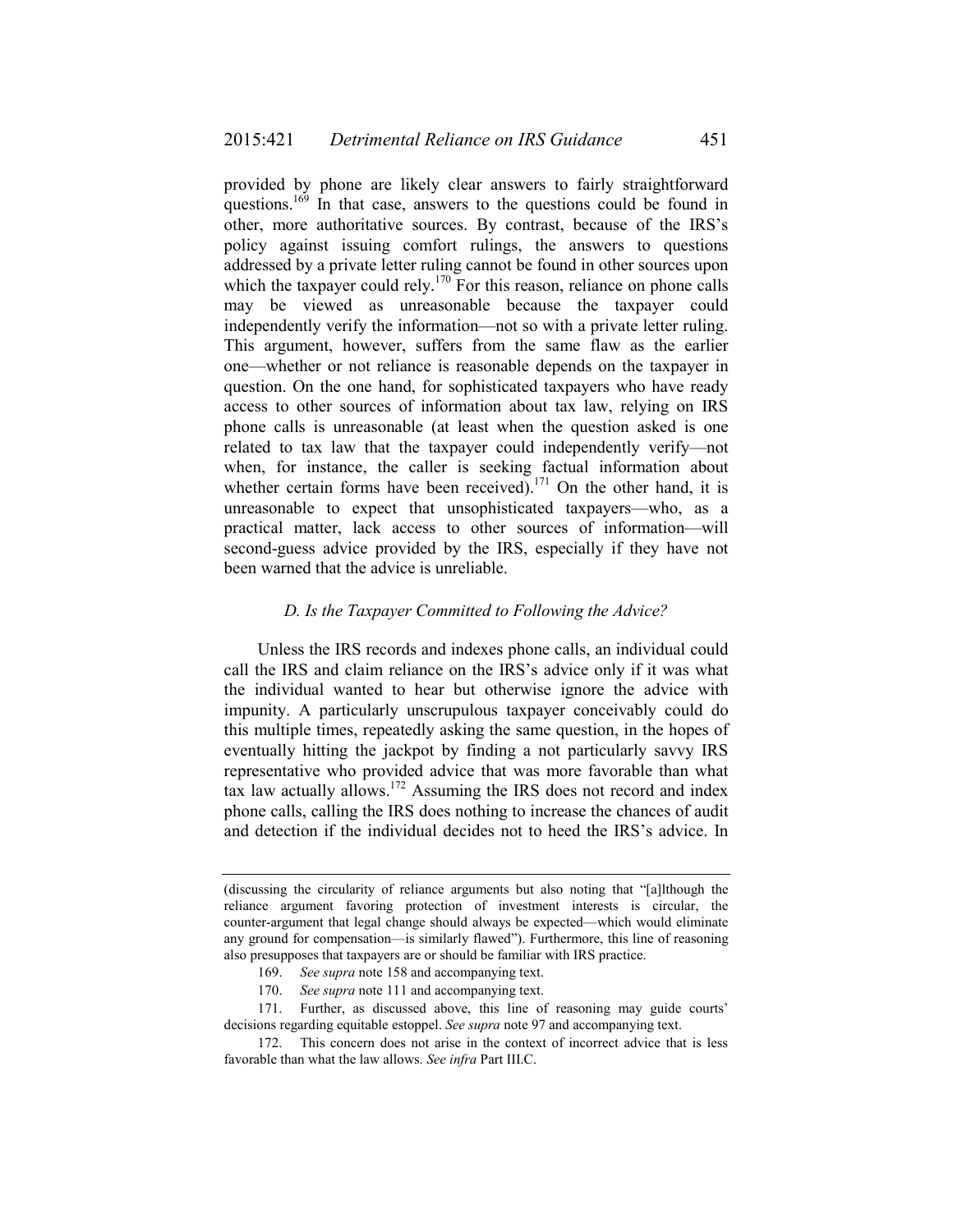provided by phone are likely clear answers to fairly straightforward questions.[169] In that case, answers to the questions could be found in other, more authoritative sources. By contrast, because of the IRS's policy against issuing comfort rulings, the answers to questions addressed by a private letter ruling cannot be found in other sources upon which the taxpayer could rely.[170] For this reason, reliance on phone calls may be viewed as unreasonable because the taxpayer could independently verify the information—not so with a private letter ruling. This argument, however, suffers from the same flaw as the earlier one—whether or not reliance is reasonable depends on the taxpayer in question. On the one hand, for sophisticated taxpayers who have ready access to other sources of information about tax law, relying on IRS phone calls is unreasonable (at least when the question asked is one related to tax law that the taxpayer could independently verify—not when, for instance, the caller is seeking factual information about whether certain forms have been received).[171] On the other hand, it is unreasonable to expect that unsophisticated taxpayers—who, as a practical matter, lack access to other sources of information—will second-guess advice provided by the IRS, especially if they have not been warned that the advice is unreliable.

### *D. Is the Taxpayer Committed to Following the Advice?*

Unless the IRS records and indexes phone calls, an individual could call the IRS and claim reliance on the IRS's advice only if it was what the individual wanted to hear but otherwise ignore the advice with impunity. A particularly unscrupulous taxpayer conceivably could do this multiple times, repeatedly asking the same question, in the hopes of eventually hitting the jackpot by finding a not particularly savvy IRS representative who provided advice that was more favorable than what tax law actually allows.[172] Assuming the IRS does not record and index phone calls, calling the IRS does nothing to increase the chances of audit and detection if the individual decides not to heed the IRS's advice. In

---

(discussing the circularity of reliance arguments but also noting that "[a]lthough the reliance argument favoring protection of investment interests is circular, the counter-argument that legal change should always be expected—which would eliminate any ground for compensation—is similarly flawed"). Furthermore, this line of reasoning also presupposes that taxpayers are or should be familiar with IRS practice.

169. *See supra* note 158 and accompanying text.

170. *See supra* note 111 and accompanying text.

171. Further, as discussed above, this line of reasoning may guide courts' decisions regarding equitable estoppel. *See supra* note 97 and accompanying text.

172. This concern does not arise in the context of incorrect advice that is less favorable than what the law allows. *See infra* Part III.C.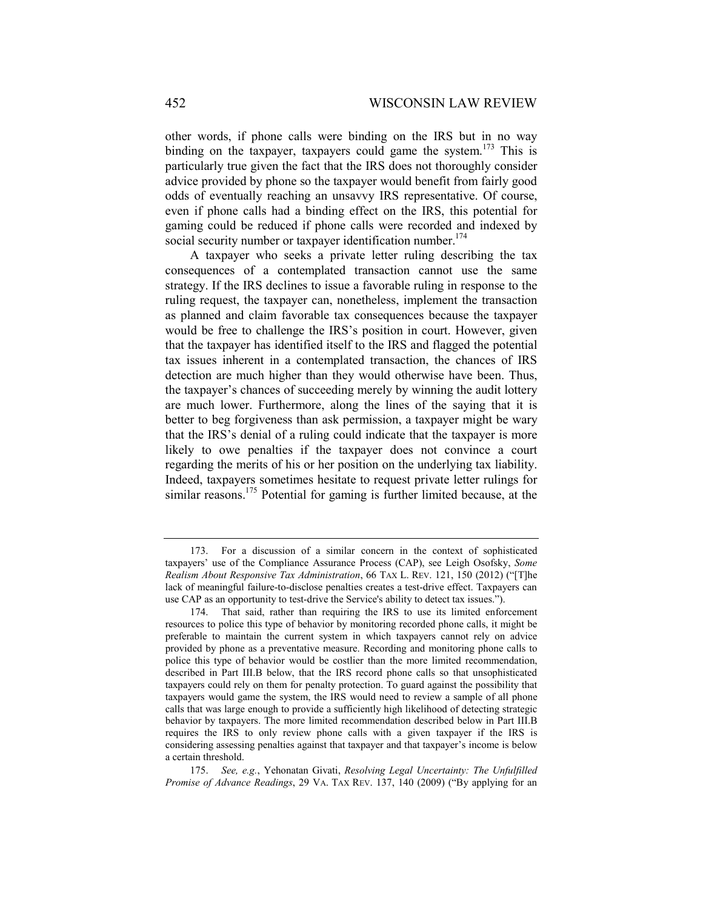other words, if phone calls were binding on the IRS but in no way binding on the taxpayer, taxpayers could game the system.[173] This is particularly true given the fact that the IRS does not thoroughly consider advice provided by phone so the taxpayer would benefit from fairly good odds of eventually reaching an unsavvy IRS representative. Of course, even if phone calls had a binding effect on the IRS, this potential for gaming could be reduced if phone calls were recorded and indexed by social security number or taxpayer identification number.[174]

A taxpayer who seeks a private letter ruling describing the tax consequences of a contemplated transaction cannot use the same strategy. If the IRS declines to issue a favorable ruling in response to the ruling request, the taxpayer can, nonetheless, implement the transaction as planned and claim favorable tax consequences because the taxpayer would be free to challenge the IRS's position in court. However, given that the taxpayer has identified itself to the IRS and flagged the potential tax issues inherent in a contemplated transaction, the chances of IRS detection are much higher than they would otherwise have been. Thus, the taxpayer's chances of succeeding merely by winning the audit lottery are much lower. Furthermore, along the lines of the saying that it is better to beg forgiveness than ask permission, a taxpayer might be wary that the IRS's denial of a ruling could indicate that the taxpayer is more likely to owe penalties if the taxpayer does not convince a court regarding the merits of his or her position on the underlying tax liability. Indeed, taxpayers sometimes hesitate to request private letter rulings for similar reasons.[175] Potential for gaming is further limited because, at the

---

173. For a discussion of a similar concern in the context of sophisticated taxpayers' use of the Compliance Assurance Process (CAP), see Leigh Osofsky, *Some Realism About Responsive Tax Administration*, 66 TAX L. REV. 121, 150 (2012) ("[T]he lack of meaningful failure-to-disclose penalties creates a test-drive effect. Taxpayers can use CAP as an opportunity to test-drive the Service's ability to detect tax issues.").

174. That said, rather than requiring the IRS to use its limited enforcement resources to police this type of behavior by monitoring recorded phone calls, it might be preferable to maintain the current system in which taxpayers cannot rely on advice provided by phone as a preventative measure. Recording and monitoring phone calls to police this type of behavior would be costlier than the more limited recommendation, described in Part III.B below, that the IRS record phone calls so that unsophisticated taxpayers could rely on them for penalty protection. To guard against the possibility that taxpayers would game the system, the IRS would need to review a sample of all phone calls that was large enough to provide a sufficiently high likelihood of detecting strategic behavior by taxpayers. The more limited recommendation described below in Part III.B requires the IRS to only review phone calls with a given taxpayer if the IRS is considering assessing penalties against that taxpayer and that taxpayer's income is below a certain threshold.

175. *See, e.g.*, Yehonatan Givati, *Resolving Legal Uncertainty: The Unfulfilled Promise of Advance Readings*, 29 VA. TAX REV. 137, 140 (2009) ("By applying for an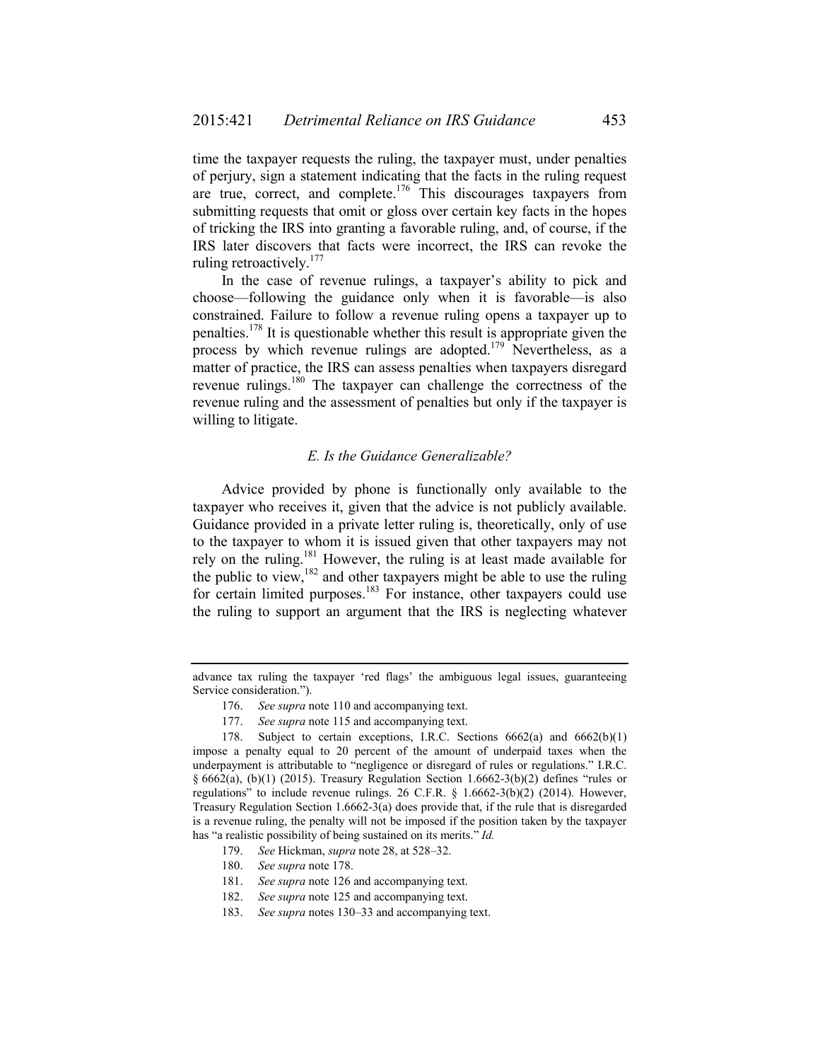time the taxpayer requests the ruling, the taxpayer must, under penalties of perjury, sign a statement indicating that the facts in the ruling request are true, correct, and complete.[176] This discourages taxpayers from submitting requests that omit or gloss over certain key facts in the hopes of tricking the IRS into granting a favorable ruling, and, of course, if the IRS later discovers that facts were incorrect, the IRS can revoke the ruling retroactively.[177]

In the case of revenue rulings, a taxpayer's ability to pick and choose—following the guidance only when it is favorable—is also constrained. Failure to follow a revenue ruling opens a taxpayer up to penalties.[178] It is questionable whether this result is appropriate given the process by which revenue rulings are adopted.[179] Nevertheless, as a matter of practice, the IRS can assess penalties when taxpayers disregard revenue rulings.[180] The taxpayer can challenge the correctness of the revenue ruling and the assessment of penalties but only if the taxpayer is willing to litigate.

### *E. Is the Guidance Generalizable?*

Advice provided by phone is functionally only available to the taxpayer who receives it, given that the advice is not publicly available. Guidance provided in a private letter ruling is, theoretically, only of use to the taxpayer to whom it is issued given that other taxpayers may not rely on the ruling.[181] However, the ruling is at least made available for the public to view,[182] and other taxpayers might be able to use the ruling for certain limited purposes.[183] For instance, other taxpayers could use the ruling to support an argument that the IRS is neglecting whatever

---

advance tax ruling the taxpayer 'red flags' the ambiguous legal issues, guaranteeing Service consideration.").

176. *See supra* note 110 and accompanying text.

177. *See supra* note 115 and accompanying text.

178. Subject to certain exceptions, I.R.C. Sections 6662(a) and 6662(b)(1) impose a penalty equal to 20 percent of the amount of underpaid taxes when the underpayment is attributable to "negligence or disregard of rules or regulations." I.R.C. § 6662(a), (b)(1) (2015). Treasury Regulation Section 1.6662-3(b)(2) defines "rules or regulations" to include revenue rulings. 26 C.F.R. § 1.6662-3(b)(2) (2014). However, Treasury Regulation Section 1.6662-3(a) does provide that, if the rule that is disregarded is a revenue ruling, the penalty will not be imposed if the position taken by the taxpayer has "a realistic possibility of being sustained on its merits." *Id.*

179. *See* Hickman, *supra* note 28, at 528–32.

180. *See supra* note 178.

181. *See supra* note 126 and accompanying text.

182. *See supra* note 125 and accompanying text.

183. *See supra* notes 130–33 and accompanying text.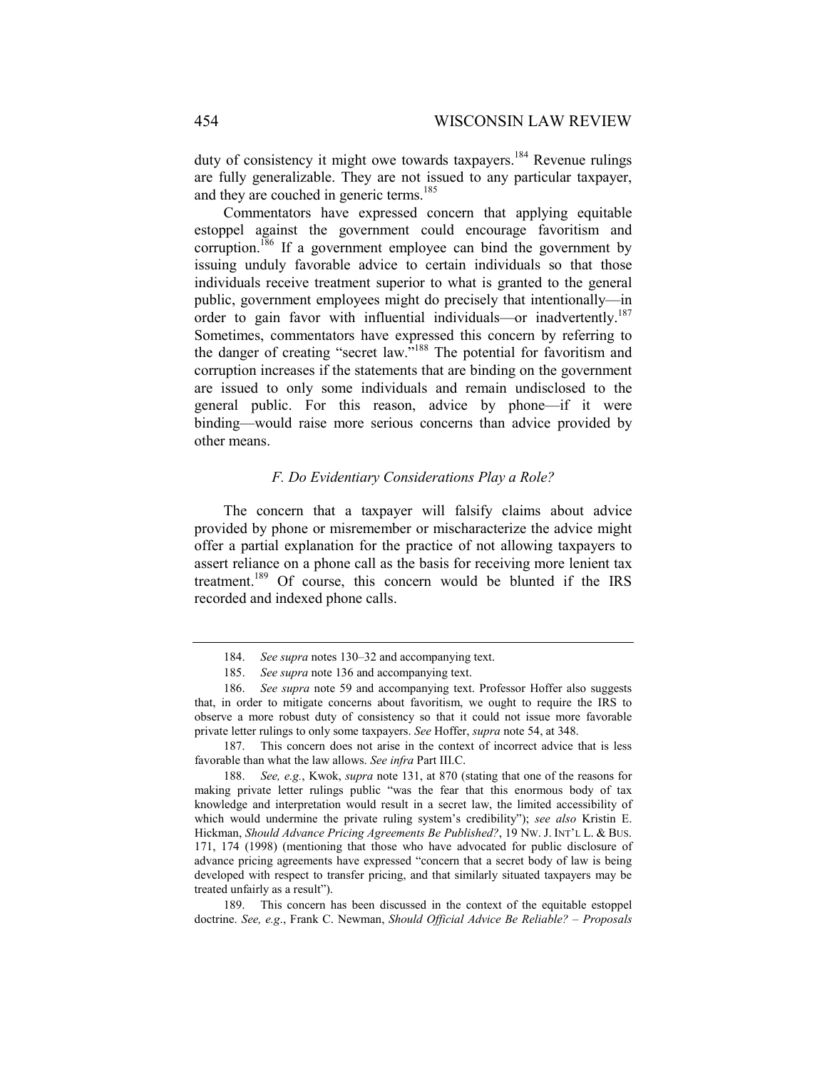duty of consistency it might owe towards taxpayers.[184] Revenue rulings are fully generalizable. They are not issued to any particular taxpayer, and they are couched in generic terms.[185]

Commentators have expressed concern that applying equitable estoppel against the government could encourage favoritism and corruption.[186] If a government employee can bind the government by issuing unduly favorable advice to certain individuals so that those individuals receive treatment superior to what is granted to the general public, government employees might do precisely that intentionally—in order to gain favor with influential individuals—or inadvertently.[187] Sometimes, commentators have expressed this concern by referring to the danger of creating "secret law."[188] The potential for favoritism and corruption increases if the statements that are binding on the government are issued to only some individuals and remain undisclosed to the general public. For this reason, advice by phone—if it were binding—would raise more serious concerns than advice provided by other means.

### *F. Do Evidentiary Considerations Play a Role?*

The concern that a taxpayer will falsify claims about advice provided by phone or misremember or mischaracterize the advice might offer a partial explanation for the practice of not allowing taxpayers to assert reliance on a phone call as the basis for receiving more lenient tax treatment.[189] Of course, this concern would be blunted if the IRS recorded and indexed phone calls.

---

184. *See supra* notes 130–32 and accompanying text.

185. *See supra* note 136 and accompanying text.

186. *See supra* note 59 and accompanying text. Professor Hoffer also suggests that, in order to mitigate concerns about favoritism, we ought to require the IRS to observe a more robust duty of consistency so that it could not issue more favorable private letter rulings to only some taxpayers. *See* Hoffer, *supra* note 54, at 348.

187. This concern does not arise in the context of incorrect advice that is less favorable than what the law allows. *See infra* Part III.C.

188. *See, e.g.*, Kwok, *supra* note 131, at 870 (stating that one of the reasons for making private letter rulings public "was the fear that this enormous body of tax knowledge and interpretation would result in a secret law, the limited accessibility of which would undermine the private ruling system's credibility"); *see also* Kristin E. Hickman, *Should Advance Pricing Agreements Be Published?*, 19 NW. J. INT'L L. & BUS. 171, 174 (1998) (mentioning that those who have advocated for public disclosure of advance pricing agreements have expressed "concern that a secret body of law is being developed with respect to transfer pricing, and that similarly situated taxpayers may be treated unfairly as a result").

189. This concern has been discussed in the context of the equitable estoppel doctrine. *See, e.g.*, Frank C. Newman, *Should Official Advice Be Reliable? – Proposals*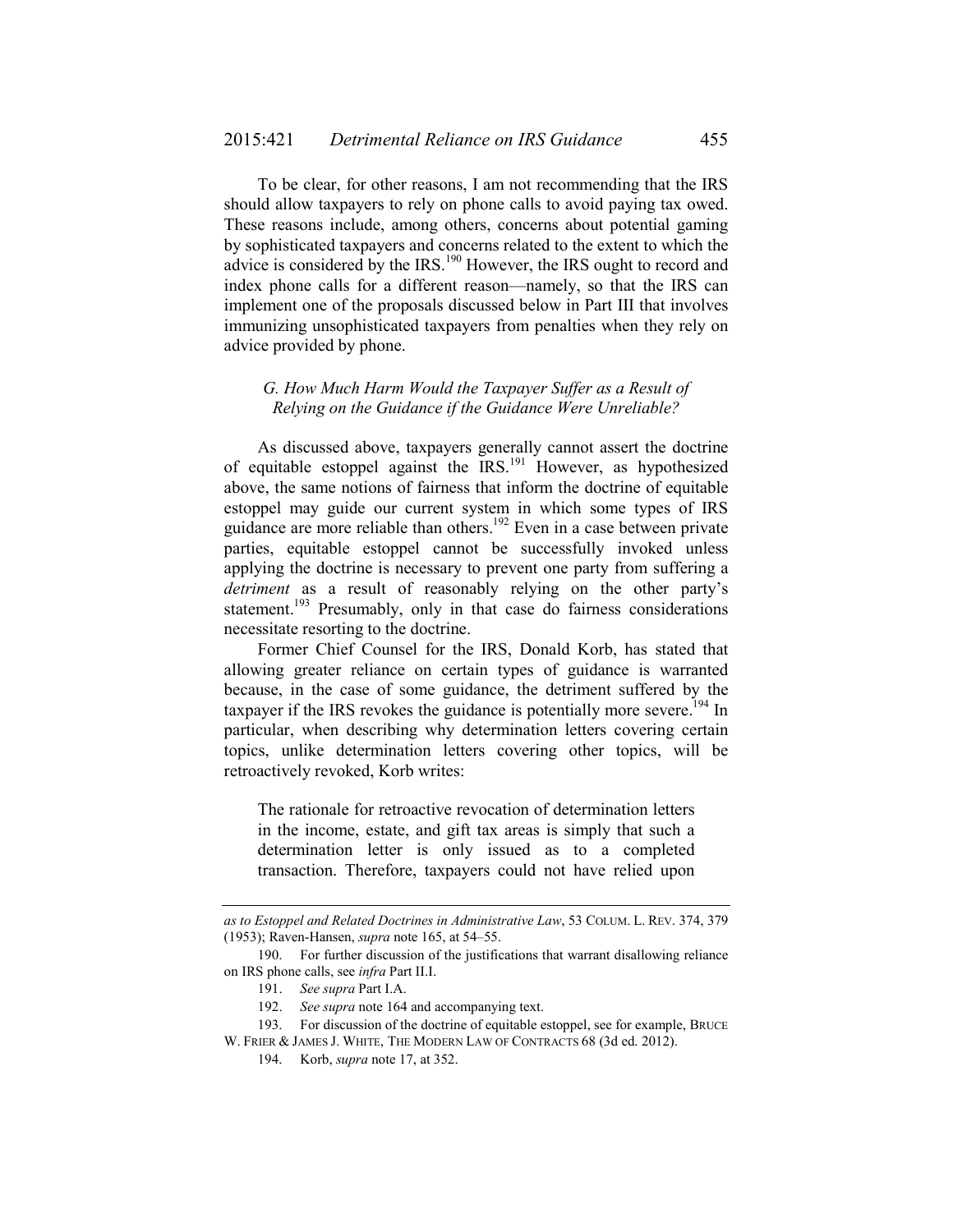To be clear, for other reasons, I am not recommending that the IRS should allow taxpayers to rely on phone calls to avoid paying tax owed. These reasons include, among others, concerns about potential gaming by sophisticated taxpayers and concerns related to the extent to which the advice is considered by the IRS.[190] However, the IRS ought to record and index phone calls for a different reason—namely, so that the IRS can implement one of the proposals discussed below in Part III that involves immunizing unsophisticated taxpayers from penalties when they rely on advice provided by phone.

### *G. How Much Harm Would the Taxpayer Suffer as a Result of Relying on the Guidance if the Guidance Were Unreliable?*

As discussed above, taxpayers generally cannot assert the doctrine of equitable estoppel against the IRS.[191] However, as hypothesized above, the same notions of fairness that inform the doctrine of equitable estoppel may guide our current system in which some types of IRS guidance are more reliable than others.[192] Even in a case between private parties, equitable estoppel cannot be successfully invoked unless applying the doctrine is necessary to prevent one party from suffering a *detriment* as a result of reasonably relying on the other party's statement.[193] Presumably, only in that case do fairness considerations necessitate resorting to the doctrine.

Former Chief Counsel for the IRS, Donald Korb, has stated that allowing greater reliance on certain types of guidance is warranted because, in the case of some guidance, the detriment suffered by the taxpayer if the IRS revokes the guidance is potentially more severe.[194] In particular, when describing why determination letters covering certain topics, unlike determination letters covering other topics, will be retroactively revoked, Korb writes:

> The rationale for retroactive revocation of determination letters in the income, estate, and gift tax areas is simply that such a determination letter is only issued as to a completed transaction. Therefore, taxpayers could not have relied upon

---

*as to Estoppel and Related Doctrines in Administrative Law*, 53 COLUM. L. REV. 374, 379 (1953); Raven-Hansen, *supra* note 165, at 54–55.

190. For further discussion of the justifications that warrant disallowing reliance on IRS phone calls, see *infra* Part II.I.

191. *See supra* Part I.A.

192. *See supra* note 164 and accompanying text.

193. For discussion of the doctrine of equitable estoppel, see for example, BRUCE W. FRIER & JAMES J. WHITE, THE MODERN LAW OF CONTRACTS 68 (3d ed. 2012).

194. Korb, *supra* note 17, at 352.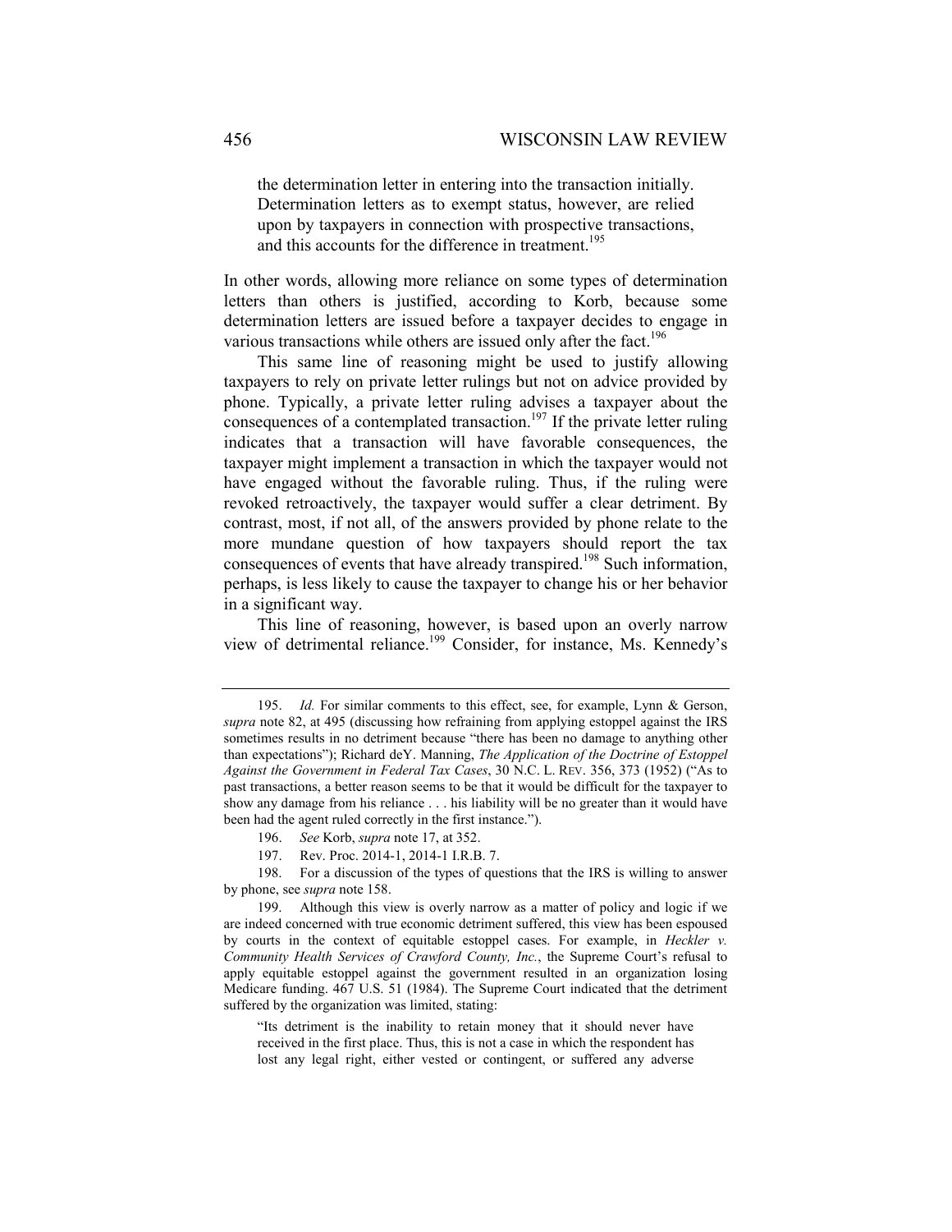the determination letter in entering into the transaction initially. Determination letters as to exempt status, however, are relied upon by taxpayers in connection with prospective transactions, and this accounts for the difference in treatment.[195]

In other words, allowing more reliance on some types of determination letters than others is justified, according to Korb, because some determination letters are issued before a taxpayer decides to engage in various transactions while others are issued only after the fact.[196]

This same line of reasoning might be used to justify allowing taxpayers to rely on private letter rulings but not on advice provided by phone. Typically, a private letter ruling advises a taxpayer about the consequences of a contemplated transaction.[197] If the private letter ruling indicates that a transaction will have favorable consequences, the taxpayer might implement a transaction in which the taxpayer would not have engaged without the favorable ruling. Thus, if the ruling were revoked retroactively, the taxpayer would suffer a clear detriment. By contrast, most, if not all, of the answers provided by phone relate to the more mundane question of how taxpayers should report the tax consequences of events that have already transpired.[198] Such information, perhaps, is less likely to cause the taxpayer to change his or her behavior in a significant way.

This line of reasoning, however, is based upon an overly narrow view of detrimental reliance.[199] Consider, for instance, Ms. Kennedy's

---

195. *Id.* For similar comments to this effect, see, for example, Lynn & Gerson, *supra* note 82, at 495 (discussing how refraining from applying estoppel against the IRS sometimes results in no detriment because "there has been no damage to anything other than expectations"); Richard deY. Manning, *The Application of the Doctrine of Estoppel Against the Government in Federal Tax Cases*, 30 N.C. L. REV. 356, 373 (1952) ("As to past transactions, a better reason seems to be that it would be difficult for the taxpayer to show any damage from his reliance . . . his liability will be no greater than it would have been had the agent ruled correctly in the first instance.").

196. *See* Korb, *supra* note 17, at 352.

197. Rev. Proc. 2014-1, 2014-1 I.R.B. 7.

198. For a discussion of the types of questions that the IRS is willing to answer by phone, see *supra* note 158.

199. Although this view is overly narrow as a matter of policy and logic if we are indeed concerned with true economic detriment suffered, this view has been espoused by courts in the context of equitable estoppel cases. For example, in *Heckler v. Community Health Services of Crawford County, Inc.*, the Supreme Court's refusal to apply equitable estoppel against the government resulted in an organization losing Medicare funding. 467 U.S. 51 (1984). The Supreme Court indicated that the detriment suffered by the organization was limited, stating:

> "Its detriment is the inability to retain money that it should never have received in the first place. Thus, this is not a case in which the respondent has lost any legal right, either vested or contingent, or suffered any adverse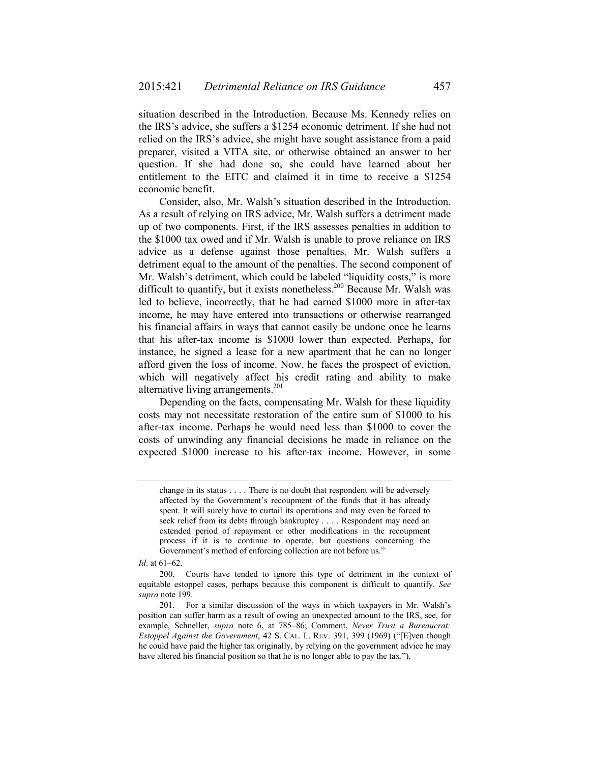situation described in the Introduction. Because Ms. Kennedy relies on the IRS's advice, she suffers a $1254 economic detriment. If she had not relied on the IRS's advice, she might have sought assistance from a paid preparer, visited a VITA site, or otherwise obtained an answer to her question. If she had done so, she could have learned about her entitlement to the EITC and claimed it in time to receive a $1254 economic benefit.

Consider, also, Mr. Walsh's situation described in the Introduction. As a result of relying on IRS advice, Mr. Walsh suffers a detriment made up of two components. First, if the IRS assesses penalties in addition to the $1000 tax owed and if Mr. Walsh is unable to prove reliance on IRS advice as a defense against those penalties, Mr. Walsh suffers a detriment equal to the amount of the penalties. The second component of Mr. Walsh's detriment, which could be labeled "liquidity costs," is more difficult to quantify, but it exists nonetheless.[200] Because Mr. Walsh was led to believe, incorrectly, that he had earned $1000 more in after-tax income, he may have entered into transactions or otherwise rearranged his financial affairs in ways that cannot easily be undone once he learns that his after-tax income is $1000 lower than expected. Perhaps, for instance, he signed a lease for a new apartment that he can no longer afford given the loss of income. Now, he faces the prospect of eviction, which will negatively affect his credit rating and ability to make alternative living arrangements.[201]

Depending on the facts, compensating Mr. Walsh for these liquidity costs may not necessitate restoration of the entire sum of $1000 to his after-tax income. Perhaps he would need less than $1000 to cover the costs of unwinding any financial decisions he made in reliance on the expected $1000 increase to his after-tax income. However, in some

---

change in its status . . . . There is no doubt that respondent will be adversely affected by the Government's recoupment of the funds that it has already spent. It will surely have to curtail its operations and may even be forced to seek relief from its debts through bankruptcy . . . . Respondent may need an extended period of repayment or other modifications in the recoupment process if it is to continue to operate, but questions concerning the Government's method of enforcing collection are not before us."

*Id*. at 61–62.

200. Courts have tended to ignore this type of detriment in the context of equitable estoppel cases, perhaps because this component is difficult to quantify. *See supra* note 199.

201. For a similar discussion of the ways in which taxpayers in Mr. Walsh's position can suffer harm as a result of owing an unexpected amount to the IRS, see, for example, Schneller, *supra* note 6, at 785–86; Comment, *Never Trust a Bureaucrat: Estoppel Against the Government*, 42 S. CAL. L. REV. 391, 399 (1969) ("[E]ven though he could have paid the higher tax originally, by relying on the government advice he may have altered his financial position so that he is no longer able to pay the tax.").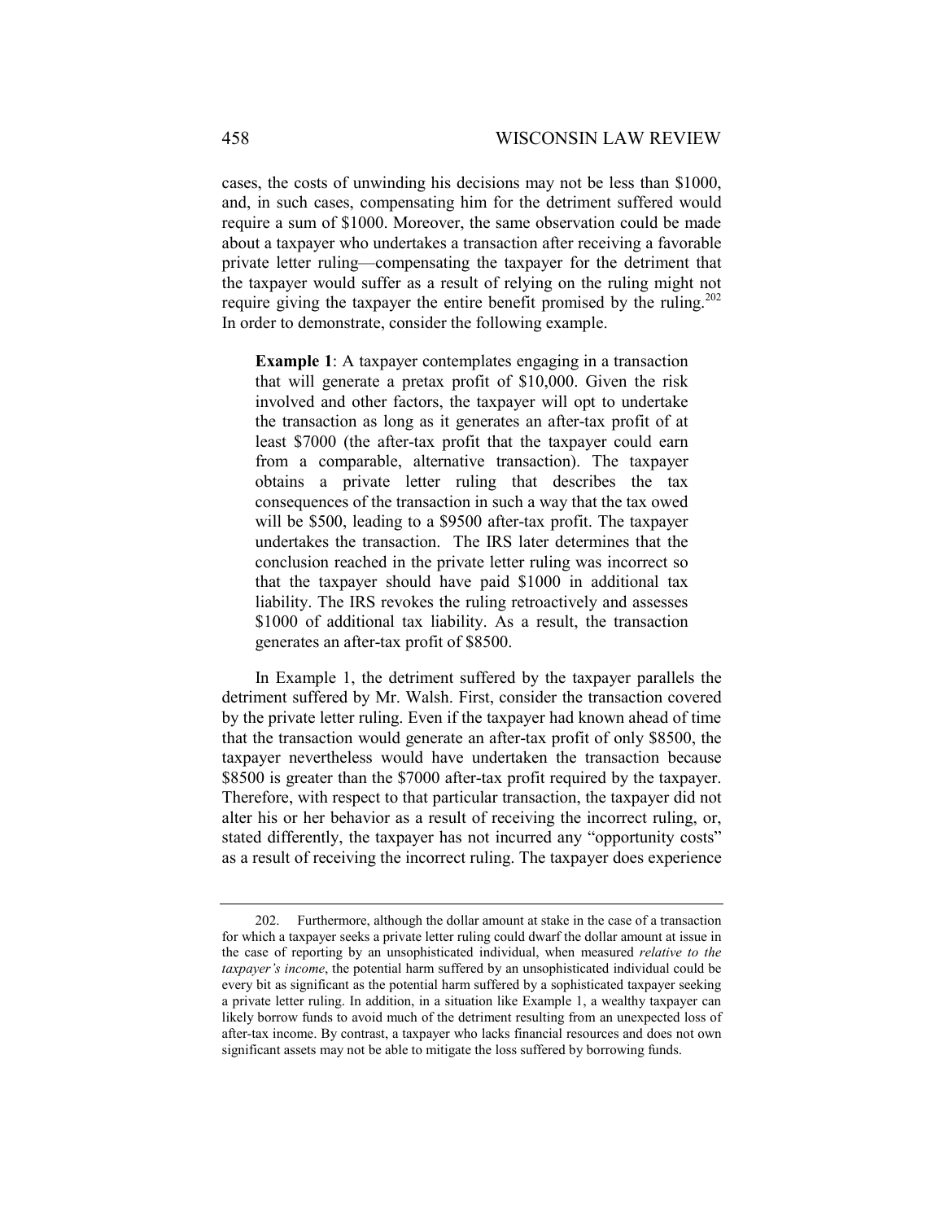cases, the costs of unwinding his decisions may not be less than \$1000, and, in such cases, compensating him for the detriment suffered would require a sum of \$1000. Moreover, the same observation could be made about a taxpayer who undertakes a transaction after receiving a favorable private letter ruling—compensating the taxpayer for the detriment that the taxpayer would suffer as a result of relying on the ruling might not require giving the taxpayer the entire benefit promised by the ruling.[202] In order to demonstrate, consider the following example.

> **Example 1**: A taxpayer contemplates engaging in a transaction that will generate a pretax profit of \$10,000. Given the risk involved and other factors, the taxpayer will opt to undertake the transaction as long as it generates an after-tax profit of at least \$7000 (the after-tax profit that the taxpayer could earn from a comparable, alternative transaction). The taxpayer obtains a private letter ruling that describes the tax consequences of the transaction in such a way that the tax owed will be \$500, leading to a \$9500 after-tax profit. The taxpayer undertakes the transaction. The IRS later determines that the conclusion reached in the private letter ruling was incorrect so that the taxpayer should have paid \$1000 in additional tax liability. The IRS revokes the ruling retroactively and assesses \$1000 of additional tax liability. As a result, the transaction generates an after-tax profit of \$8500.

In Example 1, the detriment suffered by the taxpayer parallels the detriment suffered by Mr. Walsh. First, consider the transaction covered by the private letter ruling. Even if the taxpayer had known ahead of time that the transaction would generate an after-tax profit of only \$8500, the taxpayer nevertheless would have undertaken the transaction because \$8500 is greater than the \$7000 after-tax profit required by the taxpayer. Therefore, with respect to that particular transaction, the taxpayer did not alter his or her behavior as a result of receiving the incorrect ruling, or, stated differently, the taxpayer has not incurred any "opportunity costs" as a result of receiving the incorrect ruling. The taxpayer does experience

---

202. Furthermore, although the dollar amount at stake in the case of a transaction for which a taxpayer seeks a private letter ruling could dwarf the dollar amount at issue in the case of reporting by an unsophisticated individual, when measured *relative to the taxpayer's income*, the potential harm suffered by an unsophisticated individual could be every bit as significant as the potential harm suffered by a sophisticated taxpayer seeking a private letter ruling. In addition, in a situation like Example 1, a wealthy taxpayer can likely borrow funds to avoid much of the detriment resulting from an unexpected loss of after-tax income. By contrast, a taxpayer who lacks financial resources and does not own significant assets may not be able to mitigate the loss suffered by borrowing funds.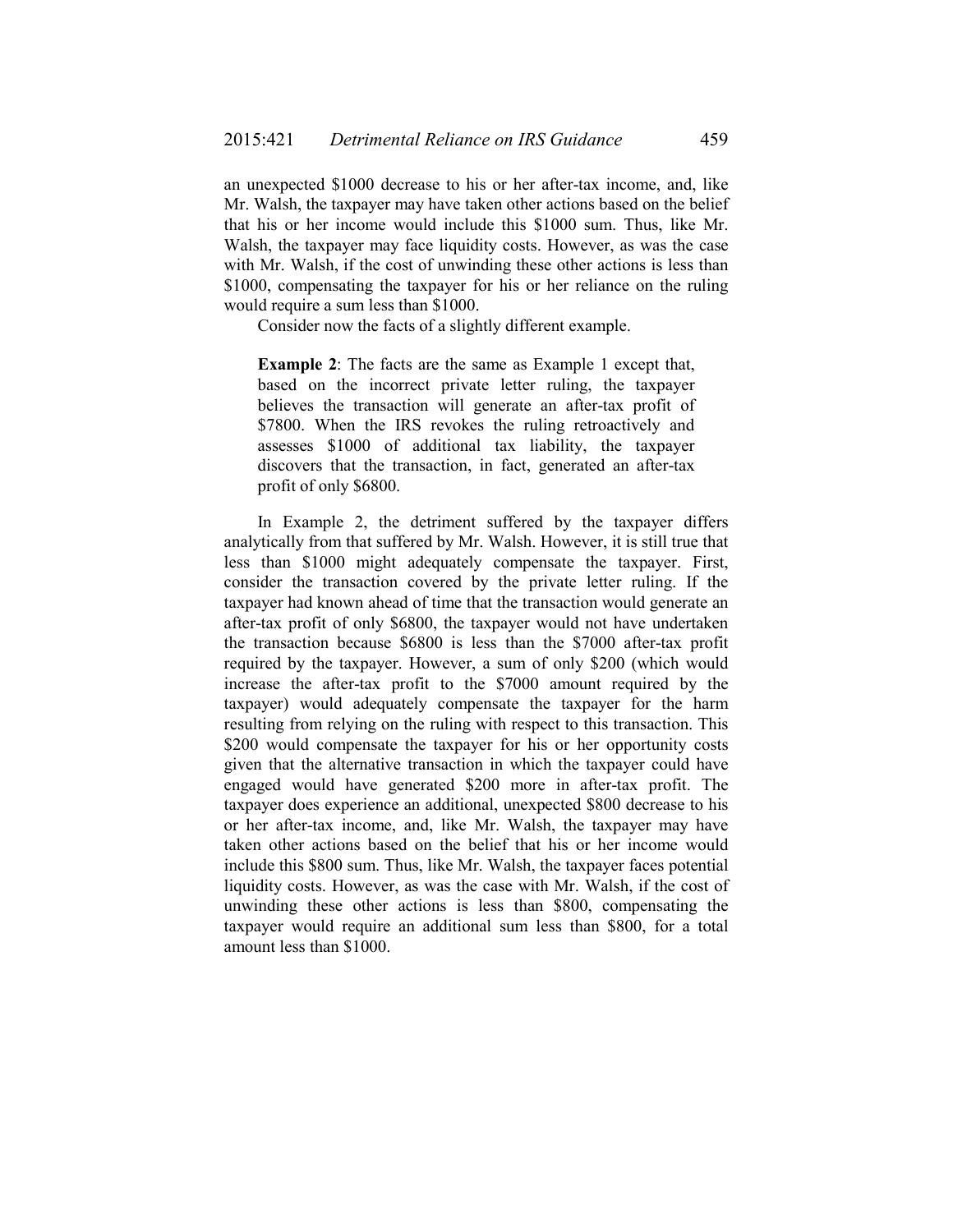an unexpected $1000 decrease to his or her after-tax income, and, like Mr. Walsh, the taxpayer may have taken other actions based on the belief that his or her income would include this $1000 sum. Thus, like Mr. Walsh, the taxpayer may face liquidity costs. However, as was the case with Mr. Walsh, if the cost of unwinding these other actions is less than $1000, compensating the taxpayer for his or her reliance on the ruling would require a sum less than $1000.

Consider now the facts of a slightly different example.

> **Example 2**: The facts are the same as Example 1 except that, based on the incorrect private letter ruling, the taxpayer believes the transaction will generate an after-tax profit of $7800. When the IRS revokes the ruling retroactively and assesses $1000 of additional tax liability, the taxpayer discovers that the transaction, in fact, generated an after-tax profit of only $6800.

In Example 2, the detriment suffered by the taxpayer differs analytically from that suffered by Mr. Walsh. However, it is still true that less than $1000 might adequately compensate the taxpayer. First, consider the transaction covered by the private letter ruling. If the taxpayer had known ahead of time that the transaction would generate an after-tax profit of only $6800, the taxpayer would not have undertaken the transaction because $6800 is less than the $7000 after-tax profit required by the taxpayer. However, a sum of only $200 (which would increase the after-tax profit to the $7000 amount required by the taxpayer) would adequately compensate the taxpayer for the harm resulting from relying on the ruling with respect to this transaction. This $200 would compensate the taxpayer for his or her opportunity costs given that the alternative transaction in which the taxpayer could have engaged would have generated $200 more in after-tax profit. The taxpayer does experience an additional, unexpected $800 decrease to his or her after-tax income, and, like Mr. Walsh, the taxpayer may have taken other actions based on the belief that his or her income would include this $800 sum. Thus, like Mr. Walsh, the taxpayer faces potential liquidity costs. However, as was the case with Mr. Walsh, if the cost of unwinding these other actions is less than $800, compensating the taxpayer would require an additional sum less than $800, for a total amount less than $1000.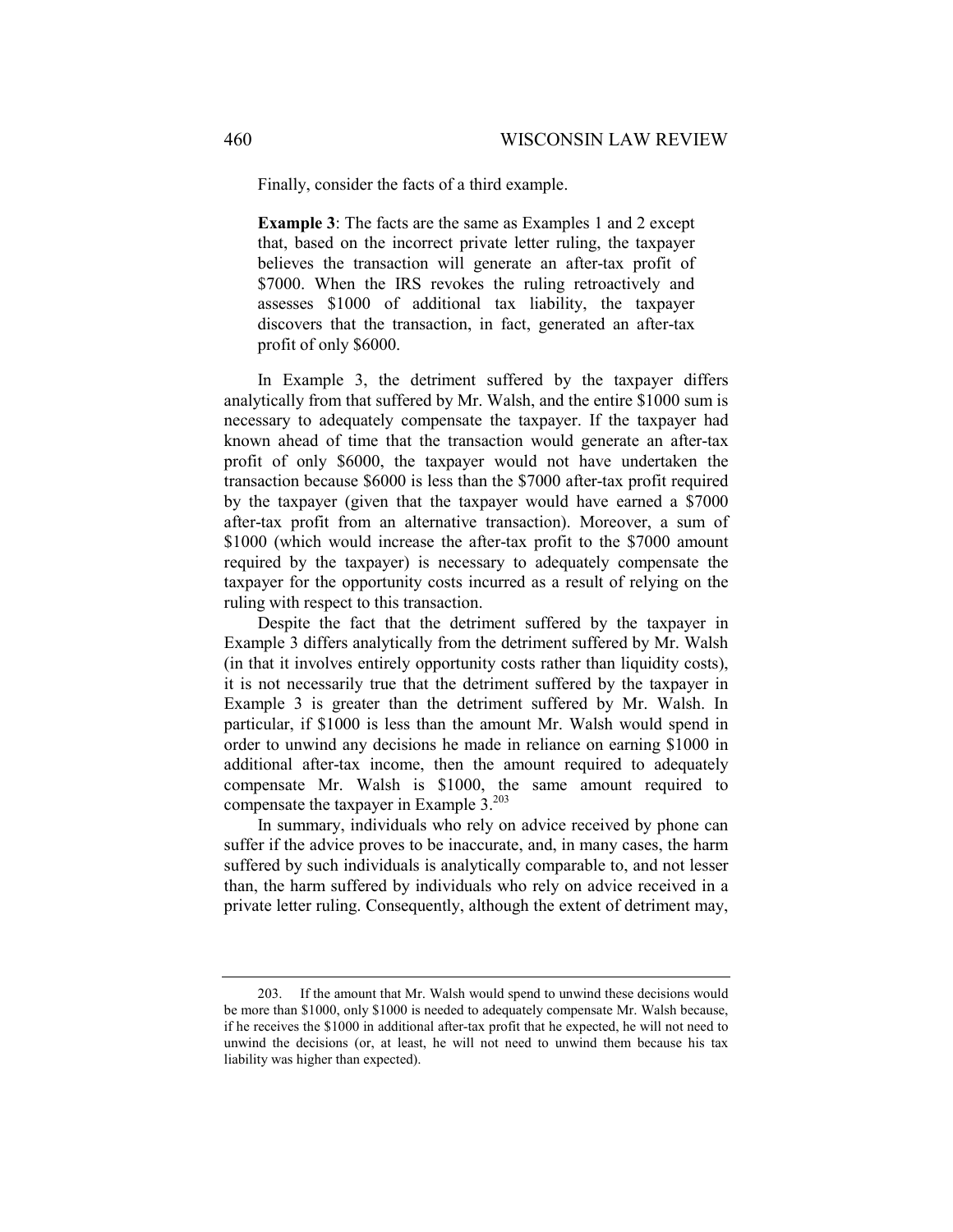Finally, consider the facts of a third example.

> **Example 3**: The facts are the same as Examples 1 and 2 except that, based on the incorrect private letter ruling, the taxpayer believes the transaction will generate an after-tax profit of \$7000. When the IRS revokes the ruling retroactively and assesses \$1000 of additional tax liability, the taxpayer discovers that the transaction, in fact, generated an after-tax profit of only \$6000.

In Example 3, the detriment suffered by the taxpayer differs analytically from that suffered by Mr. Walsh, and the entire \$1000 sum is necessary to adequately compensate the taxpayer. If the taxpayer had known ahead of time that the transaction would generate an after-tax profit of only \$6000, the taxpayer would not have undertaken the transaction because \$6000 is less than the \$7000 after-tax profit required by the taxpayer (given that the taxpayer would have earned a \$7000 after-tax profit from an alternative transaction). Moreover, a sum of \$1000 (which would increase the after-tax profit to the \$7000 amount required by the taxpayer) is necessary to adequately compensate the taxpayer for the opportunity costs incurred as a result of relying on the ruling with respect to this transaction.

Despite the fact that the detriment suffered by the taxpayer in Example 3 differs analytically from the detriment suffered by Mr. Walsh (in that it involves entirely opportunity costs rather than liquidity costs), it is not necessarily true that the detriment suffered by the taxpayer in Example 3 is greater than the detriment suffered by Mr. Walsh. In particular, if \$1000 is less than the amount Mr. Walsh would spend in order to unwind any decisions he made in reliance on earning \$1000 in additional after-tax income, then the amount required to adequately compensate Mr. Walsh is \$1000, the same amount required to compensate the taxpayer in Example 3.[203]

In summary, individuals who rely on advice received by phone can suffer if the advice proves to be inaccurate, and, in many cases, the harm suffered by such individuals is analytically comparable to, and not lesser than, the harm suffered by individuals who rely on advice received in a private letter ruling. Consequently, although the extent of detriment may,

---

203. If the amount that Mr. Walsh would spend to unwind these decisions would be more than \$1000, only \$1000 is needed to adequately compensate Mr. Walsh because, if he receives the \$1000 in additional after-tax profit that he expected, he will not need to unwind the decisions (or, at least, he will not need to unwind them because his tax liability was higher than expected).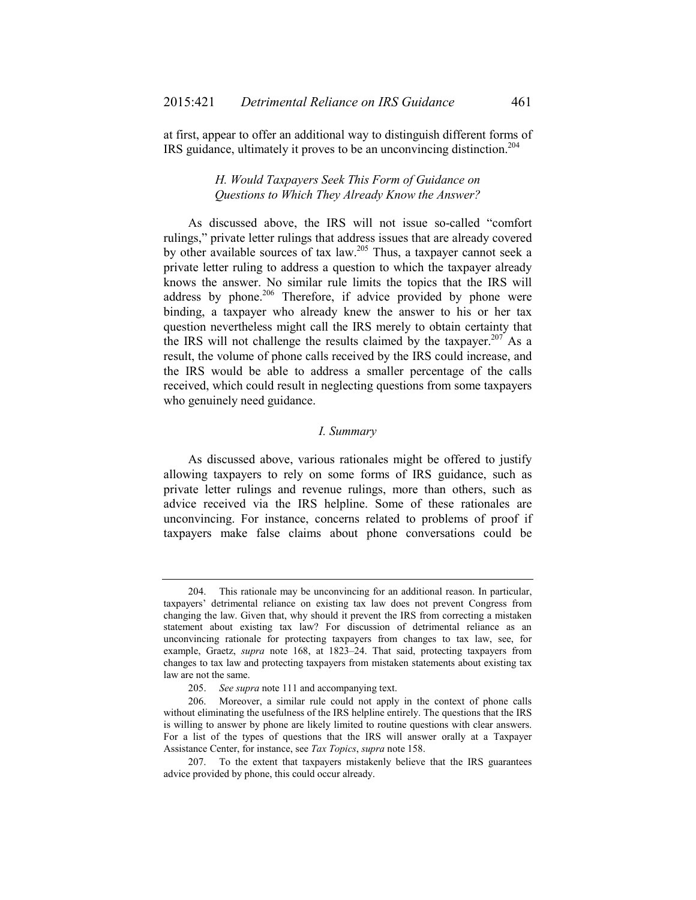at first, appear to offer an additional way to distinguish different forms of IRS guidance, ultimately it proves to be an unconvincing distinction.[204]

### *H. Would Taxpayers Seek This Form of Guidance on Questions to Which They Already Know the Answer?*

As discussed above, the IRS will not issue so-called "comfort rulings," private letter rulings that address issues that are already covered by other available sources of tax law.[205] Thus, a taxpayer cannot seek a private letter ruling to address a question to which the taxpayer already knows the answer. No similar rule limits the topics that the IRS will address by phone.[206] Therefore, if advice provided by phone were binding, a taxpayer who already knew the answer to his or her tax question nevertheless might call the IRS merely to obtain certainty that the IRS will not challenge the results claimed by the taxpayer.[207] As a result, the volume of phone calls received by the IRS could increase, and the IRS would be able to address a smaller percentage of the calls received, which could result in neglecting questions from some taxpayers who genuinely need guidance.

### *I. Summary*

As discussed above, various rationales might be offered to justify allowing taxpayers to rely on some forms of IRS guidance, such as private letter rulings and revenue rulings, more than others, such as advice received via the IRS helpline. Some of these rationales are unconvincing. For instance, concerns related to problems of proof if taxpayers make false claims about phone conversations could be

---

204. This rationale may be unconvincing for an additional reason. In particular, taxpayers' detrimental reliance on existing tax law does not prevent Congress from changing the law. Given that, why should it prevent the IRS from correcting a mistaken statement about existing tax law? For discussion of detrimental reliance as an unconvincing rationale for protecting taxpayers from changes to tax law, see, for example, Graetz, *supra* note 168, at 1823–24. That said, protecting taxpayers from changes to tax law and protecting taxpayers from mistaken statements about existing tax law are not the same.

205. *See supra* note 111 and accompanying text.

206. Moreover, a similar rule could not apply in the context of phone calls without eliminating the usefulness of the IRS helpline entirely. The questions that the IRS is willing to answer by phone are likely limited to routine questions with clear answers. For a list of the types of questions that the IRS will answer orally at a Taxpayer Assistance Center, for instance, see *Tax Topics*, *supra* note 158.

207. To the extent that taxpayers mistakenly believe that the IRS guarantees advice provided by phone, this could occur already.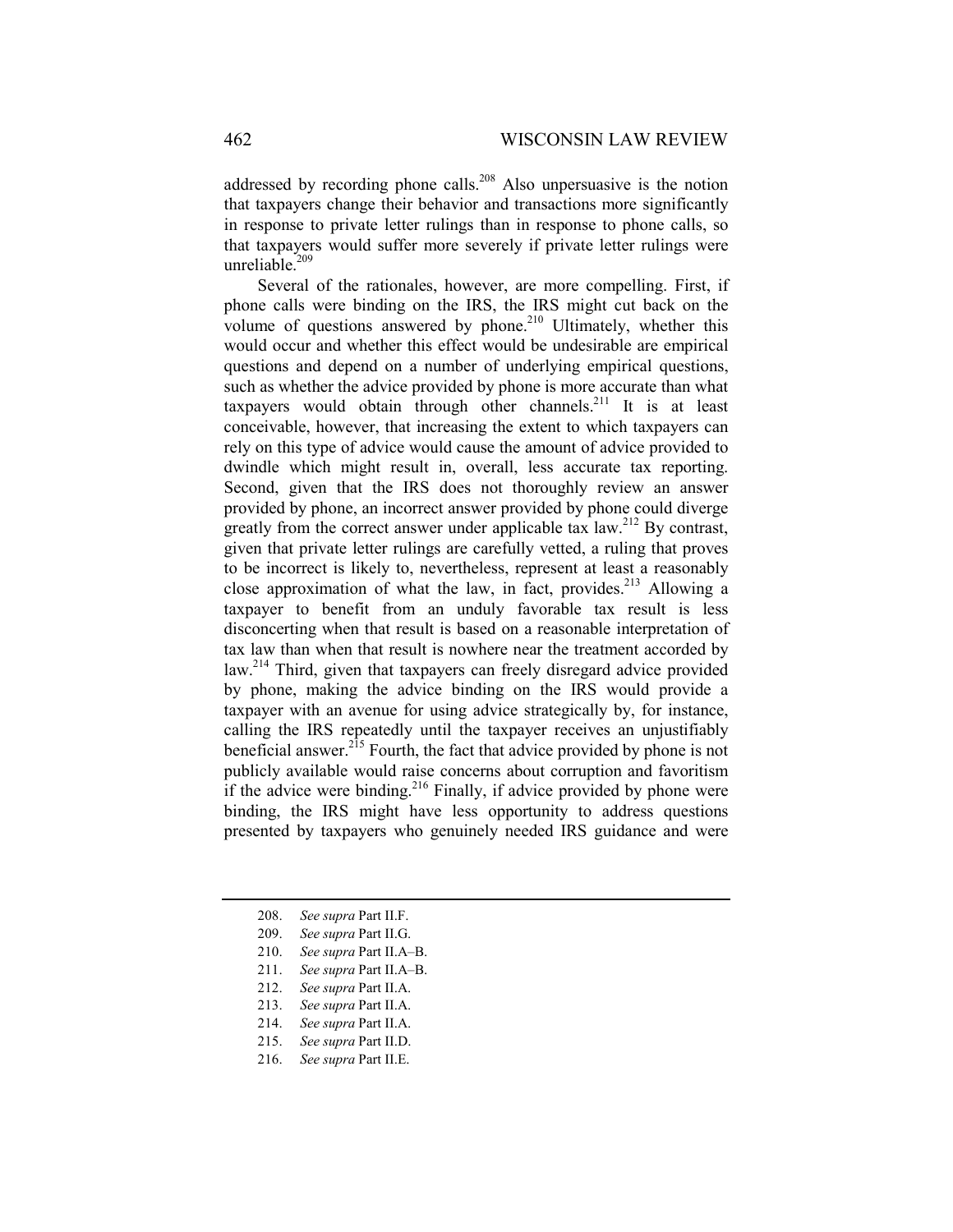addressed by recording phone calls.[208] Also unpersuasive is the notion that taxpayers change their behavior and transactions more significantly in response to private letter rulings than in response to phone calls, so that taxpayers would suffer more severely if private letter rulings were unreliable.[209]

Several of the rationales, however, are more compelling. First, if phone calls were binding on the IRS, the IRS might cut back on the volume of questions answered by phone.[210] Ultimately, whether this would occur and whether this effect would be undesirable are empirical questions and depend on a number of underlying empirical questions, such as whether the advice provided by phone is more accurate than what taxpayers would obtain through other channels.[211] It is at least conceivable, however, that increasing the extent to which taxpayers can rely on this type of advice would cause the amount of advice provided to dwindle which might result in, overall, less accurate tax reporting. Second, given that the IRS does not thoroughly review an answer provided by phone, an incorrect answer provided by phone could diverge greatly from the correct answer under applicable tax law.[212] By contrast, given that private letter rulings are carefully vetted, a ruling that proves to be incorrect is likely to, nevertheless, represent at least a reasonably close approximation of what the law, in fact, provides.[213] Allowing a taxpayer to benefit from an unduly favorable tax result is less disconcerting when that result is based on a reasonable interpretation of tax law than when that result is nowhere near the treatment accorded by law.[214] Third, given that taxpayers can freely disregard advice provided by phone, making the advice binding on the IRS would provide a taxpayer with an avenue for using advice strategically by, for instance, calling the IRS repeatedly until the taxpayer receives an unjustifiably beneficial answer.[215] Fourth, the fact that advice provided by phone is not publicly available would raise concerns about corruption and favoritism if the advice were binding.[216] Finally, if advice provided by phone were binding, the IRS might have less opportunity to address questions presented by taxpayers who genuinely needed IRS guidance and were

208. *See supra* Part II.F.

209. *See supra* Part II.G.

210. *See supra* Part II.A–B.

211. *See supra* Part II.A–B.

212. *See supra* Part II.A.

213. *See supra* Part II.A.

214. *See supra* Part II.A.

215. *See supra* Part II.D.

216. *See supra* Part II.E.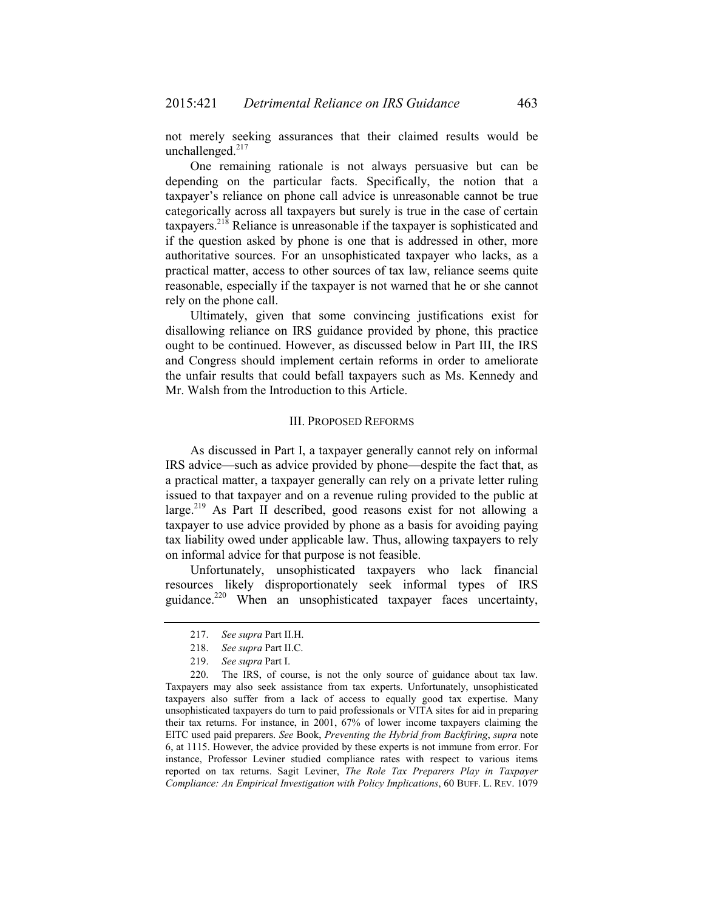not merely seeking assurances that their claimed results would be unchallenged.[217]

One remaining rationale is not always persuasive but can be depending on the particular facts. Specifically, the notion that a taxpayer's reliance on phone call advice is unreasonable cannot be true categorically across all taxpayers but surely is true in the case of certain taxpayers.[218] Reliance is unreasonable if the taxpayer is sophisticated and if the question asked by phone is one that is addressed in other, more authoritative sources. For an unsophisticated taxpayer who lacks, as a practical matter, access to other sources of tax law, reliance seems quite reasonable, especially if the taxpayer is not warned that he or she cannot rely on the phone call.

Ultimately, given that some convincing justifications exist for disallowing reliance on IRS guidance provided by phone, this practice ought to be continued. However, as discussed below in Part III, the IRS and Congress should implement certain reforms in order to ameliorate the unfair results that could befall taxpayers such as Ms. Kennedy and Mr. Walsh from the Introduction to this Article.

## III. Proposed Reforms

As discussed in Part I, a taxpayer generally cannot rely on informal IRS advice—such as advice provided by phone—despite the fact that, as a practical matter, a taxpayer generally can rely on a private letter ruling issued to that taxpayer and on a revenue ruling provided to the public at large.[219] As Part II described, good reasons exist for not allowing a taxpayer to use advice provided by phone as a basis for avoiding paying tax liability owed under applicable law. Thus, allowing taxpayers to rely on informal advice for that purpose is not feasible.

Unfortunately, unsophisticated taxpayers who lack financial resources likely disproportionately seek informal types of IRS guidance.[220] When an unsophisticated taxpayer faces uncertainty,

---

217. *See supra* Part II.H.

218. *See supra* Part II.C.

219. *See supra* Part I.

220. The IRS, of course, is not the only source of guidance about tax law. Taxpayers may also seek assistance from tax experts. Unfortunately, unsophisticated taxpayers also suffer from a lack of access to equally good tax expertise. Many unsophisticated taxpayers do turn to paid professionals or VITA sites for aid in preparing their tax returns. For instance, in 2001, 67% of lower income taxpayers claiming the EITC used paid preparers. *See* Book, *Preventing the Hybrid from Backfiring*, *supra* note 6, at 1115. However, the advice provided by these experts is not immune from error. For instance, Professor Leviner studied compliance rates with respect to various items reported on tax returns. Sagit Leviner, *The Role Tax Preparers Play in Taxpayer Compliance: An Empirical Investigation with Policy Implications*, 60 BUFF. L. REV. 1079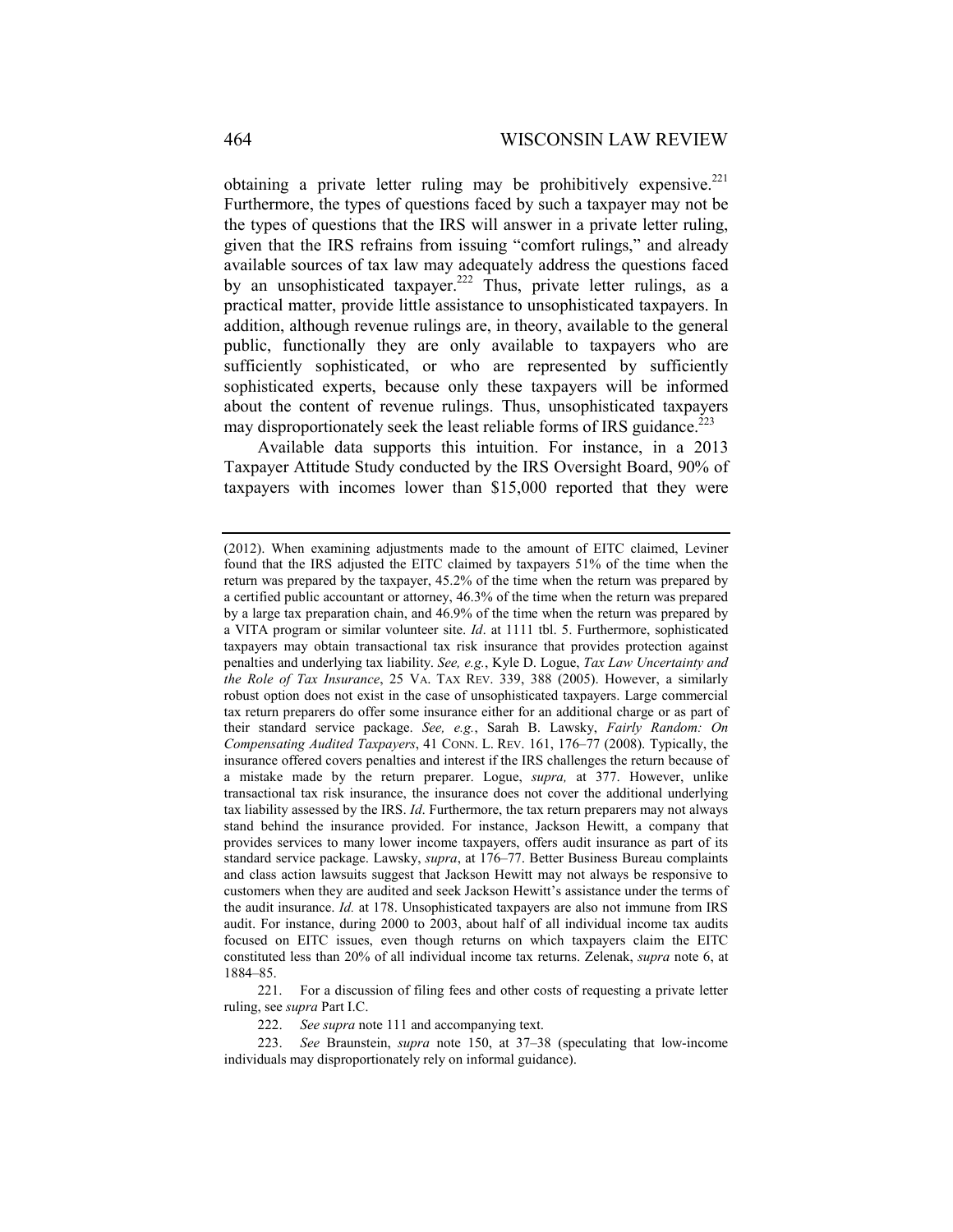obtaining a private letter ruling may be prohibitively expensive.[221] Furthermore, the types of questions faced by such a taxpayer may not be the types of questions that the IRS will answer in a private letter ruling, given that the IRS refrains from issuing "comfort rulings," and already available sources of tax law may adequately address the questions faced by an unsophisticated taxpayer.[222] Thus, private letter rulings, as a practical matter, provide little assistance to unsophisticated taxpayers. In addition, although revenue rulings are, in theory, available to the general public, functionally they are only available to taxpayers who are sufficiently sophisticated, or who are represented by sufficiently sophisticated experts, because only these taxpayers will be informed about the content of revenue rulings. Thus, unsophisticated taxpayers may disproportionately seek the least reliable forms of IRS guidance.[223]

Available data supports this intuition. For instance, in a 2013 Taxpayer Attitude Study conducted by the IRS Oversight Board, 90% of taxpayers with incomes lower than $15,000 reported that they were

---

(2012). When examining adjustments made to the amount of EITC claimed, Leviner found that the IRS adjusted the EITC claimed by taxpayers 51% of the time when the return was prepared by the taxpayer, 45.2% of the time when the return was prepared by a certified public accountant or attorney, 46.3% of the time when the return was prepared by a large tax preparation chain, and 46.9% of the time when the return was prepared by a VITA program or similar volunteer site. *Id*. at 1111 tbl. 5. Furthermore, sophisticated taxpayers may obtain transactional tax risk insurance that provides protection against penalties and underlying tax liability. *See, e.g.*, Kyle D. Logue, *Tax Law Uncertainty and the Role of Tax Insurance*, 25 VA. TAX REV. 339, 388 (2005). However, a similarly robust option does not exist in the case of unsophisticated taxpayers. Large commercial tax return preparers do offer some insurance either for an additional charge or as part of their standard service package. *See, e.g.*, Sarah B. Lawsky, *Fairly Random: On Compensating Audited Taxpayers*, 41 CONN. L. REV. 161, 176–77 (2008). Typically, the insurance offered covers penalties and interest if the IRS challenges the return because of a mistake made by the return preparer. Logue, *supra,* at 377. However, unlike transactional tax risk insurance, the insurance does not cover the additional underlying tax liability assessed by the IRS. *Id*. Furthermore, the tax return preparers may not always stand behind the insurance provided. For instance, Jackson Hewitt, a company that provides services to many lower income taxpayers, offers audit insurance as part of its standard service package. Lawsky, *supra*, at 176–77. Better Business Bureau complaints and class action lawsuits suggest that Jackson Hewitt may not always be responsive to customers when they are audited and seek Jackson Hewitt's assistance under the terms of the audit insurance. *Id.* at 178. Unsophisticated taxpayers are also not immune from IRS audit. For instance, during 2000 to 2003, about half of all individual income tax audits focused on EITC issues, even though returns on which taxpayers claim the EITC constituted less than 20% of all individual income tax returns. Zelenak, *supra* note 6, at 1884–85.

221. For a discussion of filing fees and other costs of requesting a private letter ruling, see *supra* Part I.C.

222. *See supra* note 111 and accompanying text.

223. *See* Braunstein, *supra* note 150, at 37–38 (speculating that low-income individuals may disproportionately rely on informal guidance).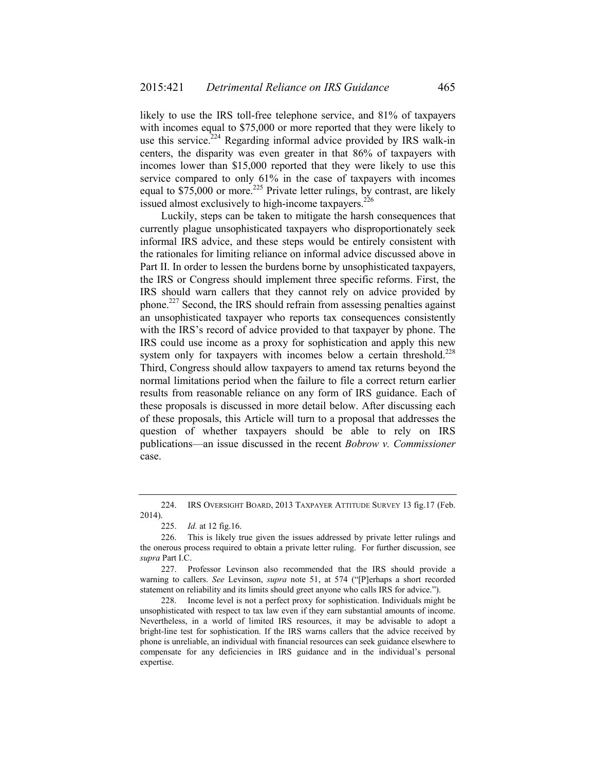likely to use the IRS toll-free telephone service, and 81% of taxpayers with incomes equal to $75,000 or more reported that they were likely to use this service.[224] Regarding informal advice provided by IRS walk-in centers, the disparity was even greater in that 86% of taxpayers with incomes lower than $15,000 reported that they were likely to use this service compared to only 61% in the case of taxpayers with incomes equal to $75,000 or more.[225] Private letter rulings, by contrast, are likely issued almost exclusively to high-income taxpayers.[226]

Luckily, steps can be taken to mitigate the harsh consequences that currently plague unsophisticated taxpayers who disproportionately seek informal IRS advice, and these steps would be entirely consistent with the rationales for limiting reliance on informal advice discussed above in Part II. In order to lessen the burdens borne by unsophisticated taxpayers, the IRS or Congress should implement three specific reforms. First, the IRS should warn callers that they cannot rely on advice provided by phone.[227] Second, the IRS should refrain from assessing penalties against an unsophisticated taxpayer who reports tax consequences consistently with the IRS's record of advice provided to that taxpayer by phone. The IRS could use income as a proxy for sophistication and apply this new system only for taxpayers with incomes below a certain threshold.[228] Third, Congress should allow taxpayers to amend tax returns beyond the normal limitations period when the failure to file a correct return earlier results from reasonable reliance on any form of IRS guidance. Each of these proposals is discussed in more detail below. After discussing each of these proposals, this Article will turn to a proposal that addresses the question of whether taxpayers should be able to rely on IRS publications—an issue discussed in the recent *Bobrow v. Commissioner* case.

---

224. IRS OVERSIGHT BOARD, 2013 TAXPAYER ATTITUDE SURVEY 13 fig.17 (Feb. 2014).

225. *Id.* at 12 fig.16.

226. This is likely true given the issues addressed by private letter rulings and the onerous process required to obtain a private letter ruling. For further discussion, see *supra* Part I.C.

227. Professor Levinson also recommended that the IRS should provide a warning to callers. *See* Levinson, *supra* note 51, at 574 ("[P]erhaps a short recorded statement on reliability and its limits should greet anyone who calls IRS for advice.").

228. Income level is not a perfect proxy for sophistication. Individuals might be unsophisticated with respect to tax law even if they earn substantial amounts of income. Nevertheless, in a world of limited IRS resources, it may be advisable to adopt a bright-line test for sophistication. If the IRS warns callers that the advice received by phone is unreliable, an individual with financial resources can seek guidance elsewhere to compensate for any deficiencies in IRS guidance and in the individual's personal expertise.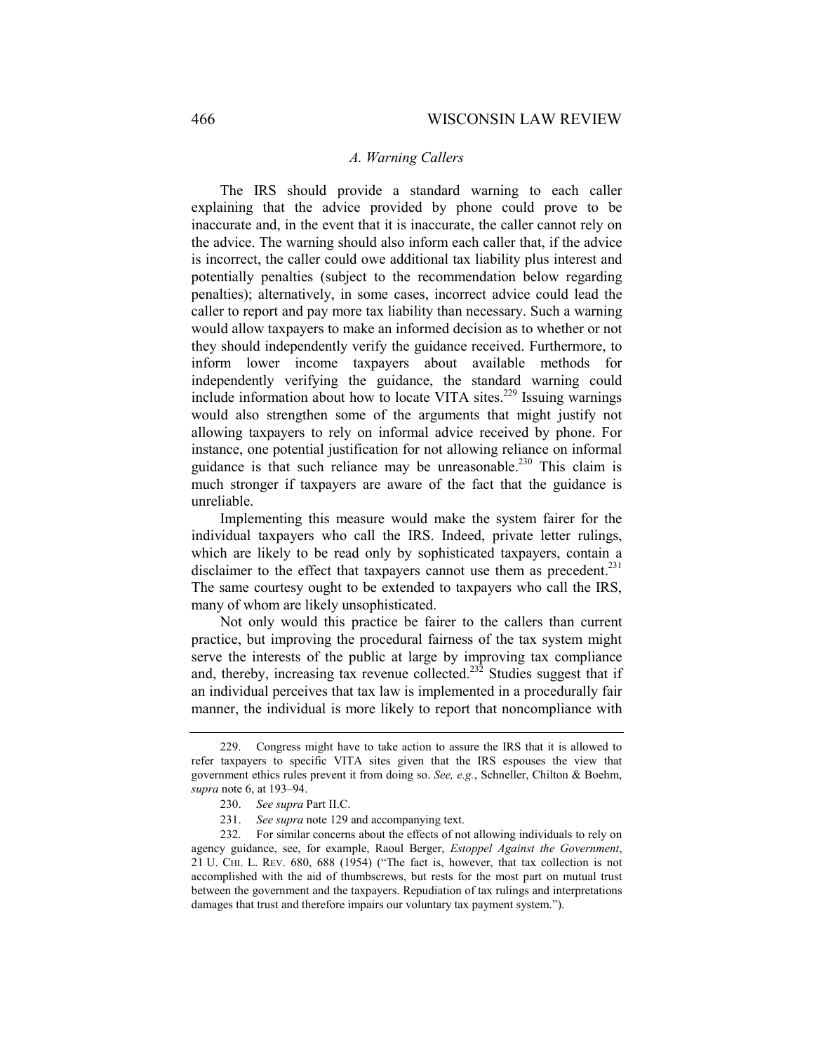### *A. Warning Callers*

The IRS should provide a standard warning to each caller explaining that the advice provided by phone could prove to be inaccurate and, in the event that it is inaccurate, the caller cannot rely on the advice. The warning should also inform each caller that, if the advice is incorrect, the caller could owe additional tax liability plus interest and potentially penalties (subject to the recommendation below regarding penalties); alternatively, in some cases, incorrect advice could lead the caller to report and pay more tax liability than necessary. Such a warning would allow taxpayers to make an informed decision as to whether or not they should independently verify the guidance received. Furthermore, to inform lower income taxpayers about available methods for independently verifying the guidance, the standard warning could include information about how to locate VITA sites.[229] Issuing warnings would also strengthen some of the arguments that might justify not allowing taxpayers to rely on informal advice received by phone. For instance, one potential justification for not allowing reliance on informal guidance is that such reliance may be unreasonable.[230] This claim is much stronger if taxpayers are aware of the fact that the guidance is unreliable.

Implementing this measure would make the system fairer for the individual taxpayers who call the IRS. Indeed, private letter rulings, which are likely to be read only by sophisticated taxpayers, contain a disclaimer to the effect that taxpayers cannot use them as precedent.[231] The same courtesy ought to be extended to taxpayers who call the IRS, many of whom are likely unsophisticated.

Not only would this practice be fairer to the callers than current practice, but improving the procedural fairness of the tax system might serve the interests of the public at large by improving tax compliance and, thereby, increasing tax revenue collected.[232] Studies suggest that if an individual perceives that tax law is implemented in a procedurally fair manner, the individual is more likely to report that noncompliance with

---

229. Congress might have to take action to assure the IRS that it is allowed to refer taxpayers to specific VITA sites given that the IRS espouses the view that government ethics rules prevent it from doing so. *See, e.g.*, Schneller, Chilton & Boehm, *supra* note 6, at 193–94.

230. *See supra* Part II.C.

231. *See supra* note 129 and accompanying text.

232. For similar concerns about the effects of not allowing individuals to rely on agency guidance, see, for example, Raoul Berger, *Estoppel Against the Government*, 21 U. CHI. L. REV. 680, 688 (1954) ("The fact is, however, that tax collection is not accomplished with the aid of thumbscrews, but rests for the most part on mutual trust between the government and the taxpayers. Repudiation of tax rulings and interpretations damages that trust and therefore impairs our voluntary tax payment system.").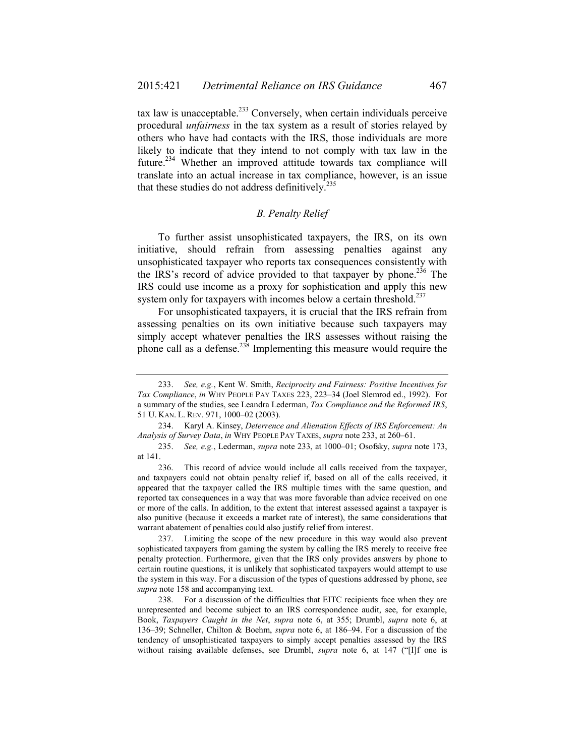tax law is unacceptable.[233] Conversely, when certain individuals perceive procedural *unfairness* in the tax system as a result of stories relayed by others who have had contacts with the IRS, those individuals are more likely to indicate that they intend to not comply with tax law in the future.[234] Whether an improved attitude towards tax compliance will translate into an actual increase in tax compliance, however, is an issue that these studies do not address definitively.[235]

### *B. Penalty Relief*

To further assist unsophisticated taxpayers, the IRS, on its own initiative, should refrain from assessing penalties against any unsophisticated taxpayer who reports tax consequences consistently with the IRS's record of advice provided to that taxpayer by phone.[236] The IRS could use income as a proxy for sophistication and apply this new system only for taxpayers with incomes below a certain threshold.[237]

For unsophisticated taxpayers, it is crucial that the IRS refrain from assessing penalties on its own initiative because such taxpayers may simply accept whatever penalties the IRS assesses without raising the phone call as a defense.[238] Implementing this measure would require the

---

233. *See, e.g.*, Kent W. Smith, *Reciprocity and Fairness: Positive Incentives for Tax Compliance*, *in* WHY PEOPLE PAY TAXES 223, 223–34 (Joel Slemrod ed., 1992). For a summary of the studies, see Leandra Lederman, *Tax Compliance and the Reformed IRS*, 51 U. KAN. L. REV. 971, 1000–02 (2003).

234. Karyl A. Kinsey, *Deterrence and Alienation Effects of IRS Enforcement: An Analysis of Survey Data*, *in* WHY PEOPLE PAY TAXES, *supra* note 233, at 260–61.

235. *See, e.g.*, Lederman, *supra* note 233, at 1000–01; Osofsky, *supra* note 173, at 141.

236. This record of advice would include all calls received from the taxpayer, and taxpayers could not obtain penalty relief if, based on all of the calls received, it appeared that the taxpayer called the IRS multiple times with the same question, and reported tax consequences in a way that was more favorable than advice received on one or more of the calls. In addition, to the extent that interest assessed against a taxpayer is also punitive (because it exceeds a market rate of interest), the same considerations that warrant abatement of penalties could also justify relief from interest.

237. Limiting the scope of the new procedure in this way would also prevent sophisticated taxpayers from gaming the system by calling the IRS merely to receive free penalty protection. Furthermore, given that the IRS only provides answers by phone to certain routine questions, it is unlikely that sophisticated taxpayers would attempt to use the system in this way. For a discussion of the types of questions addressed by phone, see *supra* note 158 and accompanying text.

238. For a discussion of the difficulties that EITC recipients face when they are unrepresented and become subject to an IRS correspondence audit, see, for example, Book, *Taxpayers Caught in the Net*, *supra* note 6, at 355; Drumbl, *supra* note 6, at 136–39; Schneller, Chilton & Boehm, *supra* note 6, at 186–94. For a discussion of the tendency of unsophisticated taxpayers to simply accept penalties assessed by the IRS without raising available defenses, see Drumbl, *supra* note 6, at 147 ("[I]f one is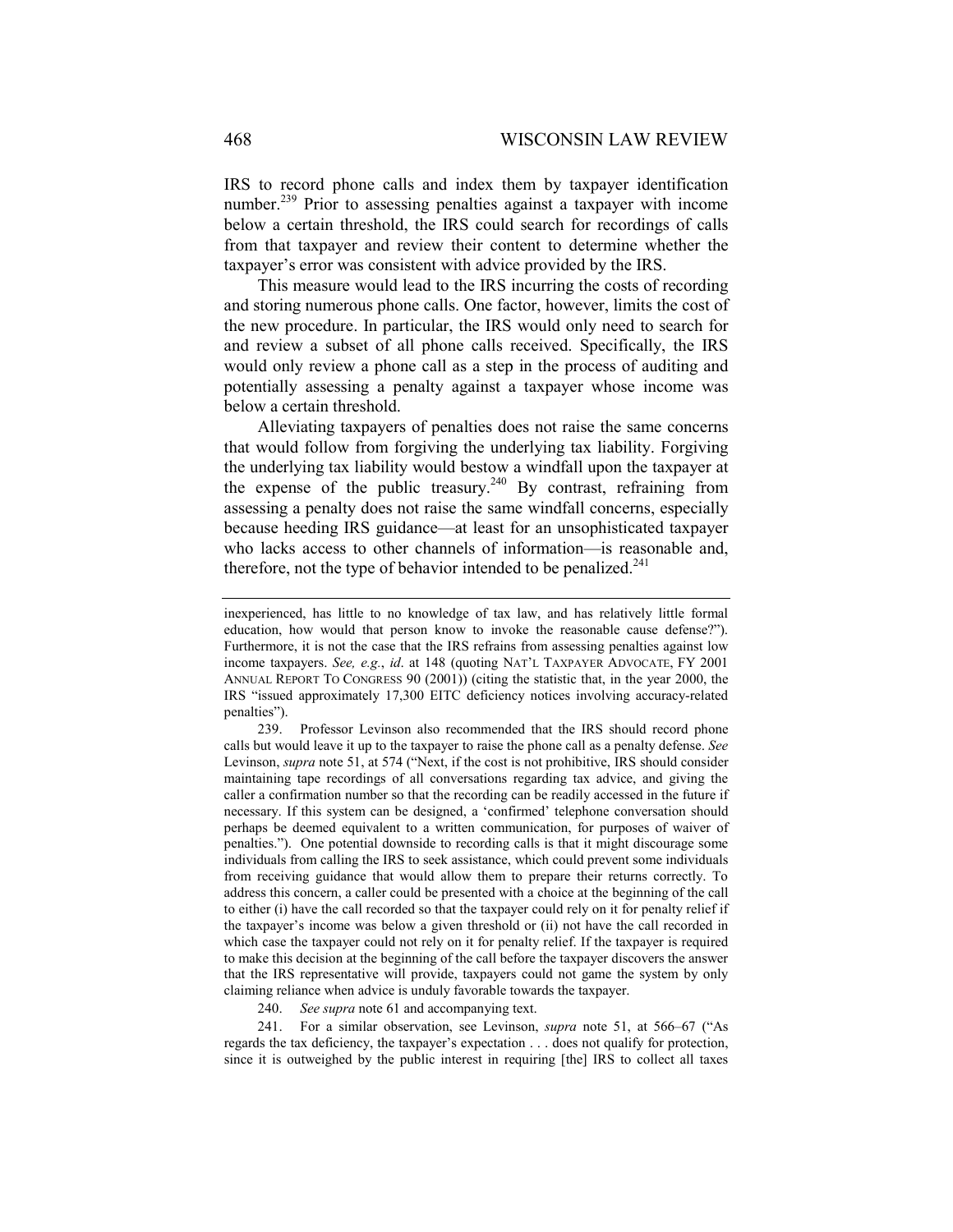IRS to record phone calls and index them by taxpayer identification number.[239] Prior to assessing penalties against a taxpayer with income below a certain threshold, the IRS could search for recordings of calls from that taxpayer and review their content to determine whether the taxpayer's error was consistent with advice provided by the IRS.

This measure would lead to the IRS incurring the costs of recording and storing numerous phone calls. One factor, however, limits the cost of the new procedure. In particular, the IRS would only need to search for and review a subset of all phone calls received. Specifically, the IRS would only review a phone call as a step in the process of auditing and potentially assessing a penalty against a taxpayer whose income was below a certain threshold.

Alleviating taxpayers of penalties does not raise the same concerns that would follow from forgiving the underlying tax liability. Forgiving the underlying tax liability would bestow a windfall upon the taxpayer at the expense of the public treasury.[240] By contrast, refraining from assessing a penalty does not raise the same windfall concerns, especially because heeding IRS guidance—at least for an unsophisticated taxpayer who lacks access to other channels of information—is reasonable and, therefore, not the type of behavior intended to be penalized.[241]

---

inexperienced, has little to no knowledge of tax law, and has relatively little formal education, how would that person know to invoke the reasonable cause defense?"). Furthermore, it is not the case that the IRS refrains from assessing penalties against low income taxpayers. *See, e.g.*, *id*. at 148 (quoting NAT'L TAXPAYER ADVOCATE, FY 2001 ANNUAL REPORT TO CONGRESS 90 (2001)) (citing the statistic that, in the year 2000, the IRS "issued approximately 17,300 EITC deficiency notices involving accuracy-related penalties").

239. Professor Levinson also recommended that the IRS should record phone calls but would leave it up to the taxpayer to raise the phone call as a penalty defense. *See* Levinson, *supra* note 51, at 574 ("Next, if the cost is not prohibitive, IRS should consider maintaining tape recordings of all conversations regarding tax advice, and giving the caller a confirmation number so that the recording can be readily accessed in the future if necessary. If this system can be designed, a 'confirmed' telephone conversation should perhaps be deemed equivalent to a written communication, for purposes of waiver of penalties."). One potential downside to recording calls is that it might discourage some individuals from calling the IRS to seek assistance, which could prevent some individuals from receiving guidance that would allow them to prepare their returns correctly. To address this concern, a caller could be presented with a choice at the beginning of the call to either (i) have the call recorded so that the taxpayer could rely on it for penalty relief if the taxpayer's income was below a given threshold or (ii) not have the call recorded in which case the taxpayer could not rely on it for penalty relief. If the taxpayer is required to make this decision at the beginning of the call before the taxpayer discovers the answer that the IRS representative will provide, taxpayers could not game the system by only claiming reliance when advice is unduly favorable towards the taxpayer.

240. *See supra* note 61 and accompanying text.

241. For a similar observation, see Levinson, *supra* note 51, at 566–67 ("As regards the tax deficiency, the taxpayer's expectation . . . does not qualify for protection, since it is outweighed by the public interest in requiring [the] IRS to collect all taxes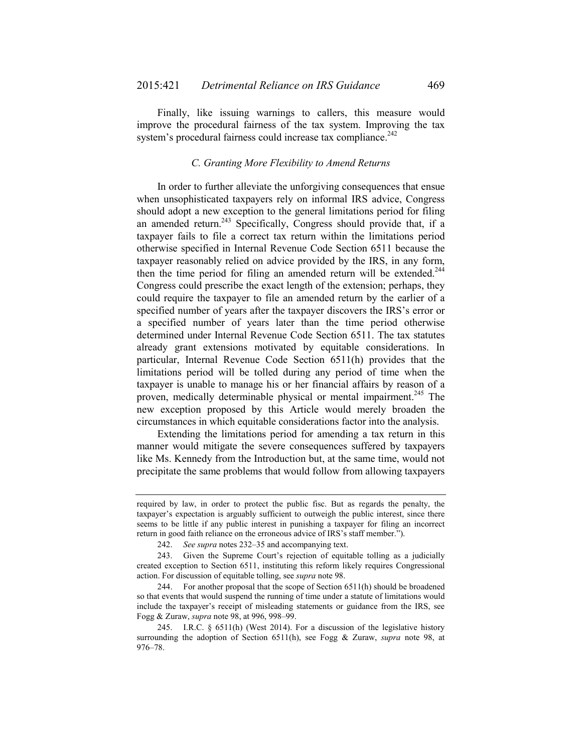Finally, like issuing warnings to callers, this measure would improve the procedural fairness of the tax system. Improving the tax system's procedural fairness could increase tax compliance.[242]

### *C. Granting More Flexibility to Amend Returns*

In order to further alleviate the unforgiving consequences that ensue when unsophisticated taxpayers rely on informal IRS advice, Congress should adopt a new exception to the general limitations period for filing an amended return.[243] Specifically, Congress should provide that, if a taxpayer fails to file a correct tax return within the limitations period otherwise specified in Internal Revenue Code Section 6511 because the taxpayer reasonably relied on advice provided by the IRS, in any form, then the time period for filing an amended return will be extended.[244] Congress could prescribe the exact length of the extension; perhaps, they could require the taxpayer to file an amended return by the earlier of a specified number of years after the taxpayer discovers the IRS's error or a specified number of years later than the time period otherwise determined under Internal Revenue Code Section 6511. The tax statutes already grant extensions motivated by equitable considerations. In particular, Internal Revenue Code Section 6511(h) provides that the limitations period will be tolled during any period of time when the taxpayer is unable to manage his or her financial affairs by reason of a proven, medically determinable physical or mental impairment.[245] The new exception proposed by this Article would merely broaden the circumstances in which equitable considerations factor into the analysis.

Extending the limitations period for amending a tax return in this manner would mitigate the severe consequences suffered by taxpayers like Ms. Kennedy from the Introduction but, at the same time, would not precipitate the same problems that would follow from allowing taxpayers

---

required by law, in order to protect the public fisc. But as regards the penalty, the taxpayer's expectation is arguably sufficient to outweigh the public interest, since there seems to be little if any public interest in punishing a taxpayer for filing an incorrect return in good faith reliance on the erroneous advice of IRS's staff member.").

242. *See supra* notes 232–35 and accompanying text.

243. Given the Supreme Court's rejection of equitable tolling as a judicially created exception to Section 6511, instituting this reform likely requires Congressional action. For discussion of equitable tolling, see *supra* note 98.

244. For another proposal that the scope of Section 6511(h) should be broadened so that events that would suspend the running of time under a statute of limitations would include the taxpayer's receipt of misleading statements or guidance from the IRS, see Fogg & Zuraw, *supra* note 98, at 996, 998–99.

245. I.R.C. § 6511(h) (West 2014). For a discussion of the legislative history surrounding the adoption of Section 6511(h), see Fogg & Zuraw, *supra* note 98, at 976–78.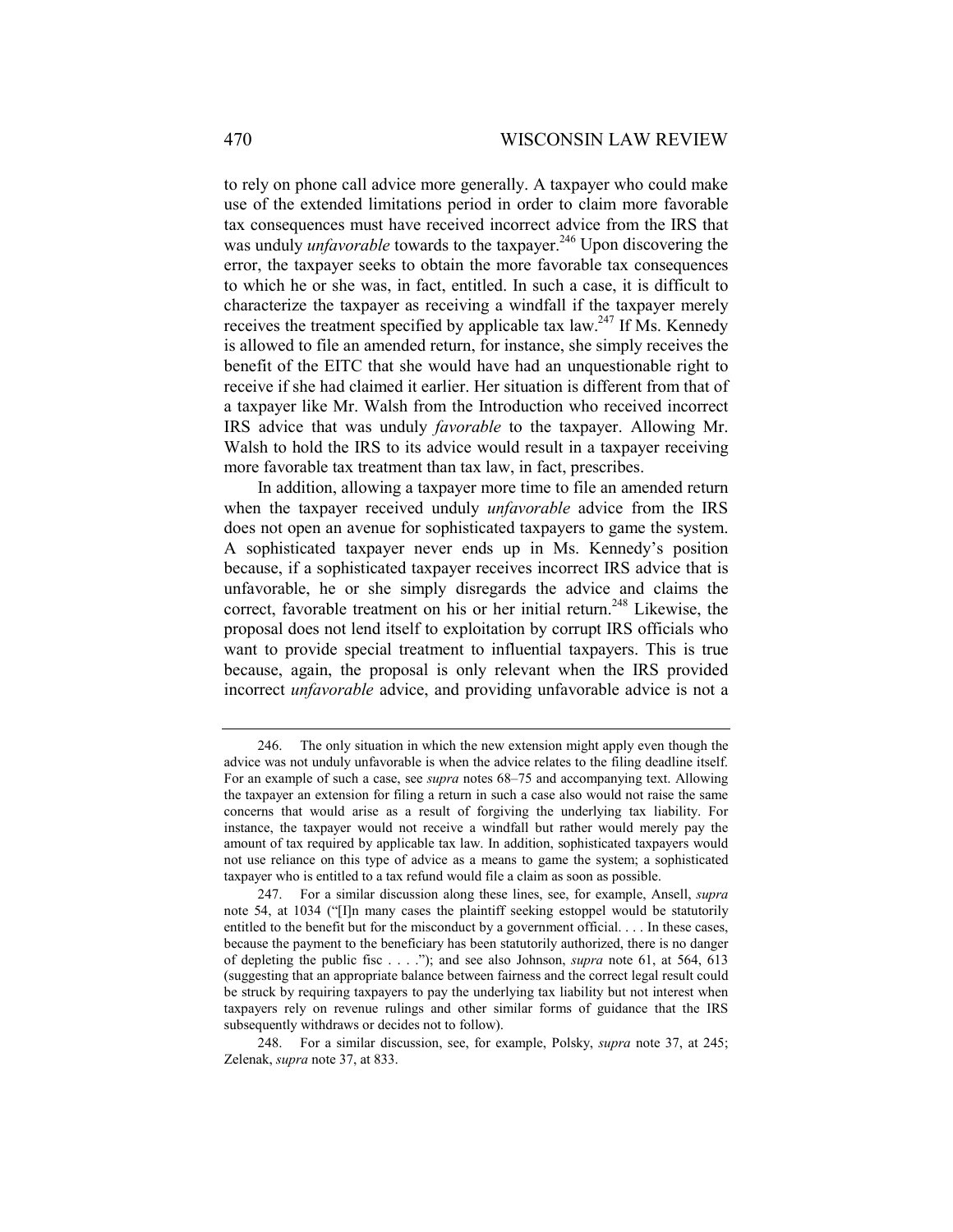to rely on phone call advice more generally. A taxpayer who could make use of the extended limitations period in order to claim more favorable tax consequences must have received incorrect advice from the IRS that was unduly *unfavorable* towards to the taxpayer.[246] Upon discovering the error, the taxpayer seeks to obtain the more favorable tax consequences to which he or she was, in fact, entitled. In such a case, it is difficult to characterize the taxpayer as receiving a windfall if the taxpayer merely receives the treatment specified by applicable tax law.[247] If Ms. Kennedy is allowed to file an amended return, for instance, she simply receives the benefit of the EITC that she would have had an unquestionable right to receive if she had claimed it earlier. Her situation is different from that of a taxpayer like Mr. Walsh from the Introduction who received incorrect IRS advice that was unduly *favorable* to the taxpayer. Allowing Mr. Walsh to hold the IRS to its advice would result in a taxpayer receiving more favorable tax treatment than tax law, in fact, prescribes.

In addition, allowing a taxpayer more time to file an amended return when the taxpayer received unduly *unfavorable* advice from the IRS does not open an avenue for sophisticated taxpayers to game the system. A sophisticated taxpayer never ends up in Ms. Kennedy's position because, if a sophisticated taxpayer receives incorrect IRS advice that is unfavorable, he or she simply disregards the advice and claims the correct, favorable treatment on his or her initial return.[248] Likewise, the proposal does not lend itself to exploitation by corrupt IRS officials who want to provide special treatment to influential taxpayers. This is true because, again, the proposal is only relevant when the IRS provided incorrect *unfavorable* advice, and providing unfavorable advice is not a

---

246. The only situation in which the new extension might apply even though the advice was not unduly unfavorable is when the advice relates to the filing deadline itself. For an example of such a case, see *supra* notes 68–75 and accompanying text. Allowing the taxpayer an extension for filing a return in such a case also would not raise the same concerns that would arise as a result of forgiving the underlying tax liability. For instance, the taxpayer would not receive a windfall but rather would merely pay the amount of tax required by applicable tax law. In addition, sophisticated taxpayers would not use reliance on this type of advice as a means to game the system; a sophisticated taxpayer who is entitled to a tax refund would file a claim as soon as possible.

247. For a similar discussion along these lines, see, for example, Ansell, *supra* note 54, at 1034 ("[I]n many cases the plaintiff seeking estoppel would be statutorily entitled to the benefit but for the misconduct by a government official. . . . In these cases, because the payment to the beneficiary has been statutorily authorized, there is no danger of depleting the public fisc . . . ."); and see also Johnson, *supra* note 61, at 564, 613 (suggesting that an appropriate balance between fairness and the correct legal result could be struck by requiring taxpayers to pay the underlying tax liability but not interest when taxpayers rely on revenue rulings and other similar forms of guidance that the IRS subsequently withdraws or decides not to follow).

248. For a similar discussion, see, for example, Polsky, *supra* note 37, at 245; Zelenak, *supra* note 37, at 833.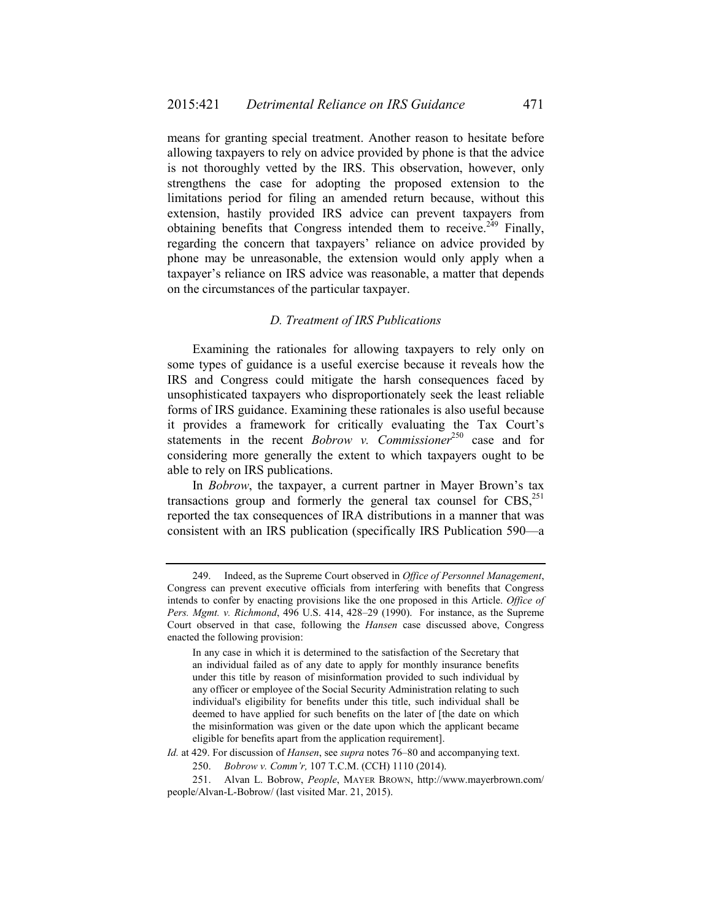means for granting special treatment. Another reason to hesitate before allowing taxpayers to rely on advice provided by phone is that the advice is not thoroughly vetted by the IRS. This observation, however, only strengthens the case for adopting the proposed extension to the limitations period for filing an amended return because, without this extension, hastily provided IRS advice can prevent taxpayers from obtaining benefits that Congress intended them to receive.[249] Finally, regarding the concern that taxpayers' reliance on advice provided by phone may be unreasonable, the extension would only apply when a taxpayer's reliance on IRS advice was reasonable, a matter that depends on the circumstances of the particular taxpayer.

### *D. Treatment of IRS Publications*

Examining the rationales for allowing taxpayers to rely only on some types of guidance is a useful exercise because it reveals how the IRS and Congress could mitigate the harsh consequences faced by unsophisticated taxpayers who disproportionately seek the least reliable forms of IRS guidance. Examining these rationales is also useful because it provides a framework for critically evaluating the Tax Court's statements in the recent *Bobrow v. Commissioner*[250] case and for considering more generally the extent to which taxpayers ought to be able to rely on IRS publications.

In *Bobrow*, the taxpayer, a current partner in Mayer Brown's tax transactions group and formerly the general tax counsel for CBS,[251] reported the tax consequences of IRA distributions in a manner that was consistent with an IRS publication (specifically IRS Publication 590—a

---

249. Indeed, as the Supreme Court observed in *Office of Personnel Management*, Congress can prevent executive officials from interfering with benefits that Congress intends to confer by enacting provisions like the one proposed in this Article. *Office of Pers. Mgmt. v. Richmond*, 496 U.S. 414, 428–29 (1990). For instance, as the Supreme Court observed in that case, following the *Hansen* case discussed above, Congress enacted the following provision:

> In any case in which it is determined to the satisfaction of the Secretary that an individual failed as of any date to apply for monthly insurance benefits under this title by reason of misinformation provided to such individual by any officer or employee of the Social Security Administration relating to such individual's eligibility for benefits under this title, such individual shall be deemed to have applied for such benefits on the later of [the date on which the misinformation was given or the date upon which the applicant became eligible for benefits apart from the application requirement].

*Id.* at 429. For discussion of *Hansen*, see *supra* notes 76–80 and accompanying text.

250. *Bobrow v. Comm'r,* 107 T.C.M. (CCH) 1110 (2014).

251. Alvan L. Bobrow, *People*, MAYER BROWN, http://www.mayerbrown.com/people/Alvan-L-Bobrow/ (last visited Mar. 21, 2015).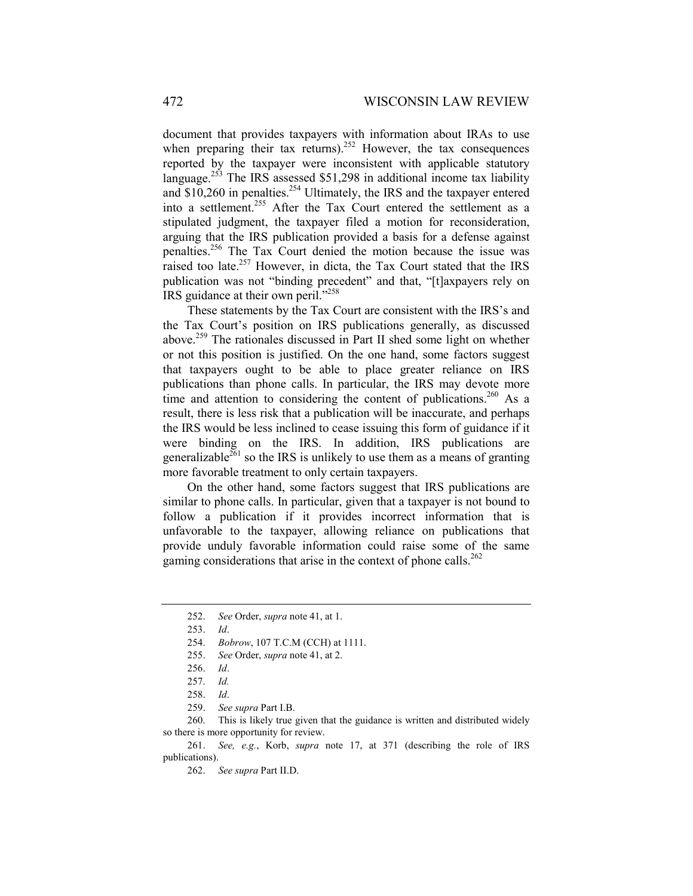document that provides taxpayers with information about IRAs to use when preparing their tax returns).[252] However, the tax consequences reported by the taxpayer were inconsistent with applicable statutory language.[253] The IRS assessed $51,298 in additional income tax liability and $10,260 in penalties.[254] Ultimately, the IRS and the taxpayer entered into a settlement.[255] After the Tax Court entered the settlement as a stipulated judgment, the taxpayer filed a motion for reconsideration, arguing that the IRS publication provided a basis for a defense against penalties.[256] The Tax Court denied the motion because the issue was raised too late.[257] However, in dicta, the Tax Court stated that the IRS publication was not "binding precedent" and that, "[t]axpayers rely on IRS guidance at their own peril."[258]

These statements by the Tax Court are consistent with the IRS's and the Tax Court's position on IRS publications generally, as discussed above.[259] The rationales discussed in Part II shed some light on whether or not this position is justified. On the one hand, some factors suggest that taxpayers ought to be able to place greater reliance on IRS publications than phone calls. In particular, the IRS may devote more time and attention to considering the content of publications.[260] As a result, there is less risk that a publication will be inaccurate, and perhaps the IRS would be less inclined to cease issuing this form of guidance if it were binding on the IRS. In addition, IRS publications are generalizable[261] so the IRS is unlikely to use them as a means of granting more favorable treatment to only certain taxpayers.

On the other hand, some factors suggest that IRS publications are similar to phone calls. In particular, given that a taxpayer is not bound to follow a publication if it provides incorrect information that is unfavorable to the taxpayer, allowing reliance on publications that provide unduly favorable information could raise some of the same gaming considerations that arise in the context of phone calls.[262]

---

252. *See* Order, *supra* note 41, at 1.

253. *Id*.

254. *Bobrow*, 107 T.C.M (CCH) at 1111.

255. *See* Order, *supra* note 41, at 2.

256. *Id*.

257. *Id.*

258. *Id*.

259. *See supra* Part I.B.

260. This is likely true given that the guidance is written and distributed widely so there is more opportunity for review.

261. *See, e.g.*, Korb, *supra* note 17, at 371 (describing the role of IRS publications).

262. *See supra* Part II.D.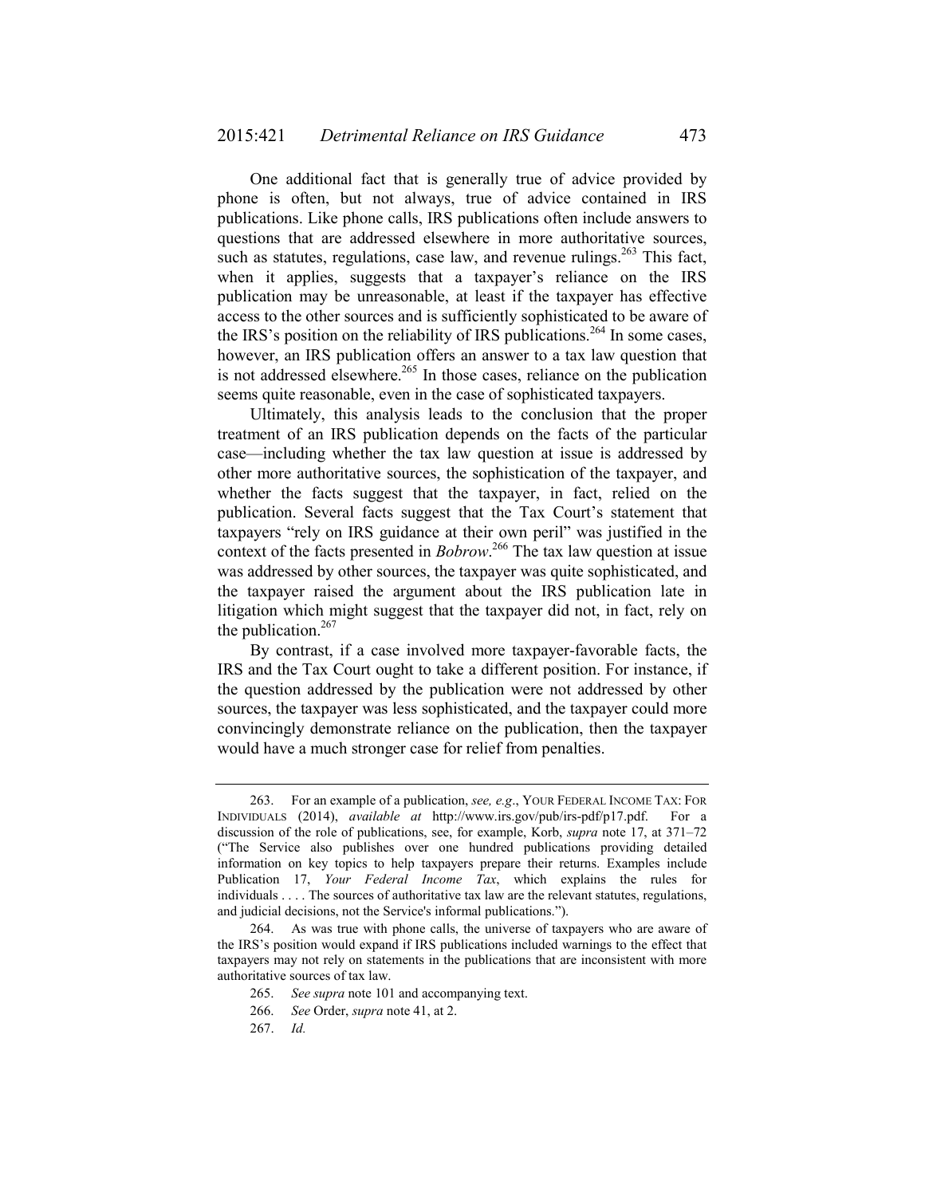One additional fact that is generally true of advice provided by phone is often, but not always, true of advice contained in IRS publications. Like phone calls, IRS publications often include answers to questions that are addressed elsewhere in more authoritative sources, such as statutes, regulations, case law, and revenue rulings.[263] This fact, when it applies, suggests that a taxpayer's reliance on the IRS publication may be unreasonable, at least if the taxpayer has effective access to the other sources and is sufficiently sophisticated to be aware of the IRS's position on the reliability of IRS publications.[264] In some cases, however, an IRS publication offers an answer to a tax law question that is not addressed elsewhere.[265] In those cases, reliance on the publication seems quite reasonable, even in the case of sophisticated taxpayers.

Ultimately, this analysis leads to the conclusion that the proper treatment of an IRS publication depends on the facts of the particular case—including whether the tax law question at issue is addressed by other more authoritative sources, the sophistication of the taxpayer, and whether the facts suggest that the taxpayer, in fact, relied on the publication. Several facts suggest that the Tax Court's statement that taxpayers "rely on IRS guidance at their own peril" was justified in the context of the facts presented in *Bobrow*.[266] The tax law question at issue was addressed by other sources, the taxpayer was quite sophisticated, and the taxpayer raised the argument about the IRS publication late in litigation which might suggest that the taxpayer did not, in fact, rely on the publication.[267]

By contrast, if a case involved more taxpayer-favorable facts, the IRS and the Tax Court ought to take a different position. For instance, if the question addressed by the publication were not addressed by other sources, the taxpayer was less sophisticated, and the taxpayer could more convincingly demonstrate reliance on the publication, then the taxpayer would have a much stronger case for relief from penalties.

---

263. For an example of a publication, *see, e.g.*, YOUR FEDERAL INCOME TAX: FOR INDIVIDUALS (2014), *available at* http://www.irs.gov/pub/irs-pdf/p17.pdf. For a discussion of the role of publications, see, for example, Korb, *supra* note 17, at 371–72 ("The Service also publishes over one hundred publications providing detailed information on key topics to help taxpayers prepare their returns. Examples include Publication 17, *Your Federal Income Tax*, which explains the rules for individuals . . . . The sources of authoritative tax law are the relevant statutes, regulations, and judicial decisions, not the Service's informal publications.").

264. As was true with phone calls, the universe of taxpayers who are aware of the IRS's position would expand if IRS publications included warnings to the effect that taxpayers may not rely on statements in the publications that are inconsistent with more authoritative sources of tax law.

265. *See supra* note 101 and accompanying text.

266. *See* Order, *supra* note 41, at 2.

267. *Id.*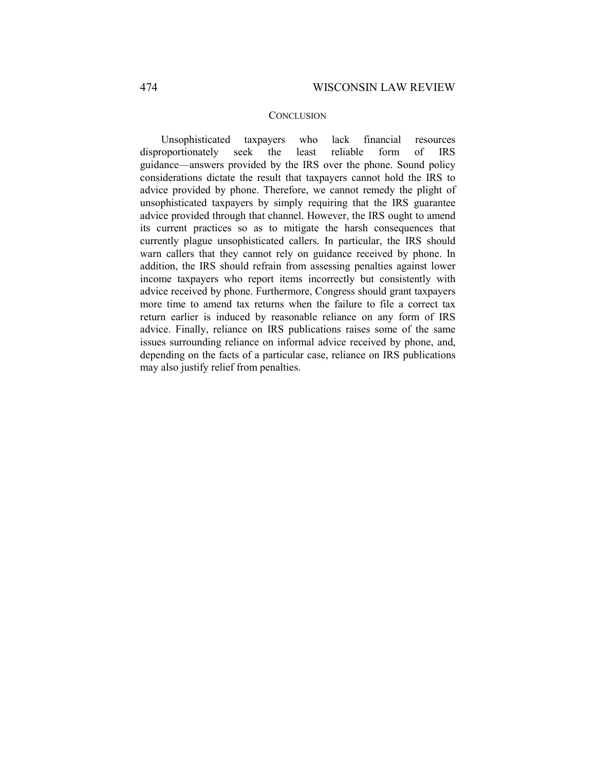## CONCLUSION

Unsophisticated taxpayers who lack financial resources disproportionately seek the least reliable form of IRS guidance—answers provided by the IRS over the phone. Sound policy considerations dictate the result that taxpayers cannot hold the IRS to advice provided by phone. Therefore, we cannot remedy the plight of unsophisticated taxpayers by simply requiring that the IRS guarantee advice provided through that channel. However, the IRS ought to amend its current practices so as to mitigate the harsh consequences that currently plague unsophisticated callers. In particular, the IRS should warn callers that they cannot rely on guidance received by phone. In addition, the IRS should refrain from assessing penalties against lower income taxpayers who report items incorrectly but consistently with advice received by phone. Furthermore, Congress should grant taxpayers more time to amend tax returns when the failure to file a correct tax return earlier is induced by reasonable reliance on any form of IRS advice. Finally, reliance on IRS publications raises some of the same issues surrounding reliance on informal advice received by phone, and, depending on the facts of a particular case, reliance on IRS publications may also justify relief from penalties.